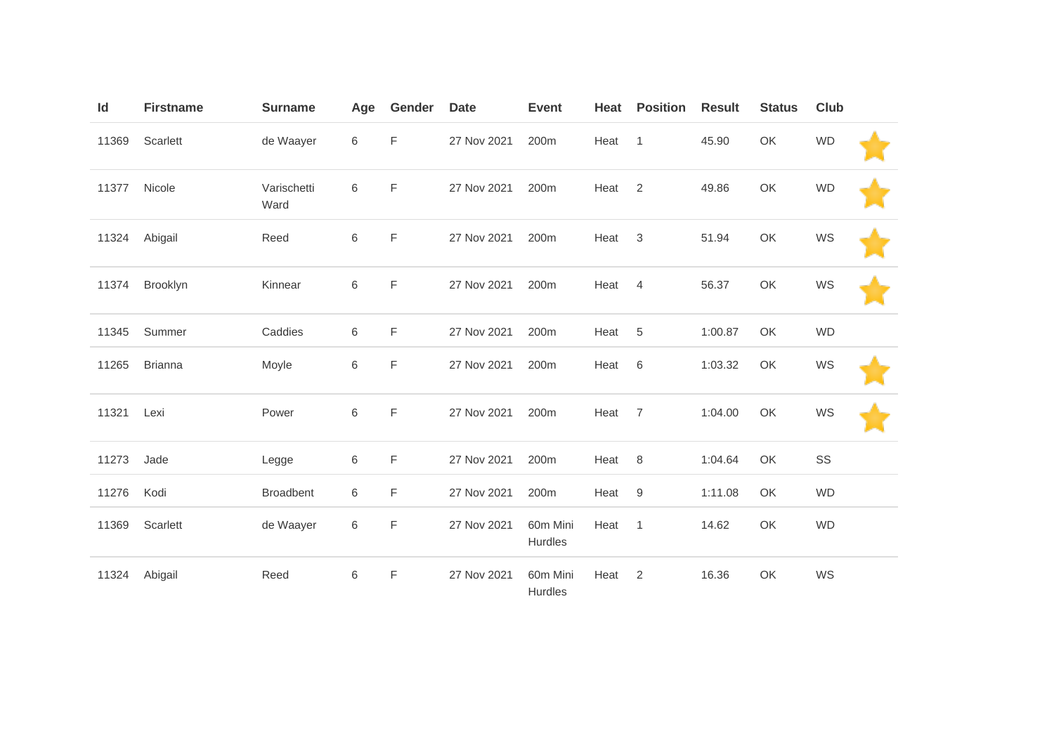| Id | Firstname | Surname | Age | Gender | Date | Event | Heat | Position | Result | Status | Club | |
|---|---|---|---|---|---|---|---|---|---|---|---|---|
| 11369 | Scarlett | de Waayer | 6 | F | 27 Nov 2021 | 200m | Heat | 1 | 45.90 | OK | WD | ⭐ |
| 11377 | Nicole | Varischetti Ward | 6 | F | 27 Nov 2021 | 200m | Heat | 2 | 49.86 | OK | WD | ⭐ |
| 11324 | Abigail | Reed | 6 | F | 27 Nov 2021 | 200m | Heat | 3 | 51.94 | OK | WS | ⭐ |
| 11374 | Brooklyn | Kinnear | 6 | F | 27 Nov 2021 | 200m | Heat | 4 | 56.37 | OK | WS | ⭐ |
| 11345 | Summer | Caddies | 6 | F | 27 Nov 2021 | 200m | Heat | 5 | 1:00.87 | OK | WD | |
| 11265 | Brianna | Moyle | 6 | F | 27 Nov 2021 | 200m | Heat | 6 | 1:03.32 | OK | WS | ⭐ |
| 11321 | Lexi | Power | 6 | F | 27 Nov 2021 | 200m | Heat | 7 | 1:04.00 | OK | WS | ⭐ |
| 11273 | Jade | Legge | 6 | F | 27 Nov 2021 | 200m | Heat | 8 | 1:04.64 | OK | SS | |
| 11276 | Kodi | Broadbent | 6 | F | 27 Nov 2021 | 200m | Heat | 9 | 1:11.08 | OK | WD | |
| 11369 | Scarlett | de Waayer | 6 | F | 27 Nov 2021 | 60m Mini Hurdles | Heat | 1 | 14.62 | OK | WD | |
| 11324 | Abigail | Reed | 6 | F | 27 Nov 2021 | 60m Mini Hurdles | Heat | 2 | 16.36 | OK | WS | |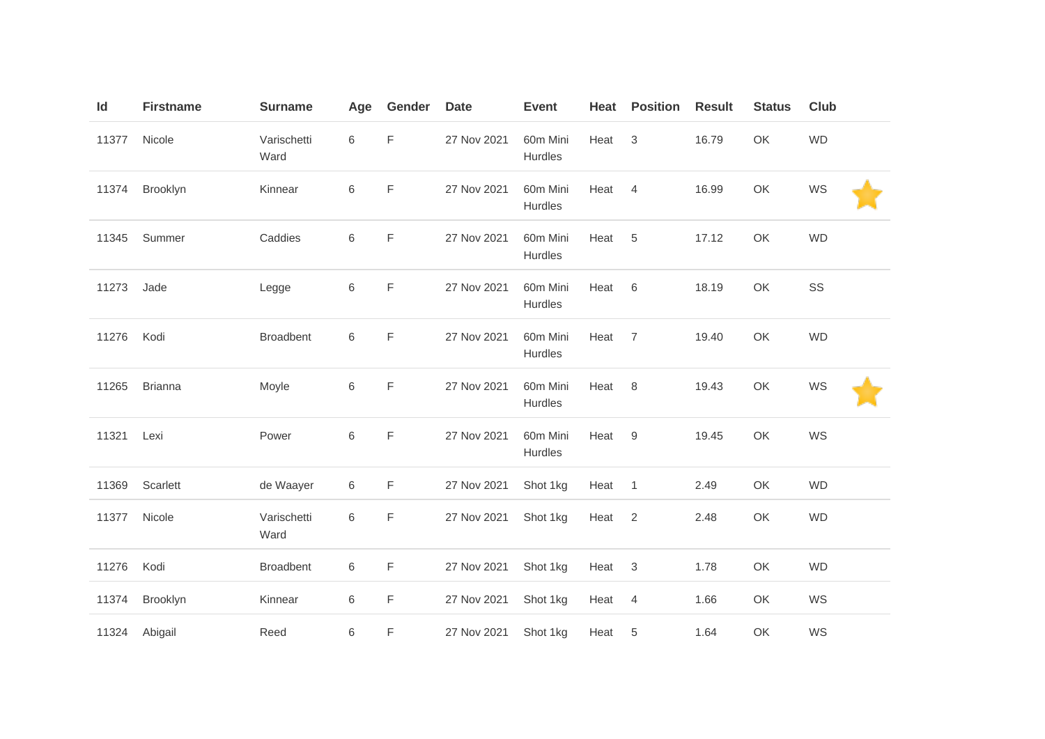| Id | Firstname | Surname | Age | Gender | Date | Event | Heat | Position | Result | Status | Club | |
|---|---|---|---|---|---|---|---|---|---|---|---|---|
| 11377 | Nicole | Varischetti Ward | 6 | F | 27 Nov 2021 | 60m Mini Hurdles | Heat | 3 | 16.79 | OK | WD | |
| 11374 | Brooklyn | Kinnear | 6 | F | 27 Nov 2021 | 60m Mini Hurdles | Heat | 4 | 16.99 | OK | WS | ⭐ |
| 11345 | Summer | Caddies | 6 | F | 27 Nov 2021 | 60m Mini Hurdles | Heat | 5 | 17.12 | OK | WD | |
| 11273 | Jade | Legge | 6 | F | 27 Nov 2021 | 60m Mini Hurdles | Heat | 6 | 18.19 | OK | SS | |
| 11276 | Kodi | Broadbent | 6 | F | 27 Nov 2021 | 60m Mini Hurdles | Heat | 7 | 19.40 | OK | WD | |
| 11265 | Brianna | Moyle | 6 | F | 27 Nov 2021 | 60m Mini Hurdles | Heat | 8 | 19.43 | OK | WS | ⭐ |
| 11321 | Lexi | Power | 6 | F | 27 Nov 2021 | 60m Mini Hurdles | Heat | 9 | 19.45 | OK | WS | |
| 11369 | Scarlett | de Waayer | 6 | F | 27 Nov 2021 | Shot 1kg | Heat | 1 | 2.49 | OK | WD | |
| 11377 | Nicole | Varischetti Ward | 6 | F | 27 Nov 2021 | Shot 1kg | Heat | 2 | 2.48 | OK | WD | |
| 11276 | Kodi | Broadbent | 6 | F | 27 Nov 2021 | Shot 1kg | Heat | 3 | 1.78 | OK | WD | |
| 11374 | Brooklyn | Kinnear | 6 | F | 27 Nov 2021 | Shot 1kg | Heat | 4 | 1.66 | OK | WS | |
| 11324 | Abigail | Reed | 6 | F | 27 Nov 2021 | Shot 1kg | Heat | 5 | 1.64 | OK | WS | |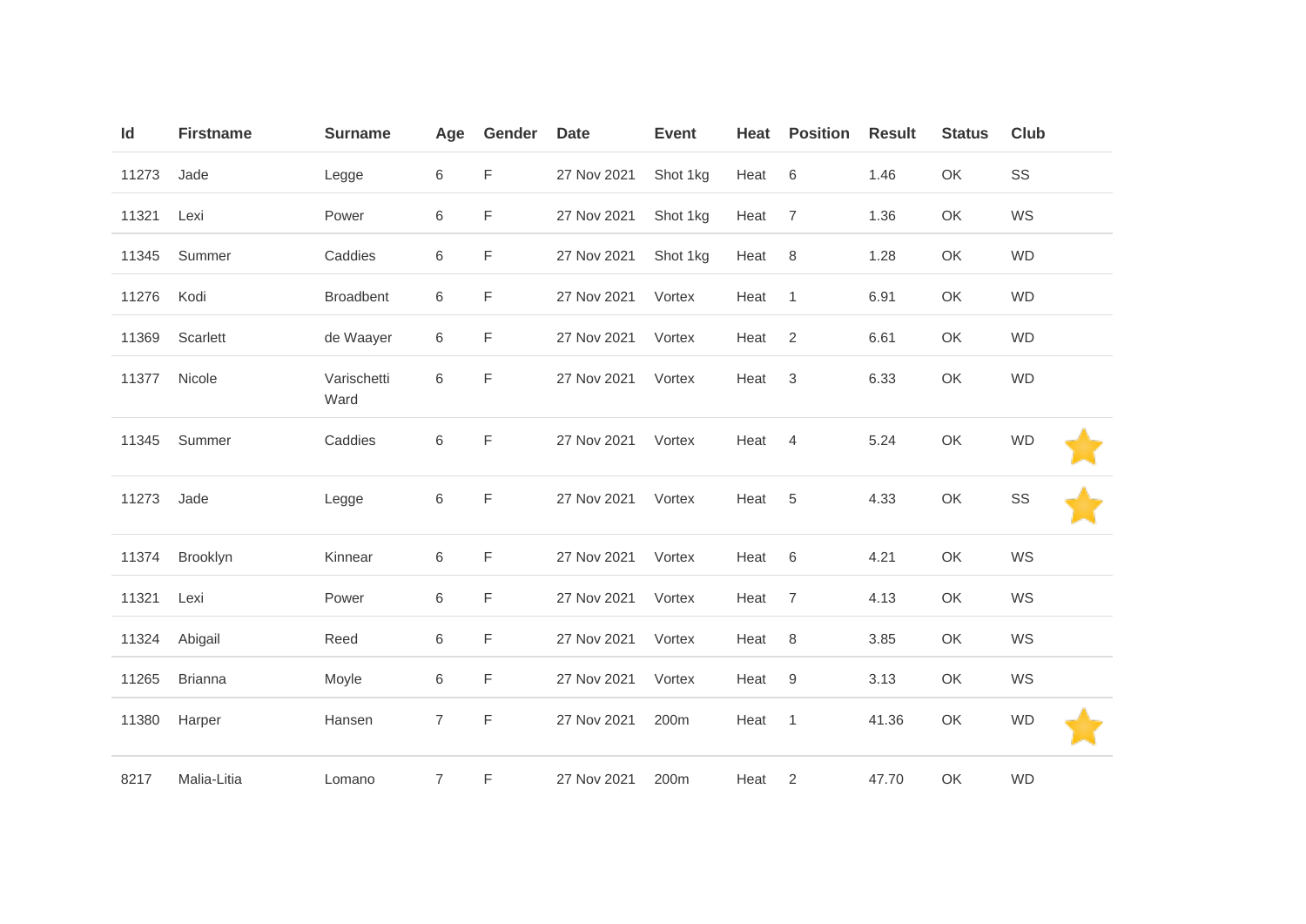| Id | Firstname | Surname | Age | Gender | Date | Event | Heat | Position | Result | Status | Club | |
|---|---|---|---|---|---|---|---|---|---|---|---|---|
| 11273 | Jade | Legge | 6 | F | 27 Nov 2021 | Shot 1kg | Heat | 6 | 1.46 | OK | SS | |
| 11321 | Lexi | Power | 6 | F | 27 Nov 2021 | Shot 1kg | Heat | 7 | 1.36 | OK | WS | |
| 11345 | Summer | Caddies | 6 | F | 27 Nov 2021 | Shot 1kg | Heat | 8 | 1.28 | OK | WD | |
| 11276 | Kodi | Broadbent | 6 | F | 27 Nov 2021 | Vortex | Heat | 1 | 6.91 | OK | WD | |
| 11369 | Scarlett | de Waayer | 6 | F | 27 Nov 2021 | Vortex | Heat | 2 | 6.61 | OK | WD | |
| 11377 | Nicole | Varischetti Ward | 6 | F | 27 Nov 2021 | Vortex | Heat | 3 | 6.33 | OK | WD | |
| 11345 | Summer | Caddies | 6 | F | 27 Nov 2021 | Vortex | Heat | 4 | 5.24 | OK | WD | ⭐ |
| 11273 | Jade | Legge | 6 | F | 27 Nov 2021 | Vortex | Heat | 5 | 4.33 | OK | SS | ⭐ |
| 11374 | Brooklyn | Kinnear | 6 | F | 27 Nov 2021 | Vortex | Heat | 6 | 4.21 | OK | WS | |
| 11321 | Lexi | Power | 6 | F | 27 Nov 2021 | Vortex | Heat | 7 | 4.13 | OK | WS | |
| 11324 | Abigail | Reed | 6 | F | 27 Nov 2021 | Vortex | Heat | 8 | 3.85 | OK | WS | |
| 11265 | Brianna | Moyle | 6 | F | 27 Nov 2021 | Vortex | Heat | 9 | 3.13 | OK | WS | |
| 11380 | Harper | Hansen | 7 | F | 27 Nov 2021 | 200m | Heat | 1 | 41.36 | OK | WD | ⭐ |
| 8217 | Malia-Litia | Lomano | 7 | F | 27 Nov 2021 | 200m | Heat | 2 | 47.70 | OK | WD | |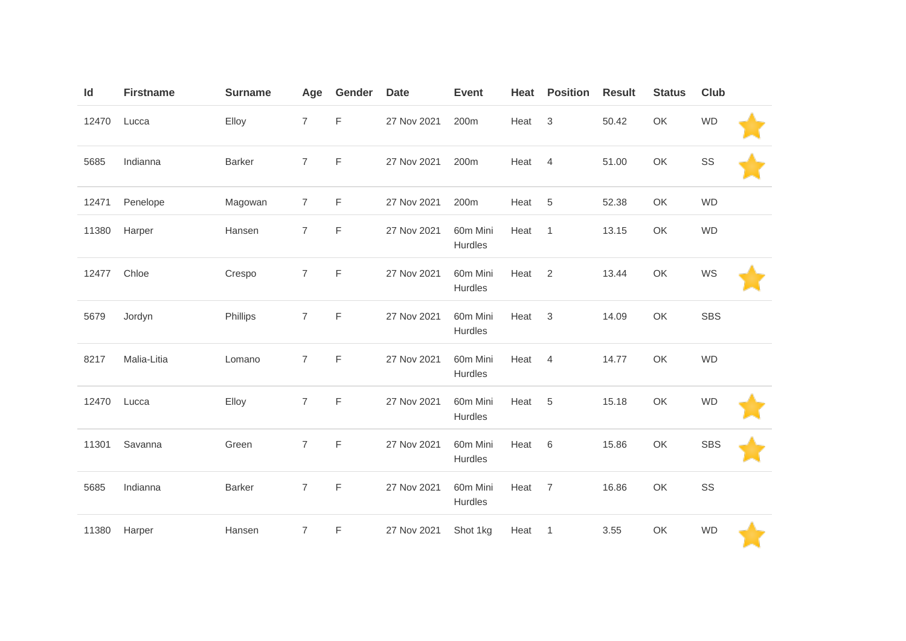| Id | Firstname | Surname | Age | Gender | Date | Event | Heat | Position | Result | Status | Club | |
|---|---|---|---|---|---|---|---|---|---|---|---|---|
| 12470 | Lucca | Elloy | 7 | F | 27 Nov 2021 | 200m | Heat | 3 | 50.42 | OK | WD | ⭐ |
| 5685 | Indianna | Barker | 7 | F | 27 Nov 2021 | 200m | Heat | 4 | 51.00 | OK | SS | ⭐ |
| 12471 | Penelope | Magowan | 7 | F | 27 Nov 2021 | 200m | Heat | 5 | 52.38 | OK | WD | |
| 11380 | Harper | Hansen | 7 | F | 27 Nov 2021 | 60m Mini Hurdles | Heat | 1 | 13.15 | OK | WD | |
| 12477 | Chloe | Crespo | 7 | F | 27 Nov 2021 | 60m Mini Hurdles | Heat | 2 | 13.44 | OK | WS | ⭐ |
| 5679 | Jordyn | Phillips | 7 | F | 27 Nov 2021 | 60m Mini Hurdles | Heat | 3 | 14.09 | OK | SBS | |
| 8217 | Malia-Litia | Lomano | 7 | F | 27 Nov 2021 | 60m Mini Hurdles | Heat | 4 | 14.77 | OK | WD | |
| 12470 | Lucca | Elloy | 7 | F | 27 Nov 2021 | 60m Mini Hurdles | Heat | 5 | 15.18 | OK | WD | ⭐ |
| 11301 | Savanna | Green | 7 | F | 27 Nov 2021 | 60m Mini Hurdles | Heat | 6 | 15.86 | OK | SBS | ⭐ |
| 5685 | Indianna | Barker | 7 | F | 27 Nov 2021 | 60m Mini Hurdles | Heat | 7 | 16.86 | OK | SS | |
| 11380 | Harper | Hansen | 7 | F | 27 Nov 2021 | Shot 1kg | Heat | 1 | 3.55 | OK | WD | ⭐ |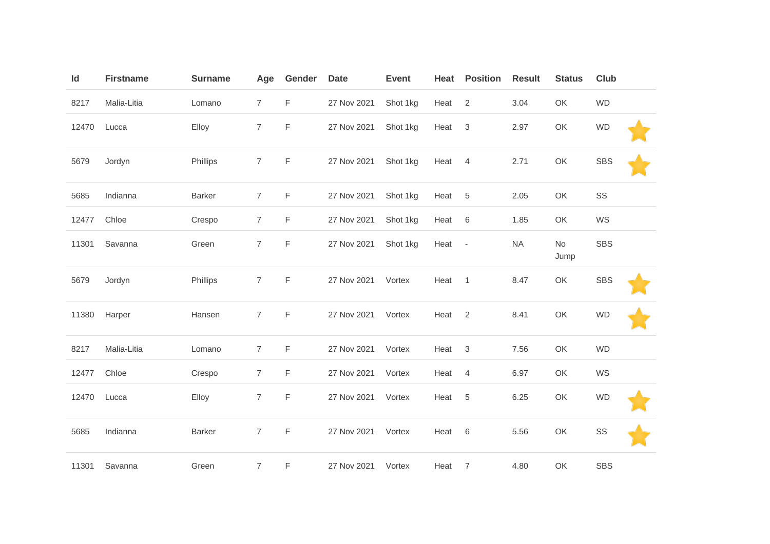| Id | Firstname | Surname | Age | Gender | Date | Event | Heat | Position | Result | Status | Club | |
|---|---|---|---|---|---|---|---|---|---|---|---|---|
| 8217 | Malia-Litia | Lomano | 7 | F | 27 Nov 2021 | Shot 1kg | Heat | 2 | 3.04 | OK | WD | |
| 12470 | Lucca | Elloy | 7 | F | 27 Nov 2021 | Shot 1kg | Heat | 3 | 2.97 | OK | WD | ⭐ |
| 5679 | Jordyn | Phillips | 7 | F | 27 Nov 2021 | Shot 1kg | Heat | 4 | 2.71 | OK | SBS | ⭐ |
| 5685 | Indianna | Barker | 7 | F | 27 Nov 2021 | Shot 1kg | Heat | 5 | 2.05 | OK | SS | |
| 12477 | Chloe | Crespo | 7 | F | 27 Nov 2021 | Shot 1kg | Heat | 6 | 1.85 | OK | WS | |
| 11301 | Savanna | Green | 7 | F | 27 Nov 2021 | Shot 1kg | Heat | - | NA | No Jump | SBS | |
| 5679 | Jordyn | Phillips | 7 | F | 27 Nov 2021 | Vortex | Heat | 1 | 8.47 | OK | SBS | ⭐ |
| 11380 | Harper | Hansen | 7 | F | 27 Nov 2021 | Vortex | Heat | 2 | 8.41 | OK | WD | ⭐ |
| 8217 | Malia-Litia | Lomano | 7 | F | 27 Nov 2021 | Vortex | Heat | 3 | 7.56 | OK | WD | |
| 12477 | Chloe | Crespo | 7 | F | 27 Nov 2021 | Vortex | Heat | 4 | 6.97 | OK | WS | |
| 12470 | Lucca | Elloy | 7 | F | 27 Nov 2021 | Vortex | Heat | 5 | 6.25 | OK | WD | ⭐ |
| 5685 | Indianna | Barker | 7 | F | 27 Nov 2021 | Vortex | Heat | 6 | 5.56 | OK | SS | ⭐ |
| 11301 | Savanna | Green | 7 | F | 27 Nov 2021 | Vortex | Heat | 7 | 4.80 | OK | SBS | |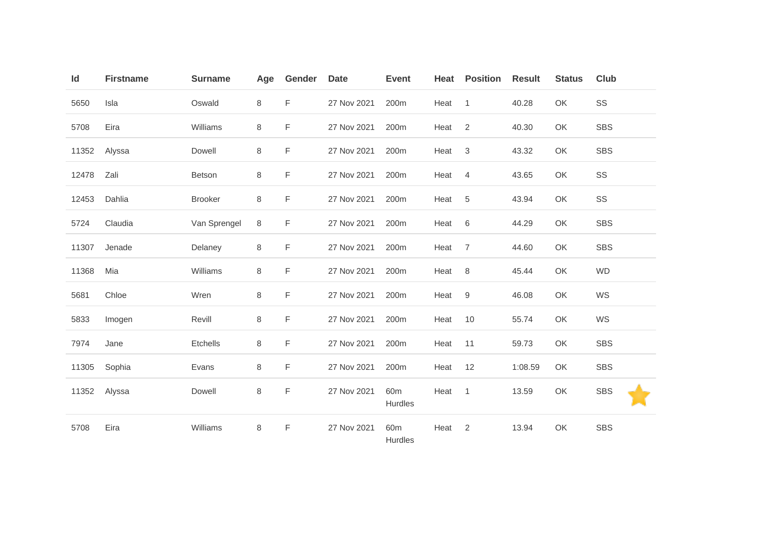| Id | Firstname | Surname | Age | Gender | Date | Event | Heat | Position | Result | Status | Club |
|---|---|---|---|---|---|---|---|---|---|---|---|
| 5650 | Isla | Oswald | 8 | F | 27 Nov 2021 | 200m | Heat | 1 | 40.28 | OK | SS |
| 5708 | Eira | Williams | 8 | F | 27 Nov 2021 | 200m | Heat | 2 | 40.30 | OK | SBS |
| 11352 | Alyssa | Dowell | 8 | F | 27 Nov 2021 | 200m | Heat | 3 | 43.32 | OK | SBS |
| 12478 | Zali | Betson | 8 | F | 27 Nov 2021 | 200m | Heat | 4 | 43.65 | OK | SS |
| 12453 | Dahlia | Brooker | 8 | F | 27 Nov 2021 | 200m | Heat | 5 | 43.94 | OK | SS |
| 5724 | Claudia | Van Sprengel | 8 | F | 27 Nov 2021 | 200m | Heat | 6 | 44.29 | OK | SBS |
| 11307 | Jenade | Delaney | 8 | F | 27 Nov 2021 | 200m | Heat | 7 | 44.60 | OK | SBS |
| 11368 | Mia | Williams | 8 | F | 27 Nov 2021 | 200m | Heat | 8 | 45.44 | OK | WD |
| 5681 | Chloe | Wren | 8 | F | 27 Nov 2021 | 200m | Heat | 9 | 46.08 | OK | WS |
| 5833 | Imogen | Revill | 8 | F | 27 Nov 2021 | 200m | Heat | 10 | 55.74 | OK | WS |
| 7974 | Jane | Etchells | 8 | F | 27 Nov 2021 | 200m | Heat | 11 | 59.73 | OK | SBS |
| 11305 | Sophia | Evans | 8 | F | 27 Nov 2021 | 200m | Heat | 12 | 1:08.59 | OK | SBS |
| 11352 | Alyssa | Dowell | 8 | F | 27 Nov 2021 | 60m Hurdles | Heat | 1 | 13.59 | OK | SBS |
| 5708 | Eira | Williams | 8 | F | 27 Nov 2021 | 60m Hurdles | Heat | 2 | 13.94 | OK | SBS |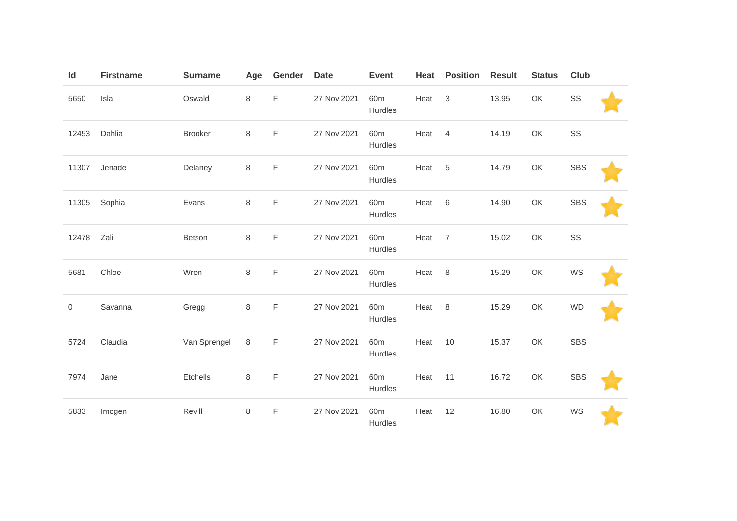| Id | Firstname | Surname | Age | Gender | Date | Event | Heat | Position | Result | Status | Club | |
|---|---|---|---|---|---|---|---|---|---|---|---|---|
| 5650 | Isla | Oswald | 8 | F | 27 Nov 2021 | 60m Hurdles | Heat | 3 | 13.95 | OK | SS | ⭐ |
| 12453 | Dahlia | Brooker | 8 | F | 27 Nov 2021 | 60m Hurdles | Heat | 4 | 14.19 | OK | SS | |
| 11307 | Jenade | Delaney | 8 | F | 27 Nov 2021 | 60m Hurdles | Heat | 5 | 14.79 | OK | SBS | ⭐ |
| 11305 | Sophia | Evans | 8 | F | 27 Nov 2021 | 60m Hurdles | Heat | 6 | 14.90 | OK | SBS | ⭐ |
| 12478 | Zali | Betson | 8 | F | 27 Nov 2021 | 60m Hurdles | Heat | 7 | 15.02 | OK | SS | |
| 5681 | Chloe | Wren | 8 | F | 27 Nov 2021 | 60m Hurdles | Heat | 8 | 15.29 | OK | WS | ⭐ |
| 0 | Savanna | Gregg | 8 | F | 27 Nov 2021 | 60m Hurdles | Heat | 8 | 15.29 | OK | WD | ⭐ |
| 5724 | Claudia | Van Sprengel | 8 | F | 27 Nov 2021 | 60m Hurdles | Heat | 10 | 15.37 | OK | SBS | |
| 7974 | Jane | Etchells | 8 | F | 27 Nov 2021 | 60m Hurdles | Heat | 11 | 16.72 | OK | SBS | ⭐ |
| 5833 | Imogen | Revill | 8 | F | 27 Nov 2021 | 60m Hurdles | Heat | 12 | 16.80 | OK | WS | ⭐ |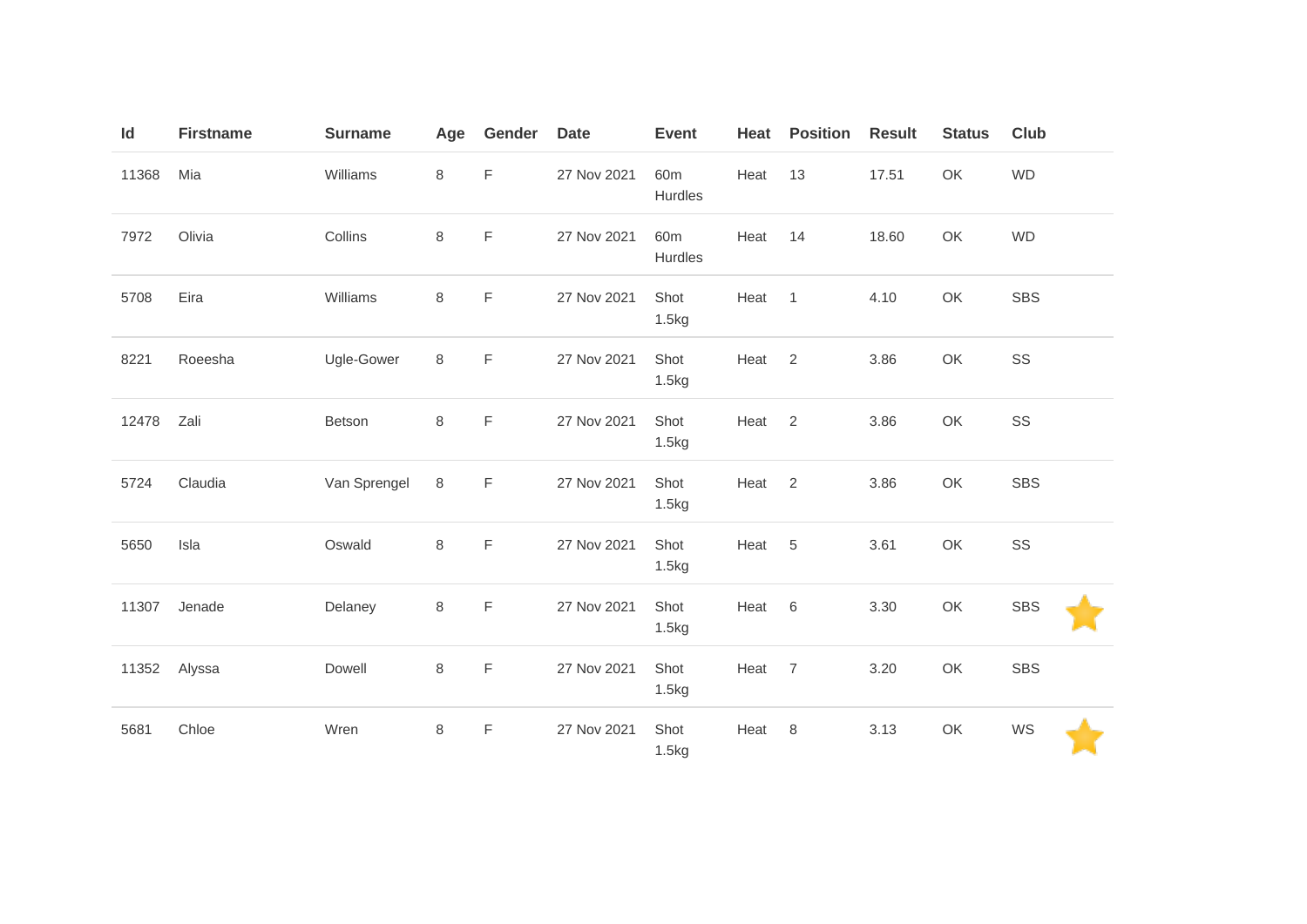| Id | Firstname | Surname | Age | Gender | Date | Event | Heat | Position | Result | Status | Club | |
|---|---|---|---|---|---|---|---|---|---|---|---|---|
| 11368 | Mia | Williams | 8 | F | 27 Nov 2021 | 60m Hurdles | Heat | 13 | 17.51 | OK | WD | |
| 7972 | Olivia | Collins | 8 | F | 27 Nov 2021 | 60m Hurdles | Heat | 14 | 18.60 | OK | WD | |
| 5708 | Eira | Williams | 8 | F | 27 Nov 2021 | Shot 1.5kg | Heat | 1 | 4.10 | OK | SBS | |
| 8221 | Roeesha | Ugle-Gower | 8 | F | 27 Nov 2021 | Shot 1.5kg | Heat | 2 | 3.86 | OK | SS | |
| 12478 | Zali | Betson | 8 | F | 27 Nov 2021 | Shot 1.5kg | Heat | 2 | 3.86 | OK | SS | |
| 5724 | Claudia | Van Sprengel | 8 | F | 27 Nov 2021 | Shot 1.5kg | Heat | 2 | 3.86 | OK | SBS | |
| 5650 | Isla | Oswald | 8 | F | 27 Nov 2021 | Shot 1.5kg | Heat | 5 | 3.61 | OK | SS | |
| 11307 | Jenade | Delaney | 8 | F | 27 Nov 2021 | Shot 1.5kg | Heat | 6 | 3.30 | OK | SBS | ⭐ |
| 11352 | Alyssa | Dowell | 8 | F | 27 Nov 2021 | Shot 1.5kg | Heat | 7 | 3.20 | OK | SBS | |
| 5681 | Chloe | Wren | 8 | F | 27 Nov 2021 | Shot 1.5kg | Heat | 8 | 3.13 | OK | WS | ⭐ |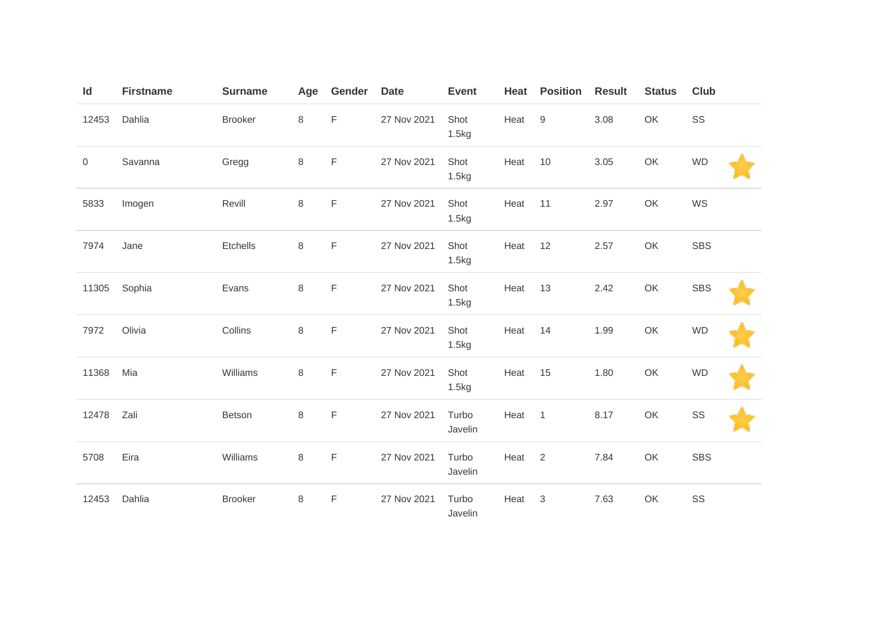| Id | Firstname | Surname | Age | Gender | Date | Event | Heat | Position | Result | Status | Club | |
|---|---|---|---|---|---|---|---|---|---|---|---|---|
| 12453 | Dahlia | Brooker | 8 | F | 27 Nov 2021 | Shot 1.5kg | Heat | 9 | 3.08 | OK | SS | |
| 0 | Savanna | Gregg | 8 | F | 27 Nov 2021 | Shot 1.5kg | Heat | 10 | 3.05 | OK | WD | ⭐ |
| 5833 | Imogen | Revill | 8 | F | 27 Nov 2021 | Shot 1.5kg | Heat | 11 | 2.97 | OK | WS | |
| 7974 | Jane | Etchells | 8 | F | 27 Nov 2021 | Shot 1.5kg | Heat | 12 | 2.57 | OK | SBS | |
| 11305 | Sophia | Evans | 8 | F | 27 Nov 2021 | Shot 1.5kg | Heat | 13 | 2.42 | OK | SBS | ⭐ |
| 7972 | Olivia | Collins | 8 | F | 27 Nov 2021 | Shot 1.5kg | Heat | 14 | 1.99 | OK | WD | ⭐ |
| 11368 | Mia | Williams | 8 | F | 27 Nov 2021 | Shot 1.5kg | Heat | 15 | 1.80 | OK | WD | ⭐ |
| 12478 | Zali | Betson | 8 | F | 27 Nov 2021 | Turbo Javelin | Heat | 1 | 8.17 | OK | SS | ⭐ |
| 5708 | Eira | Williams | 8 | F | 27 Nov 2021 | Turbo Javelin | Heat | 2 | 7.84 | OK | SBS | |
| 12453 | Dahlia | Brooker | 8 | F | 27 Nov 2021 | Turbo Javelin | Heat | 3 | 7.63 | OK | SS | |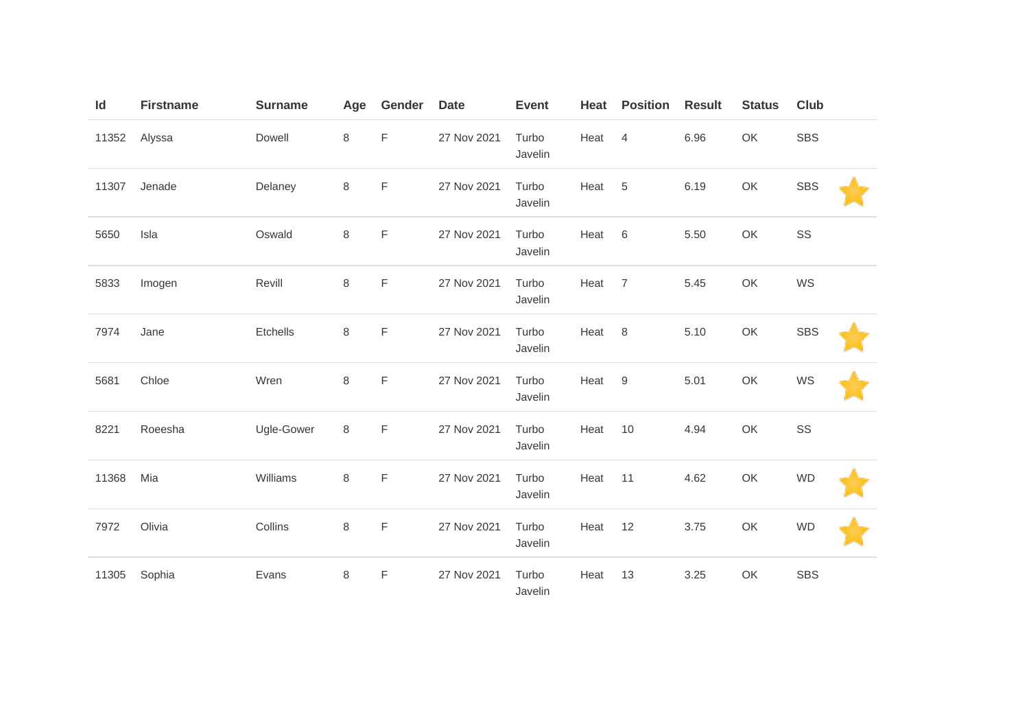| Id | Firstname | Surname | Age | Gender | Date | Event | Heat | Position | Result | Status | Club | |
|---|---|---|---|---|---|---|---|---|---|---|---|---|
| 11352 | Alyssa | Dowell | 8 | F | 27 Nov 2021 | Turbo Javelin | Heat | 4 | 6.96 | OK | SBS | |
| 11307 | Jenade | Delaney | 8 | F | 27 Nov 2021 | Turbo Javelin | Heat | 5 | 6.19 | OK | SBS | ⭐ |
| 5650 | Isla | Oswald | 8 | F | 27 Nov 2021 | Turbo Javelin | Heat | 6 | 5.50 | OK | SS | |
| 5833 | Imogen | Revill | 8 | F | 27 Nov 2021 | Turbo Javelin | Heat | 7 | 5.45 | OK | WS | |
| 7974 | Jane | Etchells | 8 | F | 27 Nov 2021 | Turbo Javelin | Heat | 8 | 5.10 | OK | SBS | ⭐ |
| 5681 | Chloe | Wren | 8 | F | 27 Nov 2021 | Turbo Javelin | Heat | 9 | 5.01 | OK | WS | ⭐ |
| 8221 | Roeesha | Ugle-Gower | 8 | F | 27 Nov 2021 | Turbo Javelin | Heat | 10 | 4.94 | OK | SS | |
| 11368 | Mia | Williams | 8 | F | 27 Nov 2021 | Turbo Javelin | Heat | 11 | 4.62 | OK | WD | ⭐ |
| 7972 | Olivia | Collins | 8 | F | 27 Nov 2021 | Turbo Javelin | Heat | 12 | 3.75 | OK | WD | ⭐ |
| 11305 | Sophia | Evans | 8 | F | 27 Nov 2021 | Turbo Javelin | Heat | 13 | 3.25 | OK | SBS | |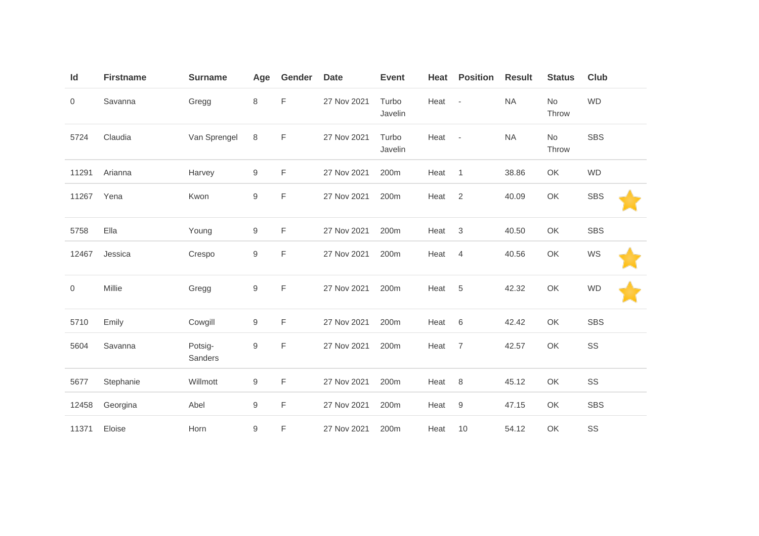| Id | Firstname | Surname | Age | Gender | Date | Event | Heat | Position | Result | Status | Club | |
|---|---|---|---|---|---|---|---|---|---|---|---|---|
| 0 | Savanna | Gregg | 8 | F | 27 Nov 2021 | Turbo Javelin | Heat | - | NA | No Throw | WD | |
| 5724 | Claudia | Van Sprengel | 8 | F | 27 Nov 2021 | Turbo Javelin | Heat | - | NA | No Throw | SBS | |
| 11291 | Arianna | Harvey | 9 | F | 27 Nov 2021 | 200m | Heat | 1 | 38.86 | OK | WD | |
| 11267 | Yena | Kwon | 9 | F | 27 Nov 2021 | 200m | Heat | 2 | 40.09 | OK | SBS | ⭐ |
| 5758 | Ella | Young | 9 | F | 27 Nov 2021 | 200m | Heat | 3 | 40.50 | OK | SBS | |
| 12467 | Jessica | Crespo | 9 | F | 27 Nov 2021 | 200m | Heat | 4 | 40.56 | OK | WS | ⭐ |
| 0 | Millie | Gregg | 9 | F | 27 Nov 2021 | 200m | Heat | 5 | 42.32 | OK | WD | ⭐ |
| 5710 | Emily | Cowgill | 9 | F | 27 Nov 2021 | 200m | Heat | 6 | 42.42 | OK | SBS | |
| 5604 | Savanna | Potsig-Sanders | 9 | F | 27 Nov 2021 | 200m | Heat | 7 | 42.57 | OK | SS | |
| 5677 | Stephanie | Willmott | 9 | F | 27 Nov 2021 | 200m | Heat | 8 | 45.12 | OK | SS | |
| 12458 | Georgina | Abel | 9 | F | 27 Nov 2021 | 200m | Heat | 9 | 47.15 | OK | SBS | |
| 11371 | Eloise | Horn | 9 | F | 27 Nov 2021 | 200m | Heat | 10 | 54.12 | OK | SS | |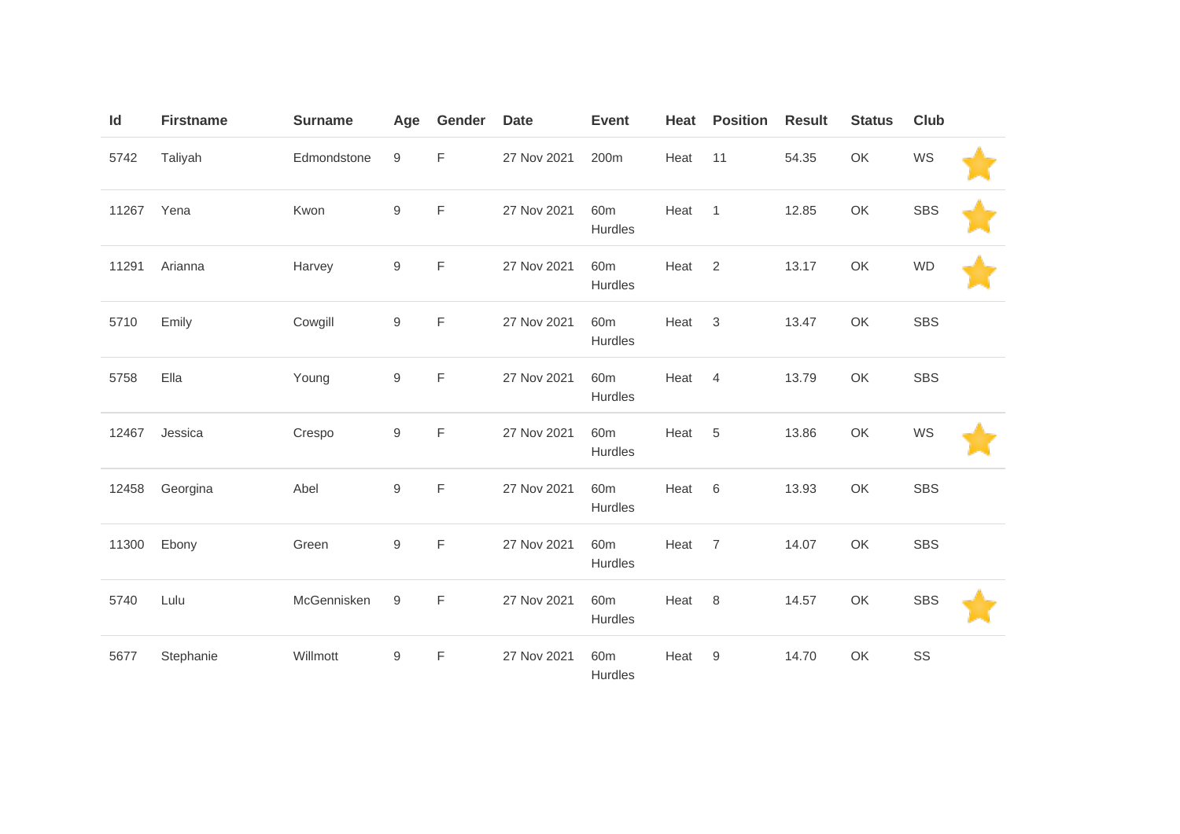| Id | Firstname | Surname | Age | Gender | Date | Event | Heat | Position | Result | Status | Club | |
|---|---|---|---|---|---|---|---|---|---|---|---|---|
| 5742 | Taliyah | Edmondstone | 9 | F | 27 Nov 2021 | 200m | Heat | 11 | 54.35 | OK | WS | ⭐ |
| 11267 | Yena | Kwon | 9 | F | 27 Nov 2021 | 60m Hurdles | Heat | 1 | 12.85 | OK | SBS | ⭐ |
| 11291 | Arianna | Harvey | 9 | F | 27 Nov 2021 | 60m Hurdles | Heat | 2 | 13.17 | OK | WD | ⭐ |
| 5710 | Emily | Cowgill | 9 | F | 27 Nov 2021 | 60m Hurdles | Heat | 3 | 13.47 | OK | SBS | |
| 5758 | Ella | Young | 9 | F | 27 Nov 2021 | 60m Hurdles | Heat | 4 | 13.79 | OK | SBS | |
| 12467 | Jessica | Crespo | 9 | F | 27 Nov 2021 | 60m Hurdles | Heat | 5 | 13.86 | OK | WS | ⭐ |
| 12458 | Georgina | Abel | 9 | F | 27 Nov 2021 | 60m Hurdles | Heat | 6 | 13.93 | OK | SBS | |
| 11300 | Ebony | Green | 9 | F | 27 Nov 2021 | 60m Hurdles | Heat | 7 | 14.07 | OK | SBS | |
| 5740 | Lulu | McGennisken | 9 | F | 27 Nov 2021 | 60m Hurdles | Heat | 8 | 14.57 | OK | SBS | ⭐ |
| 5677 | Stephanie | Willmott | 9 | F | 27 Nov 2021 | 60m Hurdles | Heat | 9 | 14.70 | OK | SS | |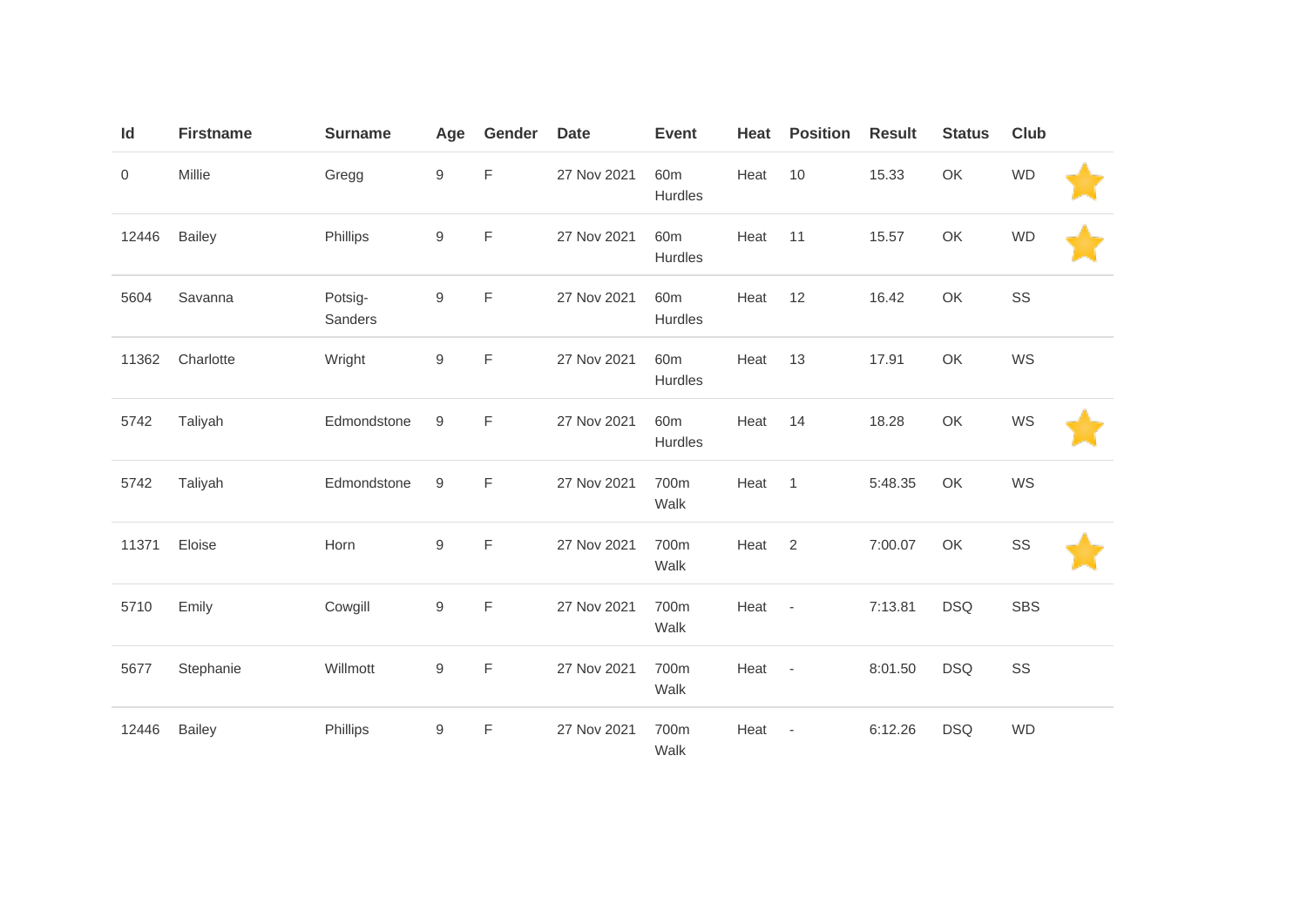| Id | Firstname | Surname | Age | Gender | Date | Event | Heat | Position | Result | Status | Club | |
|---|---|---|---|---|---|---|---|---|---|---|---|---|
| 0 | Millie | Gregg | 9 | F | 27 Nov 2021 | 60m Hurdles | Heat | 10 | 15.33 | OK | WD | ⭐ |
| 12446 | Bailey | Phillips | 9 | F | 27 Nov 2021 | 60m Hurdles | Heat | 11 | 15.57 | OK | WD | ⭐ |
| 5604 | Savanna | Potsig-Sanders | 9 | F | 27 Nov 2021 | 60m Hurdles | Heat | 12 | 16.42 | OK | SS | |
| 11362 | Charlotte | Wright | 9 | F | 27 Nov 2021 | 60m Hurdles | Heat | 13 | 17.91 | OK | WS | |
| 5742 | Taliyah | Edmondstone | 9 | F | 27 Nov 2021 | 60m Hurdles | Heat | 14 | 18.28 | OK | WS | ⭐ |
| 5742 | Taliyah | Edmondstone | 9 | F | 27 Nov 2021 | 700m Walk | Heat | 1 | 5:48.35 | OK | WS | |
| 11371 | Eloise | Horn | 9 | F | 27 Nov 2021 | 700m Walk | Heat | 2 | 7:00.07 | OK | SS | ⭐ |
| 5710 | Emily | Cowgill | 9 | F | 27 Nov 2021 | 700m Walk | Heat | - | 7:13.81 | DSQ | SBS | |
| 5677 | Stephanie | Willmott | 9 | F | 27 Nov 2021 | 700m Walk | Heat | - | 8:01.50 | DSQ | SS | |
| 12446 | Bailey | Phillips | 9 | F | 27 Nov 2021 | 700m Walk | Heat | - | 6:12.26 | DSQ | WD | |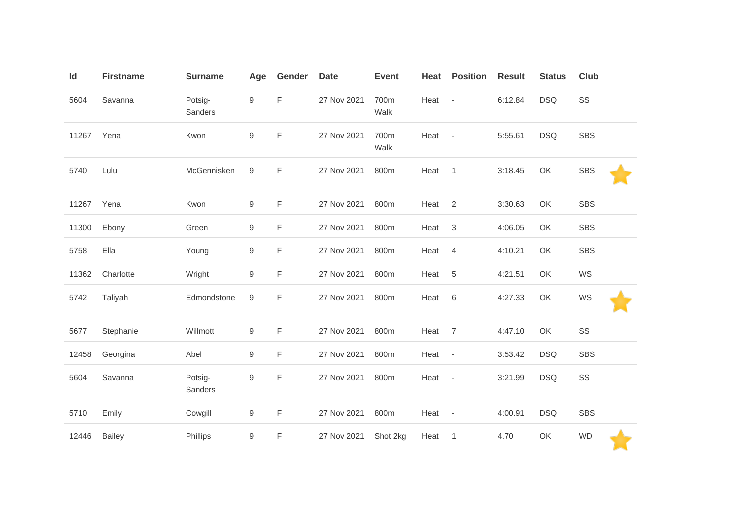| Id | Firstname | Surname | Age | Gender | Date | Event | Heat | Position | Result | Status | Club | |
|---|---|---|---|---|---|---|---|---|---|---|---|---|
| 5604 | Savanna | Potsig-Sanders | 9 | F | 27 Nov 2021 | 700m Walk | Heat | - | 6:12.84 | DSQ | SS | |
| 11267 | Yena | Kwon | 9 | F | 27 Nov 2021 | 700m Walk | Heat | - | 5:55.61 | DSQ | SBS | |
| 5740 | Lulu | McGennisken | 9 | F | 27 Nov 2021 | 800m | Heat | 1 | 3:18.45 | OK | SBS | ⭐ |
| 11267 | Yena | Kwon | 9 | F | 27 Nov 2021 | 800m | Heat | 2 | 3:30.63 | OK | SBS | |
| 11300 | Ebony | Green | 9 | F | 27 Nov 2021 | 800m | Heat | 3 | 4:06.05 | OK | SBS | |
| 5758 | Ella | Young | 9 | F | 27 Nov 2021 | 800m | Heat | 4 | 4:10.21 | OK | SBS | |
| 11362 | Charlotte | Wright | 9 | F | 27 Nov 2021 | 800m | Heat | 5 | 4:21.51 | OK | WS | |
| 5742 | Taliyah | Edmondstone | 9 | F | 27 Nov 2021 | 800m | Heat | 6 | 4:27.33 | OK | WS | ⭐ |
| 5677 | Stephanie | Willmott | 9 | F | 27 Nov 2021 | 800m | Heat | 7 | 4:47.10 | OK | SS | |
| 12458 | Georgina | Abel | 9 | F | 27 Nov 2021 | 800m | Heat | - | 3:53.42 | DSQ | SBS | |
| 5604 | Savanna | Potsig-Sanders | 9 | F | 27 Nov 2021 | 800m | Heat | - | 3:21.99 | DSQ | SS | |
| 5710 | Emily | Cowgill | 9 | F | 27 Nov 2021 | 800m | Heat | - | 4:00.91 | DSQ | SBS | |
| 12446 | Bailey | Phillips | 9 | F | 27 Nov 2021 | Shot 2kg | Heat | 1 | 4.70 | OK | WD | ⭐ |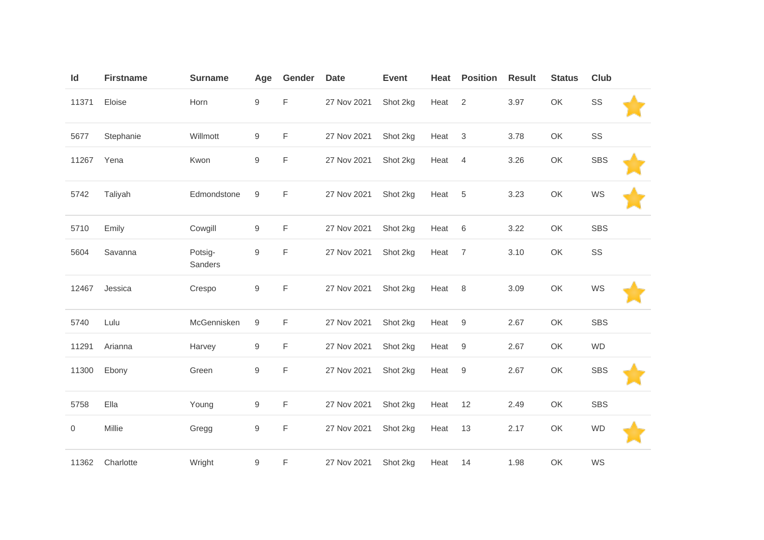| Id | Firstname | Surname | Age | Gender | Date | Event | Heat | Position | Result | Status | Club | |
|---|---|---|---|---|---|---|---|---|---|---|---|---|
| 11371 | Eloise | Horn | 9 | F | 27 Nov 2021 | Shot 2kg | Heat | 2 | 3.97 | OK | SS | ⭐ |
| 5677 | Stephanie | Willmott | 9 | F | 27 Nov 2021 | Shot 2kg | Heat | 3 | 3.78 | OK | SS | |
| 11267 | Yena | Kwon | 9 | F | 27 Nov 2021 | Shot 2kg | Heat | 4 | 3.26 | OK | SBS | ⭐ |
| 5742 | Taliyah | Edmondstone | 9 | F | 27 Nov 2021 | Shot 2kg | Heat | 5 | 3.23 | OK | WS | ⭐ |
| 5710 | Emily | Cowgill | 9 | F | 27 Nov 2021 | Shot 2kg | Heat | 6 | 3.22 | OK | SBS | |
| 5604 | Savanna | Potsig-Sanders | 9 | F | 27 Nov 2021 | Shot 2kg | Heat | 7 | 3.10 | OK | SS | |
| 12467 | Jessica | Crespo | 9 | F | 27 Nov 2021 | Shot 2kg | Heat | 8 | 3.09 | OK | WS | ⭐ |
| 5740 | Lulu | McGennisken | 9 | F | 27 Nov 2021 | Shot 2kg | Heat | 9 | 2.67 | OK | SBS | |
| 11291 | Arianna | Harvey | 9 | F | 27 Nov 2021 | Shot 2kg | Heat | 9 | 2.67 | OK | WD | |
| 11300 | Ebony | Green | 9 | F | 27 Nov 2021 | Shot 2kg | Heat | 9 | 2.67 | OK | SBS | ⭐ |
| 5758 | Ella | Young | 9 | F | 27 Nov 2021 | Shot 2kg | Heat | 12 | 2.49 | OK | SBS | |
| 0 | Millie | Gregg | 9 | F | 27 Nov 2021 | Shot 2kg | Heat | 13 | 2.17 | OK | WD | ⭐ |
| 11362 | Charlotte | Wright | 9 | F | 27 Nov 2021 | Shot 2kg | Heat | 14 | 1.98 | OK | WS | |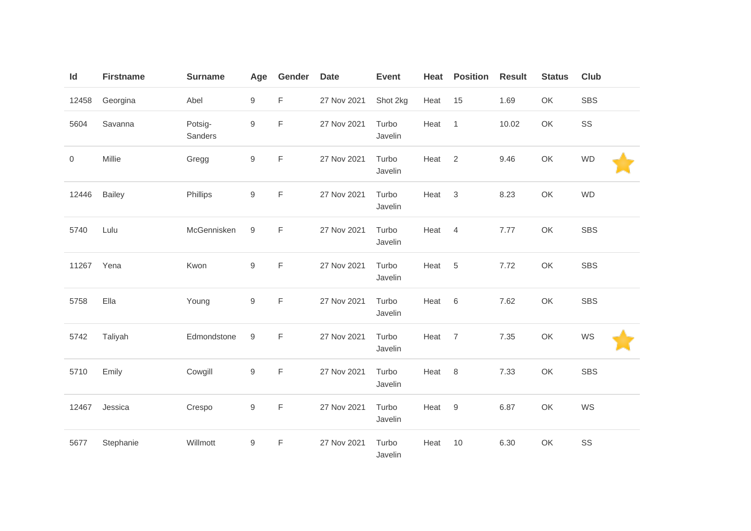| Id | Firstname | Surname | Age | Gender | Date | Event | Heat | Position | Result | Status | Club | |
|---|---|---|---|---|---|---|---|---|---|---|---|---|
| 12458 | Georgina | Abel | 9 | F | 27 Nov 2021 | Shot 2kg | Heat | 15 | 1.69 | OK | SBS | |
| 5604 | Savanna | Potsig-Sanders | 9 | F | 27 Nov 2021 | Turbo Javelin | Heat | 1 | 10.02 | OK | SS | |
| 0 | Millie | Gregg | 9 | F | 27 Nov 2021 | Turbo Javelin | Heat | 2 | 9.46 | OK | WD | ⭐ |
| 12446 | Bailey | Phillips | 9 | F | 27 Nov 2021 | Turbo Javelin | Heat | 3 | 8.23 | OK | WD | |
| 5740 | Lulu | McGennisken | 9 | F | 27 Nov 2021 | Turbo Javelin | Heat | 4 | 7.77 | OK | SBS | |
| 11267 | Yena | Kwon | 9 | F | 27 Nov 2021 | Turbo Javelin | Heat | 5 | 7.72 | OK | SBS | |
| 5758 | Ella | Young | 9 | F | 27 Nov 2021 | Turbo Javelin | Heat | 6 | 7.62 | OK | SBS | |
| 5742 | Taliyah | Edmondstone | 9 | F | 27 Nov 2021 | Turbo Javelin | Heat | 7 | 7.35 | OK | WS | ⭐ |
| 5710 | Emily | Cowgill | 9 | F | 27 Nov 2021 | Turbo Javelin | Heat | 8 | 7.33 | OK | SBS | |
| 12467 | Jessica | Crespo | 9 | F | 27 Nov 2021 | Turbo Javelin | Heat | 9 | 6.87 | OK | WS | |
| 5677 | Stephanie | Willmott | 9 | F | 27 Nov 2021 | Turbo Javelin | Heat | 10 | 6.30 | OK | SS | |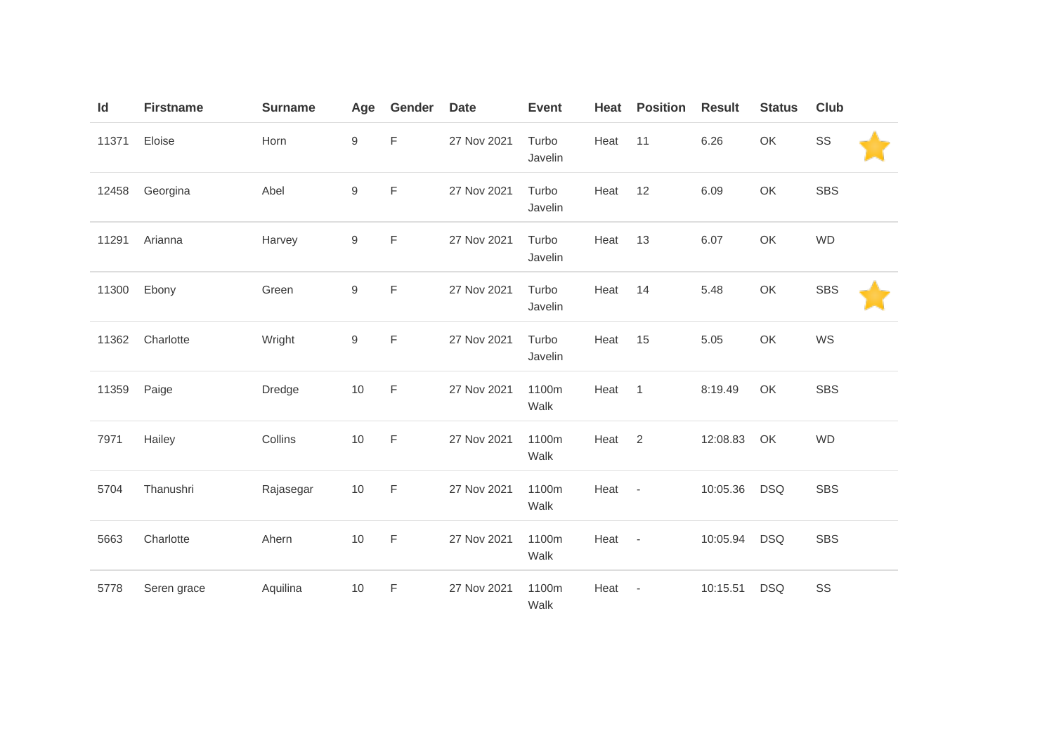| Id | Firstname | Surname | Age | Gender | Date | Event | Heat | Position | Result | Status | Club | |
|---|---|---|---|---|---|---|---|---|---|---|---|---|
| 11371 | Eloise | Horn | 9 | F | 27 Nov 2021 | Turbo Javelin | Heat | 11 | 6.26 | OK | SS | ⭐ |
| 12458 | Georgina | Abel | 9 | F | 27 Nov 2021 | Turbo Javelin | Heat | 12 | 6.09 | OK | SBS | |
| 11291 | Arianna | Harvey | 9 | F | 27 Nov 2021 | Turbo Javelin | Heat | 13 | 6.07 | OK | WD | |
| 11300 | Ebony | Green | 9 | F | 27 Nov 2021 | Turbo Javelin | Heat | 14 | 5.48 | OK | SBS | ⭐ |
| 11362 | Charlotte | Wright | 9 | F | 27 Nov 2021 | Turbo Javelin | Heat | 15 | 5.05 | OK | WS | |
| 11359 | Paige | Dredge | 10 | F | 27 Nov 2021 | 1100m Walk | Heat | 1 | 8:19.49 | OK | SBS | |
| 7971 | Hailey | Collins | 10 | F | 27 Nov 2021 | 1100m Walk | Heat | 2 | 12:08.83 | OK | WD | |
| 5704 | Thanushri | Rajasegar | 10 | F | 27 Nov 2021 | 1100m Walk | Heat | - | 10:05.36 | DSQ | SBS | |
| 5663 | Charlotte | Ahern | 10 | F | 27 Nov 2021 | 1100m Walk | Heat | - | 10:05.94 | DSQ | SBS | |
| 5778 | Seren grace | Aquilina | 10 | F | 27 Nov 2021 | 1100m Walk | Heat | - | 10:15.51 | DSQ | SS | |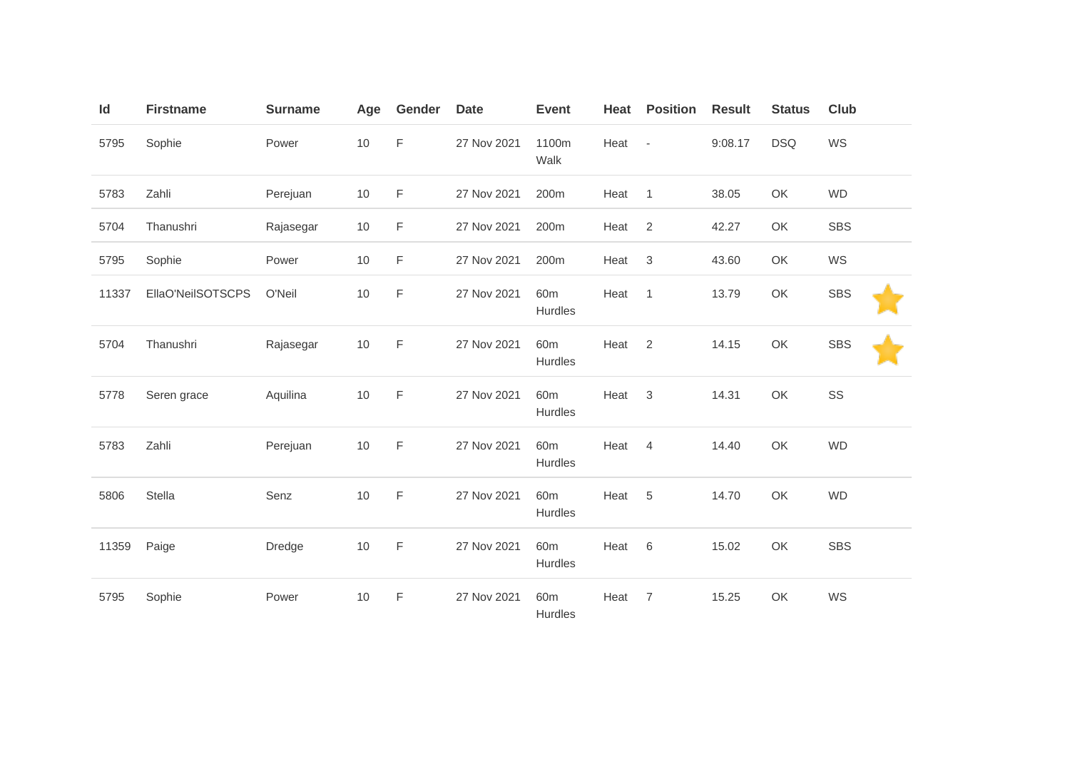| Id | Firstname | Surname | Age | Gender | Date | Event | Heat | Position | Result | Status | Club | |
|---|---|---|---|---|---|---|---|---|---|---|---|---|
| 5795 | Sophie | Power | 10 | F | 27 Nov 2021 | 1100m Walk | Heat | - | 9:08.17 | DSQ | WS | |
| 5783 | Zahli | Perejuan | 10 | F | 27 Nov 2021 | 200m | Heat | 1 | 38.05 | OK | WD | |
| 5704 | Thanushri | Rajasegar | 10 | F | 27 Nov 2021 | 200m | Heat | 2 | 42.27 | OK | SBS | |
| 5795 | Sophie | Power | 10 | F | 27 Nov 2021 | 200m | Heat | 3 | 43.60 | OK | WS | |
| 11337 | EllaO'NeilSOTSCPS | O'Neil | 10 | F | 27 Nov 2021 | 60m Hurdles | Heat | 1 | 13.79 | OK | SBS | ⭐ |
| 5704 | Thanushri | Rajasegar | 10 | F | 27 Nov 2021 | 60m Hurdles | Heat | 2 | 14.15 | OK | SBS | ⭐ |
| 5778 | Seren grace | Aquilina | 10 | F | 27 Nov 2021 | 60m Hurdles | Heat | 3 | 14.31 | OK | SS | |
| 5783 | Zahli | Perejuan | 10 | F | 27 Nov 2021 | 60m Hurdles | Heat | 4 | 14.40 | OK | WD | |
| 5806 | Stella | Senz | 10 | F | 27 Nov 2021 | 60m Hurdles | Heat | 5 | 14.70 | OK | WD | |
| 11359 | Paige | Dredge | 10 | F | 27 Nov 2021 | 60m Hurdles | Heat | 6 | 15.02 | OK | SBS | |
| 5795 | Sophie | Power | 10 | F | 27 Nov 2021 | 60m Hurdles | Heat | 7 | 15.25 | OK | WS | |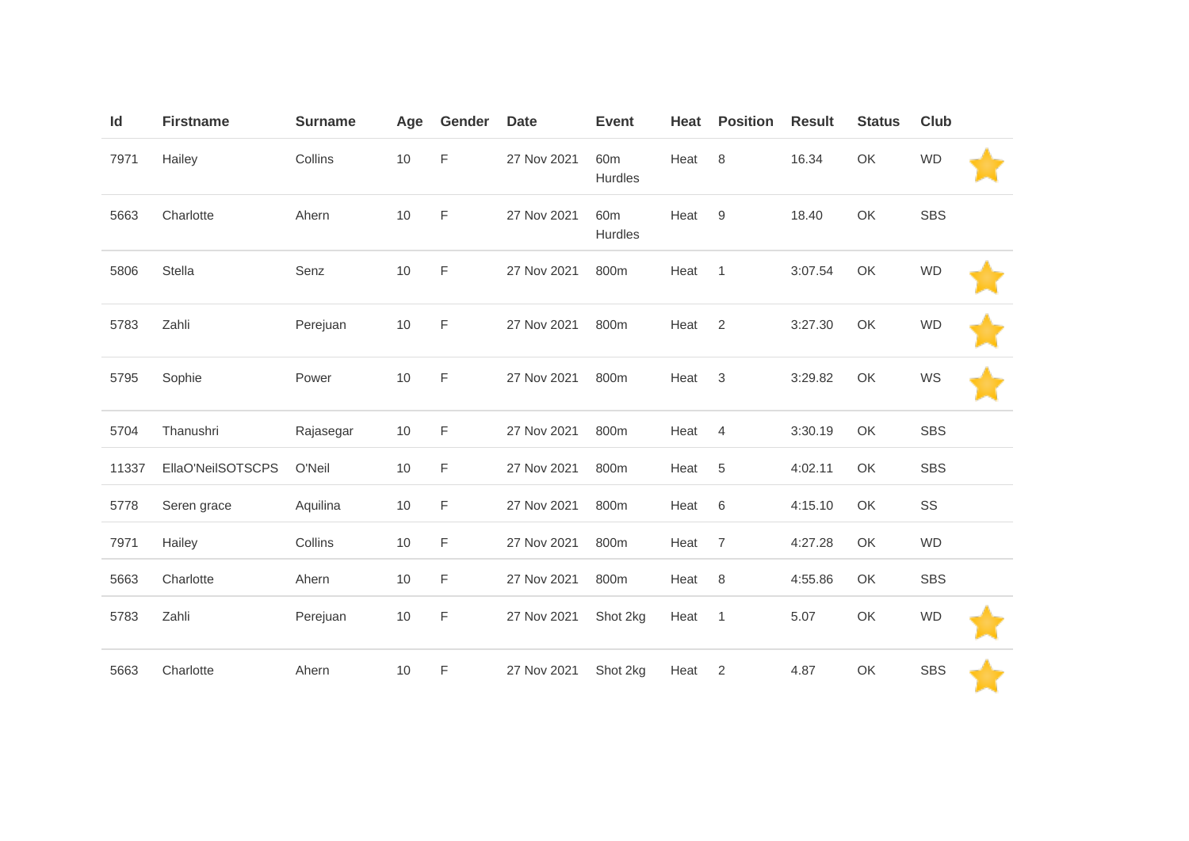| Id | Firstname | Surname | Age | Gender | Date | Event | Heat | Position | Result | Status | Club | |
|---|---|---|---|---|---|---|---|---|---|---|---|---|
| 7971 | Hailey | Collins | 10 | F | 27 Nov 2021 | 60m Hurdles | Heat | 8 | 16.34 | OK | WD | ⭐ |
| 5663 | Charlotte | Ahern | 10 | F | 27 Nov 2021 | 60m Hurdles | Heat | 9 | 18.40 | OK | SBS | |
| 5806 | Stella | Senz | 10 | F | 27 Nov 2021 | 800m | Heat | 1 | 3:07.54 | OK | WD | ⭐ |
| 5783 | Zahli | Perejuan | 10 | F | 27 Nov 2021 | 800m | Heat | 2 | 3:27.30 | OK | WD | ⭐ |
| 5795 | Sophie | Power | 10 | F | 27 Nov 2021 | 800m | Heat | 3 | 3:29.82 | OK | WS | ⭐ |
| 5704 | Thanushri | Rajasegar | 10 | F | 27 Nov 2021 | 800m | Heat | 4 | 3:30.19 | OK | SBS | |
| 11337 | EllaO'NeilSOTSCPS | O'Neil | 10 | F | 27 Nov 2021 | 800m | Heat | 5 | 4:02.11 | OK | SBS | |
| 5778 | Seren grace | Aquilina | 10 | F | 27 Nov 2021 | 800m | Heat | 6 | 4:15.10 | OK | SS | |
| 7971 | Hailey | Collins | 10 | F | 27 Nov 2021 | 800m | Heat | 7 | 4:27.28 | OK | WD | |
| 5663 | Charlotte | Ahern | 10 | F | 27 Nov 2021 | 800m | Heat | 8 | 4:55.86 | OK | SBS | |
| 5783 | Zahli | Perejuan | 10 | F | 27 Nov 2021 | Shot 2kg | Heat | 1 | 5.07 | OK | WD | ⭐ |
| 5663 | Charlotte | Ahern | 10 | F | 27 Nov 2021 | Shot 2kg | Heat | 2 | 4.87 | OK | SBS | ⭐ |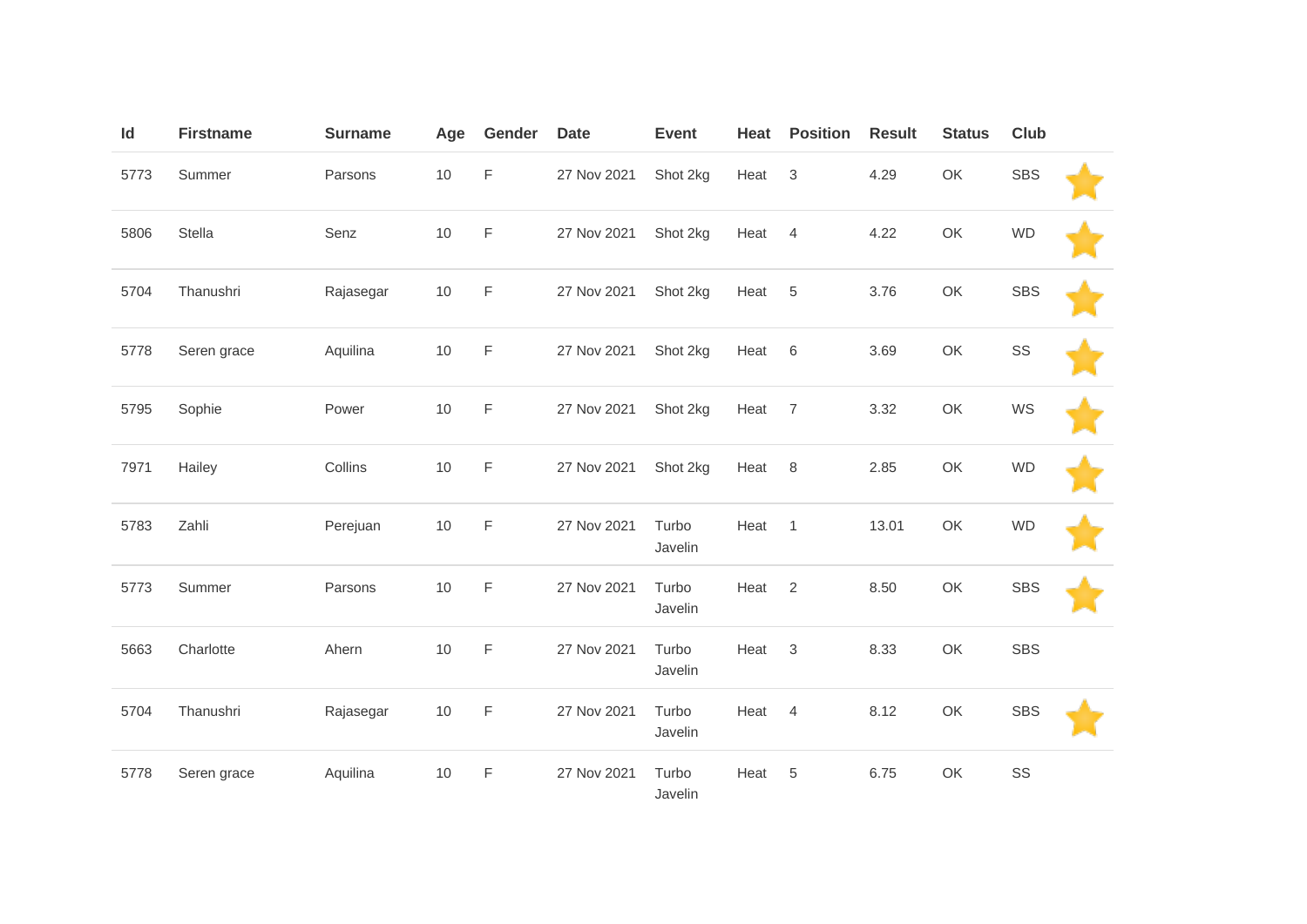| Id | Firstname | Surname | Age | Gender | Date | Event | Heat | Position | Result | Status | Club | |
|---|---|---|---|---|---|---|---|---|---|---|---|---|
| 5773 | Summer | Parsons | 10 | F | 27 Nov 2021 | Shot 2kg | Heat | 3 | 4.29 | OK | SBS | ⭐ |
| 5806 | Stella | Senz | 10 | F | 27 Nov 2021 | Shot 2kg | Heat | 4 | 4.22 | OK | WD | ⭐ |
| 5704 | Thanushri | Rajasegar | 10 | F | 27 Nov 2021 | Shot 2kg | Heat | 5 | 3.76 | OK | SBS | ⭐ |
| 5778 | Seren grace | Aquilina | 10 | F | 27 Nov 2021 | Shot 2kg | Heat | 6 | 3.69 | OK | SS | ⭐ |
| 5795 | Sophie | Power | 10 | F | 27 Nov 2021 | Shot 2kg | Heat | 7 | 3.32 | OK | WS | ⭐ |
| 7971 | Hailey | Collins | 10 | F | 27 Nov 2021 | Shot 2kg | Heat | 8 | 2.85 | OK | WD | ⭐ |
| 5783 | Zahli | Perejuan | 10 | F | 27 Nov 2021 | Turbo Javelin | Heat | 1 | 13.01 | OK | WD | ⭐ |
| 5773 | Summer | Parsons | 10 | F | 27 Nov 2021 | Turbo Javelin | Heat | 2 | 8.50 | OK | SBS | ⭐ |
| 5663 | Charlotte | Ahern | 10 | F | 27 Nov 2021 | Turbo Javelin | Heat | 3 | 8.33 | OK | SBS | |
| 5704 | Thanushri | Rajasegar | 10 | F | 27 Nov 2021 | Turbo Javelin | Heat | 4 | 8.12 | OK | SBS | ⭐ |
| 5778 | Seren grace | Aquilina | 10 | F | 27 Nov 2021 | Turbo Javelin | Heat | 5 | 6.75 | OK | SS | |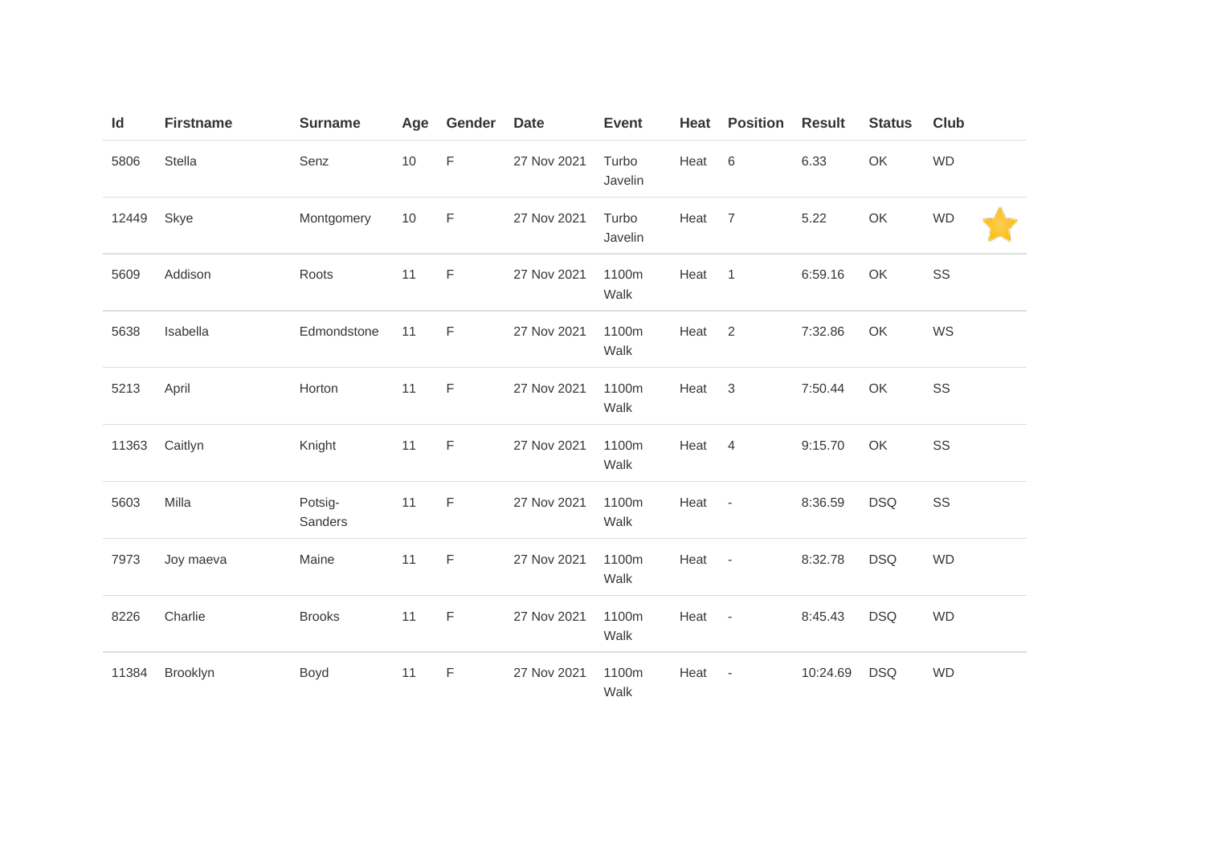| Id | Firstname | Surname | Age | Gender | Date | Event | Heat | Position | Result | Status | Club |
|---|---|---|---|---|---|---|---|---|---|---|---|
| 5806 | Stella | Senz | 10 | F | 27 Nov 2021 | Turbo Javelin | Heat | 6 | 6.33 | OK | WD |
| 12449 | Skye | Montgomery | 10 | F | 27 Nov 2021 | Turbo Javelin | Heat | 7 | 5.22 | OK | WD |
| 5609 | Addison | Roots | 11 | F | 27 Nov 2021 | 1100m Walk | Heat | 1 | 6:59.16 | OK | SS |
| 5638 | Isabella | Edmondstone | 11 | F | 27 Nov 2021 | 1100m Walk | Heat | 2 | 7:32.86 | OK | WS |
| 5213 | April | Horton | 11 | F | 27 Nov 2021 | 1100m Walk | Heat | 3 | 7:50.44 | OK | SS |
| 11363 | Caitlyn | Knight | 11 | F | 27 Nov 2021 | 1100m Walk | Heat | 4 | 9:15.70 | OK | SS |
| 5603 | Milla | Potsig-Sanders | 11 | F | 27 Nov 2021 | 1100m Walk | Heat | - | 8:36.59 | DSQ | SS |
| 7973 | Joy maeva | Maine | 11 | F | 27 Nov 2021 | 1100m Walk | Heat | - | 8:32.78 | DSQ | WD |
| 8226 | Charlie | Brooks | 11 | F | 27 Nov 2021 | 1100m Walk | Heat | - | 8:45.43 | DSQ | WD |
| 11384 | Brooklyn | Boyd | 11 | F | 27 Nov 2021 | 1100m Walk | Heat | - | 10:24.69 | DSQ | WD |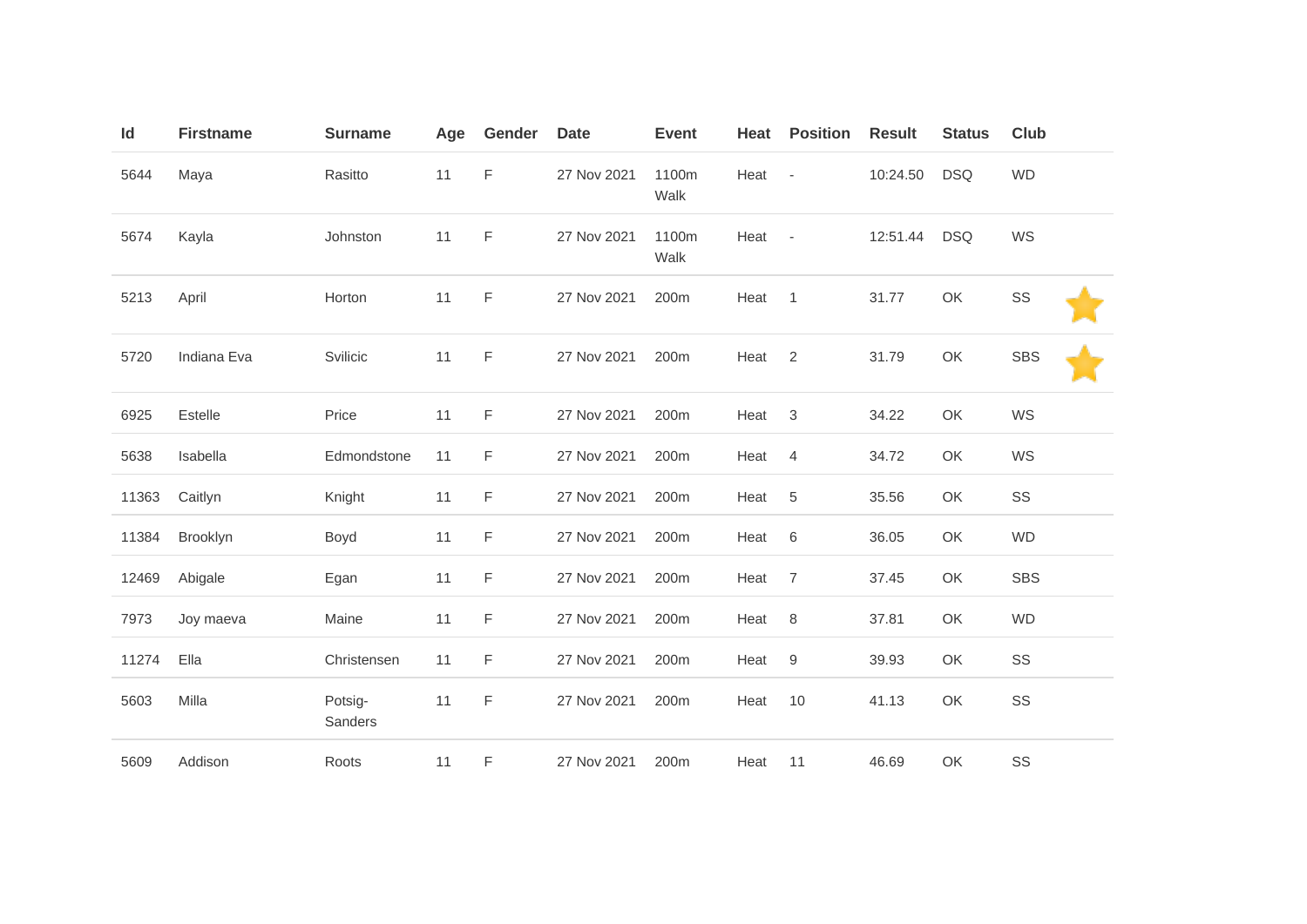| Id | Firstname | Surname | Age | Gender | Date | Event | Heat | Position | Result | Status | Club |
|---|---|---|---|---|---|---|---|---|---|---|---|
| 5644 | Maya | Rasitto | 11 | F | 27 Nov 2021 | 1100m Walk | Heat | - | 10:24.50 | DSQ | WD |
| 5674 | Kayla | Johnston | 11 | F | 27 Nov 2021 | 1100m Walk | Heat | - | 12:51.44 | DSQ | WS |
| 5213 | April | Horton | 11 | F | 27 Nov 2021 | 200m | Heat | 1 | 31.77 | OK | SS |
| 5720 | Indiana Eva | Svilicic | 11 | F | 27 Nov 2021 | 200m | Heat | 2 | 31.79 | OK | SBS |
| 6925 | Estelle | Price | 11 | F | 27 Nov 2021 | 200m | Heat | 3 | 34.22 | OK | WS |
| 5638 | Isabella | Edmondstone | 11 | F | 27 Nov 2021 | 200m | Heat | 4 | 34.72 | OK | WS |
| 11363 | Caitlyn | Knight | 11 | F | 27 Nov 2021 | 200m | Heat | 5 | 35.56 | OK | SS |
| 11384 | Brooklyn | Boyd | 11 | F | 27 Nov 2021 | 200m | Heat | 6 | 36.05 | OK | WD |
| 12469 | Abigale | Egan | 11 | F | 27 Nov 2021 | 200m | Heat | 7 | 37.45 | OK | SBS |
| 7973 | Joy maeva | Maine | 11 | F | 27 Nov 2021 | 200m | Heat | 8 | 37.81 | OK | WD |
| 11274 | Ella | Christensen | 11 | F | 27 Nov 2021 | 200m | Heat | 9 | 39.93 | OK | SS |
| 5603 | Milla | Potsig-Sanders | 11 | F | 27 Nov 2021 | 200m | Heat | 10 | 41.13 | OK | SS |
| 5609 | Addison | Roots | 11 | F | 27 Nov 2021 | 200m | Heat | 11 | 46.69 | OK | SS |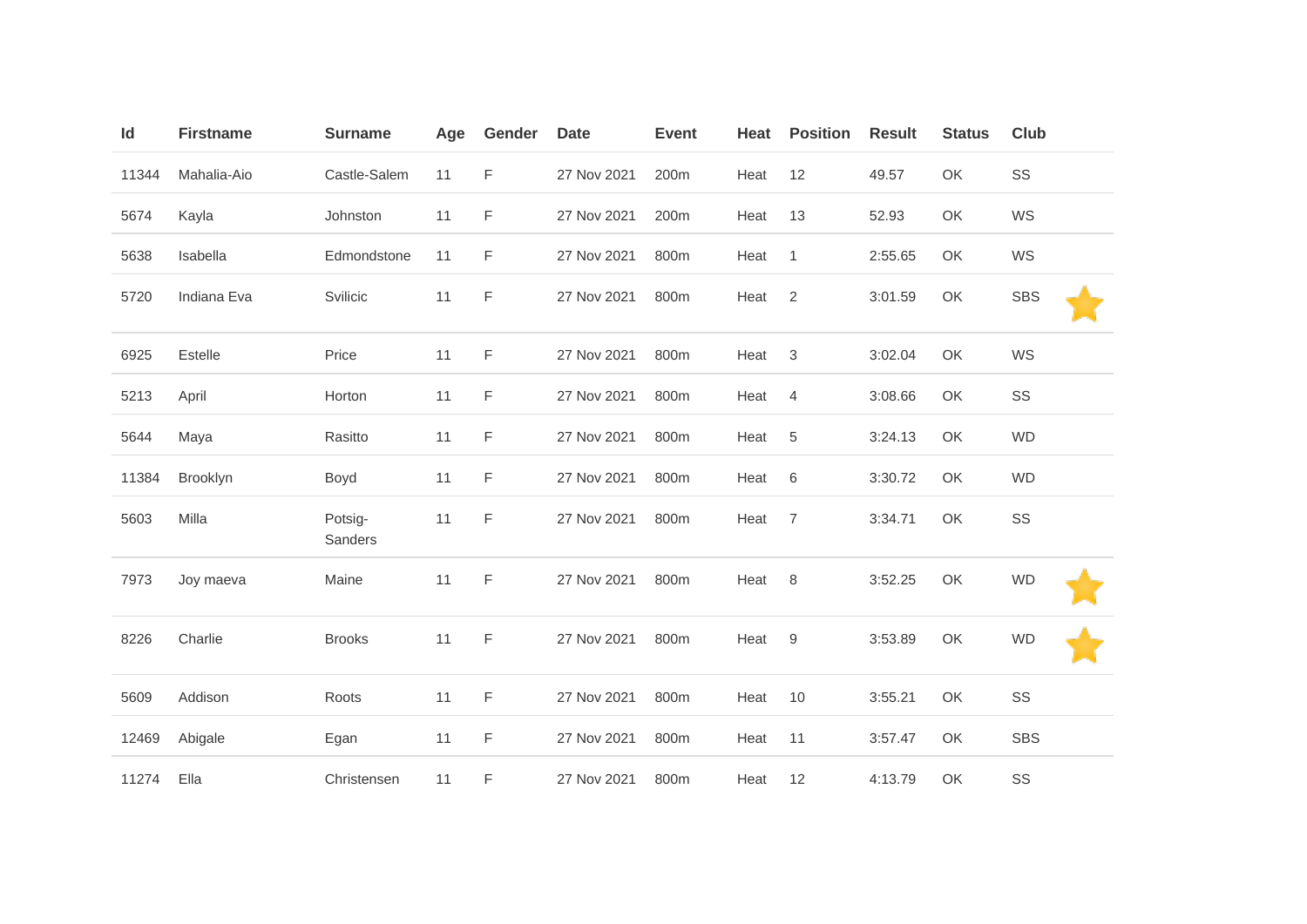| Id | Firstname | Surname | Age | Gender | Date | Event | Heat | Position | Result | Status | Club | |
|---|---|---|---|---|---|---|---|---|---|---|---|---|
| 11344 | Mahalia-Aio | Castle-Salem | 11 | F | 27 Nov 2021 | 200m | Heat | 12 | 49.57 | OK | SS | |
| 5674 | Kayla | Johnston | 11 | F | 27 Nov 2021 | 200m | Heat | 13 | 52.93 | OK | WS | |
| 5638 | Isabella | Edmondstone | 11 | F | 27 Nov 2021 | 800m | Heat | 1 | 2:55.65 | OK | WS | |
| 5720 | Indiana Eva | Svilicic | 11 | F | 27 Nov 2021 | 800m | Heat | 2 | 3:01.59 | OK | SBS | ⭐ |
| 6925 | Estelle | Price | 11 | F | 27 Nov 2021 | 800m | Heat | 3 | 3:02.04 | OK | WS | |
| 5213 | April | Horton | 11 | F | 27 Nov 2021 | 800m | Heat | 4 | 3:08.66 | OK | SS | |
| 5644 | Maya | Rasitto | 11 | F | 27 Nov 2021 | 800m | Heat | 5 | 3:24.13 | OK | WD | |
| 11384 | Brooklyn | Boyd | 11 | F | 27 Nov 2021 | 800m | Heat | 6 | 3:30.72 | OK | WD | |
| 5603 | Milla | Potsig-Sanders | 11 | F | 27 Nov 2021 | 800m | Heat | 7 | 3:34.71 | OK | SS | |
| 7973 | Joy maeva | Maine | 11 | F | 27 Nov 2021 | 800m | Heat | 8 | 3:52.25 | OK | WD | ⭐ |
| 8226 | Charlie | Brooks | 11 | F | 27 Nov 2021 | 800m | Heat | 9 | 3:53.89 | OK | WD | ⭐ |
| 5609 | Addison | Roots | 11 | F | 27 Nov 2021 | 800m | Heat | 10 | 3:55.21 | OK | SS | |
| 12469 | Abigale | Egan | 11 | F | 27 Nov 2021 | 800m | Heat | 11 | 3:57.47 | OK | SBS | |
| 11274 | Ella | Christensen | 11 | F | 27 Nov 2021 | 800m | Heat | 12 | 4:13.79 | OK | SS | |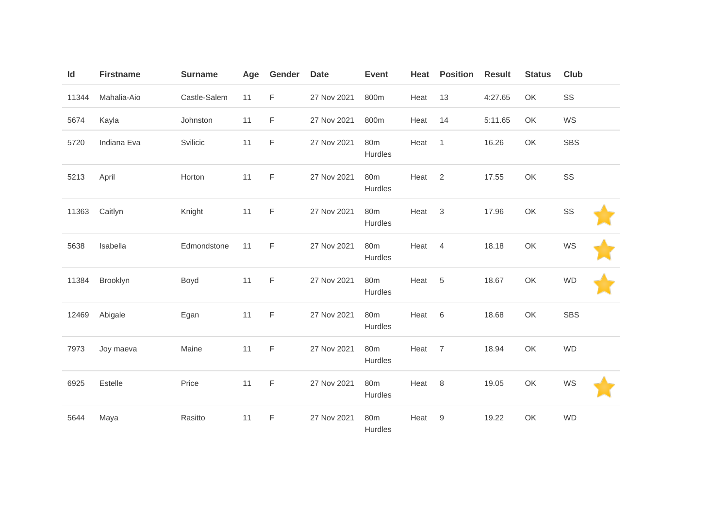| Id | Firstname | Surname | Age | Gender | Date | Event | Heat | Position | Result | Status | Club | |
|---|---|---|---|---|---|---|---|---|---|---|---|---|
| 11344 | Mahalia-Aio | Castle-Salem | 11 | F | 27 Nov 2021 | 800m | Heat | 13 | 4:27.65 | OK | SS | |
| 5674 | Kayla | Johnston | 11 | F | 27 Nov 2021 | 800m | Heat | 14 | 5:11.65 | OK | WS | |
| 5720 | Indiana Eva | Svilicic | 11 | F | 27 Nov 2021 | 80m Hurdles | Heat | 1 | 16.26 | OK | SBS | |
| 5213 | April | Horton | 11 | F | 27 Nov 2021 | 80m Hurdles | Heat | 2 | 17.55 | OK | SS | |
| 11363 | Caitlyn | Knight | 11 | F | 27 Nov 2021 | 80m Hurdles | Heat | 3 | 17.96 | OK | SS | ⭐ |
| 5638 | Isabella | Edmondstone | 11 | F | 27 Nov 2021 | 80m Hurdles | Heat | 4 | 18.18 | OK | WS | ⭐ |
| 11384 | Brooklyn | Boyd | 11 | F | 27 Nov 2021 | 80m Hurdles | Heat | 5 | 18.67 | OK | WD | ⭐ |
| 12469 | Abigale | Egan | 11 | F | 27 Nov 2021 | 80m Hurdles | Heat | 6 | 18.68 | OK | SBS | |
| 7973 | Joy maeva | Maine | 11 | F | 27 Nov 2021 | 80m Hurdles | Heat | 7 | 18.94 | OK | WD | |
| 6925 | Estelle | Price | 11 | F | 27 Nov 2021 | 80m Hurdles | Heat | 8 | 19.05 | OK | WS | ⭐ |
| 5644 | Maya | Rasitto | 11 | F | 27 Nov 2021 | 80m Hurdles | Heat | 9 | 19.22 | OK | WD | |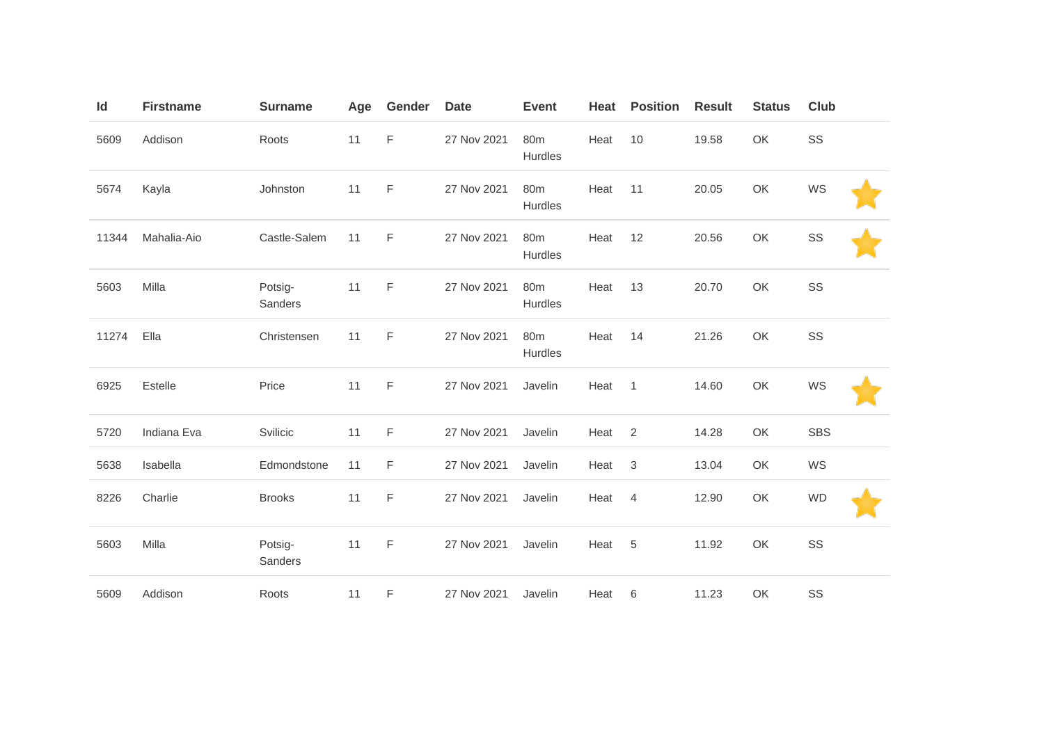| Id | Firstname | Surname | Age | Gender | Date | Event | Heat | Position | Result | Status | Club | |
|---|---|---|---|---|---|---|---|---|---|---|---|---|
| 5609 | Addison | Roots | 11 | F | 27 Nov 2021 | 80m Hurdles | Heat | 10 | 19.58 | OK | SS | |
| 5674 | Kayla | Johnston | 11 | F | 27 Nov 2021 | 80m Hurdles | Heat | 11 | 20.05 | OK | WS | ⭐ |
| 11344 | Mahalia-Aio | Castle-Salem | 11 | F | 27 Nov 2021 | 80m Hurdles | Heat | 12 | 20.56 | OK | SS | ⭐ |
| 5603 | Milla | Potsig-Sanders | 11 | F | 27 Nov 2021 | 80m Hurdles | Heat | 13 | 20.70 | OK | SS | |
| 11274 | Ella | Christensen | 11 | F | 27 Nov 2021 | 80m Hurdles | Heat | 14 | 21.26 | OK | SS | |
| 6925 | Estelle | Price | 11 | F | 27 Nov 2021 | Javelin | Heat | 1 | 14.60 | OK | WS | ⭐ |
| 5720 | Indiana Eva | Svilicic | 11 | F | 27 Nov 2021 | Javelin | Heat | 2 | 14.28 | OK | SBS | |
| 5638 | Isabella | Edmondstone | 11 | F | 27 Nov 2021 | Javelin | Heat | 3 | 13.04 | OK | WS | |
| 8226 | Charlie | Brooks | 11 | F | 27 Nov 2021 | Javelin | Heat | 4 | 12.90 | OK | WD | ⭐ |
| 5603 | Milla | Potsig-Sanders | 11 | F | 27 Nov 2021 | Javelin | Heat | 5 | 11.92 | OK | SS | |
| 5609 | Addison | Roots | 11 | F | 27 Nov 2021 | Javelin | Heat | 6 | 11.23 | OK | SS | |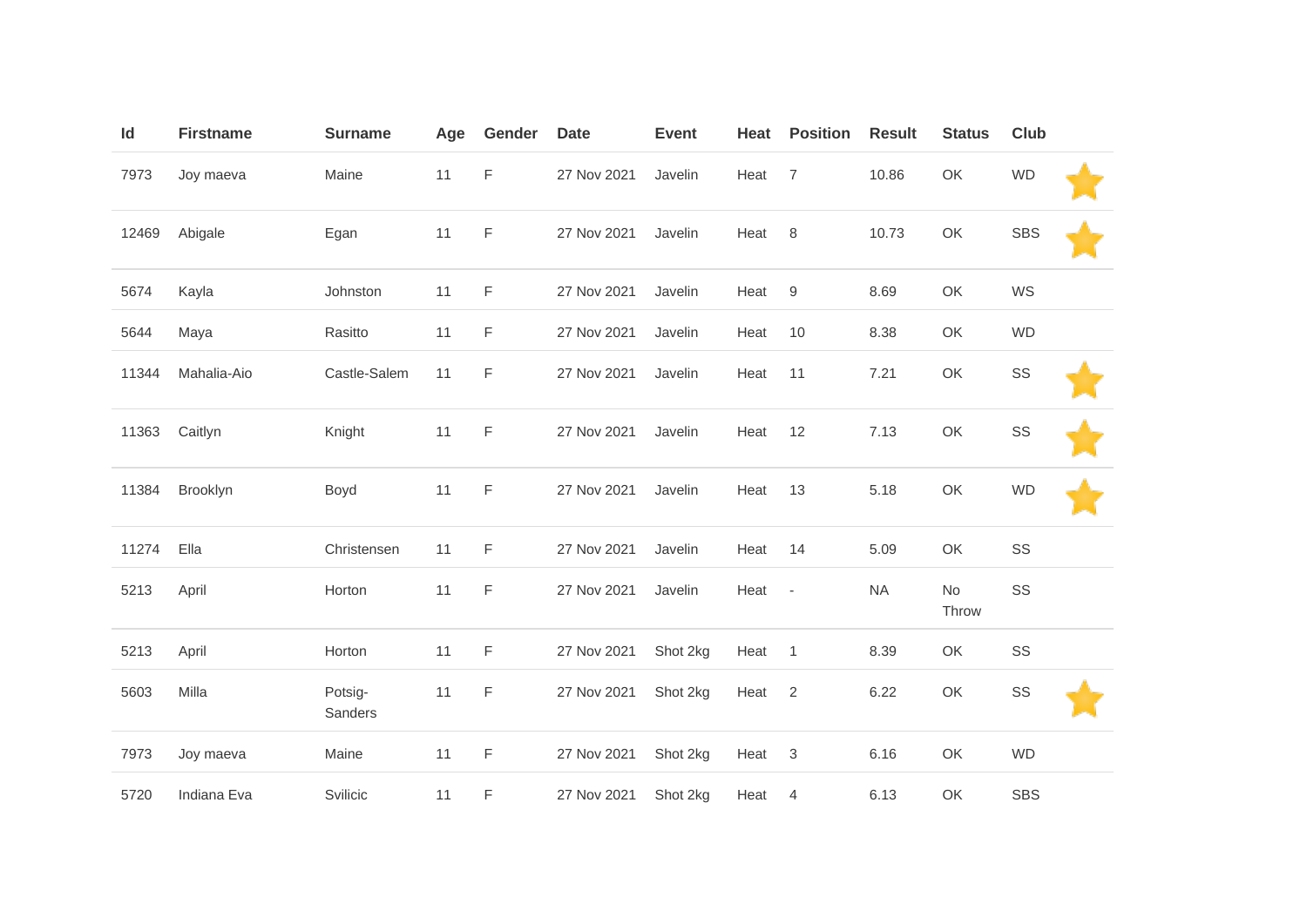| Id | Firstname | Surname | Age | Gender | Date | Event | Heat | Position | Result | Status | Club | |
|---|---|---|---|---|---|---|---|---|---|---|---|---|
| 7973 | Joy maeva | Maine | 11 | F | 27 Nov 2021 | Javelin | Heat | 7 | 10.86 | OK | WD | ⭐ |
| 12469 | Abigale | Egan | 11 | F | 27 Nov 2021 | Javelin | Heat | 8 | 10.73 | OK | SBS | ⭐ |
| 5674 | Kayla | Johnston | 11 | F | 27 Nov 2021 | Javelin | Heat | 9 | 8.69 | OK | WS | |
| 5644 | Maya | Rasitto | 11 | F | 27 Nov 2021 | Javelin | Heat | 10 | 8.38 | OK | WD | |
| 11344 | Mahalia-Aio | Castle-Salem | 11 | F | 27 Nov 2021 | Javelin | Heat | 11 | 7.21 | OK | SS | ⭐ |
| 11363 | Caitlyn | Knight | 11 | F | 27 Nov 2021 | Javelin | Heat | 12 | 7.13 | OK | SS | ⭐ |
| 11384 | Brooklyn | Boyd | 11 | F | 27 Nov 2021 | Javelin | Heat | 13 | 5.18 | OK | WD | ⭐ |
| 11274 | Ella | Christensen | 11 | F | 27 Nov 2021 | Javelin | Heat | 14 | 5.09 | OK | SS | |
| 5213 | April | Horton | 11 | F | 27 Nov 2021 | Javelin | Heat | - | NA | No Throw | SS | |
| 5213 | April | Horton | 11 | F | 27 Nov 2021 | Shot 2kg | Heat | 1 | 8.39 | OK | SS | |
| 5603 | Milla | Potsig-Sanders | 11 | F | 27 Nov 2021 | Shot 2kg | Heat | 2 | 6.22 | OK | SS | ⭐ |
| 7973 | Joy maeva | Maine | 11 | F | 27 Nov 2021 | Shot 2kg | Heat | 3 | 6.16 | OK | WD | |
| 5720 | Indiana Eva | Svilicic | 11 | F | 27 Nov 2021 | Shot 2kg | Heat | 4 | 6.13 | OK | SBS | |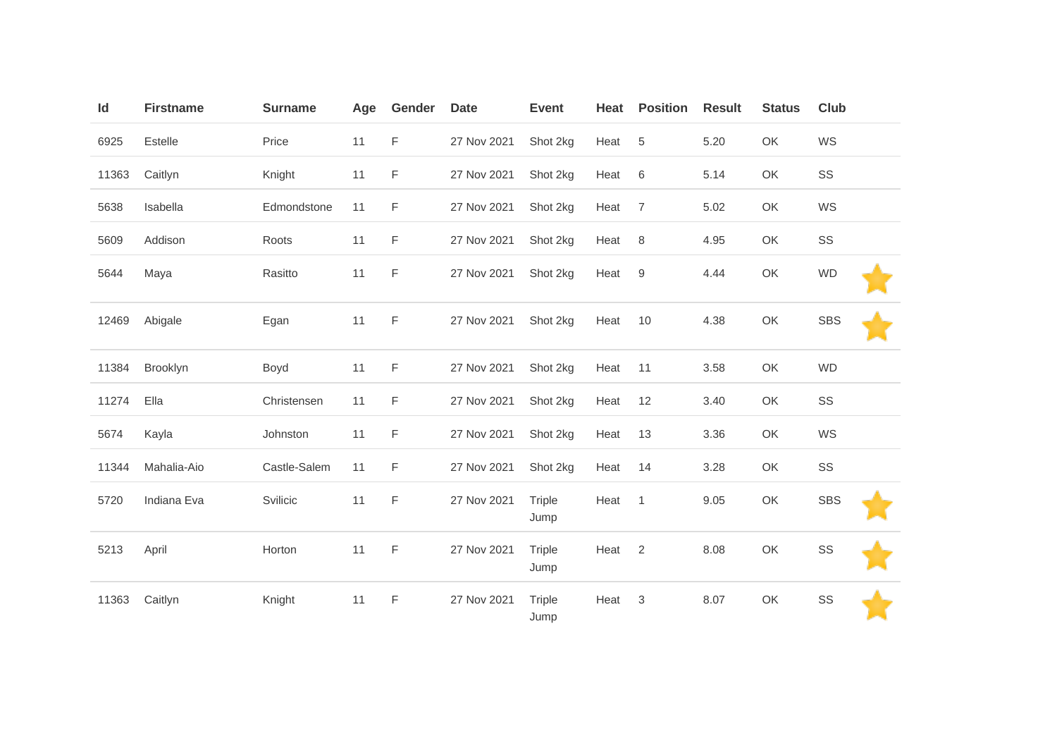| Id | Firstname | Surname | Age | Gender | Date | Event | Heat | Position | Result | Status | Club | |
|---|---|---|---|---|---|---|---|---|---|---|---|---|
| 6925 | Estelle | Price | 11 | F | 27 Nov 2021 | Shot 2kg | Heat | 5 | 5.20 | OK | WS | |
| 11363 | Caitlyn | Knight | 11 | F | 27 Nov 2021 | Shot 2kg | Heat | 6 | 5.14 | OK | SS | |
| 5638 | Isabella | Edmondstone | 11 | F | 27 Nov 2021 | Shot 2kg | Heat | 7 | 5.02 | OK | WS | |
| 5609 | Addison | Roots | 11 | F | 27 Nov 2021 | Shot 2kg | Heat | 8 | 4.95 | OK | SS | |
| 5644 | Maya | Rasitto | 11 | F | 27 Nov 2021 | Shot 2kg | Heat | 9 | 4.44 | OK | WD | ⭐ |
| 12469 | Abigale | Egan | 11 | F | 27 Nov 2021 | Shot 2kg | Heat | 10 | 4.38 | OK | SBS | ⭐ |
| 11384 | Brooklyn | Boyd | 11 | F | 27 Nov 2021 | Shot 2kg | Heat | 11 | 3.58 | OK | WD | |
| 11274 | Ella | Christensen | 11 | F | 27 Nov 2021 | Shot 2kg | Heat | 12 | 3.40 | OK | SS | |
| 5674 | Kayla | Johnston | 11 | F | 27 Nov 2021 | Shot 2kg | Heat | 13 | 3.36 | OK | WS | |
| 11344 | Mahalia-Aio | Castle-Salem | 11 | F | 27 Nov 2021 | Shot 2kg | Heat | 14 | 3.28 | OK | SS | |
| 5720 | Indiana Eva | Svilicic | 11 | F | 27 Nov 2021 | Triple Jump | Heat | 1 | 9.05 | OK | SBS | ⭐ |
| 5213 | April | Horton | 11 | F | 27 Nov 2021 | Triple Jump | Heat | 2 | 8.08 | OK | SS | ⭐ |
| 11363 | Caitlyn | Knight | 11 | F | 27 Nov 2021 | Triple Jump | Heat | 3 | 8.07 | OK | SS | ⭐ |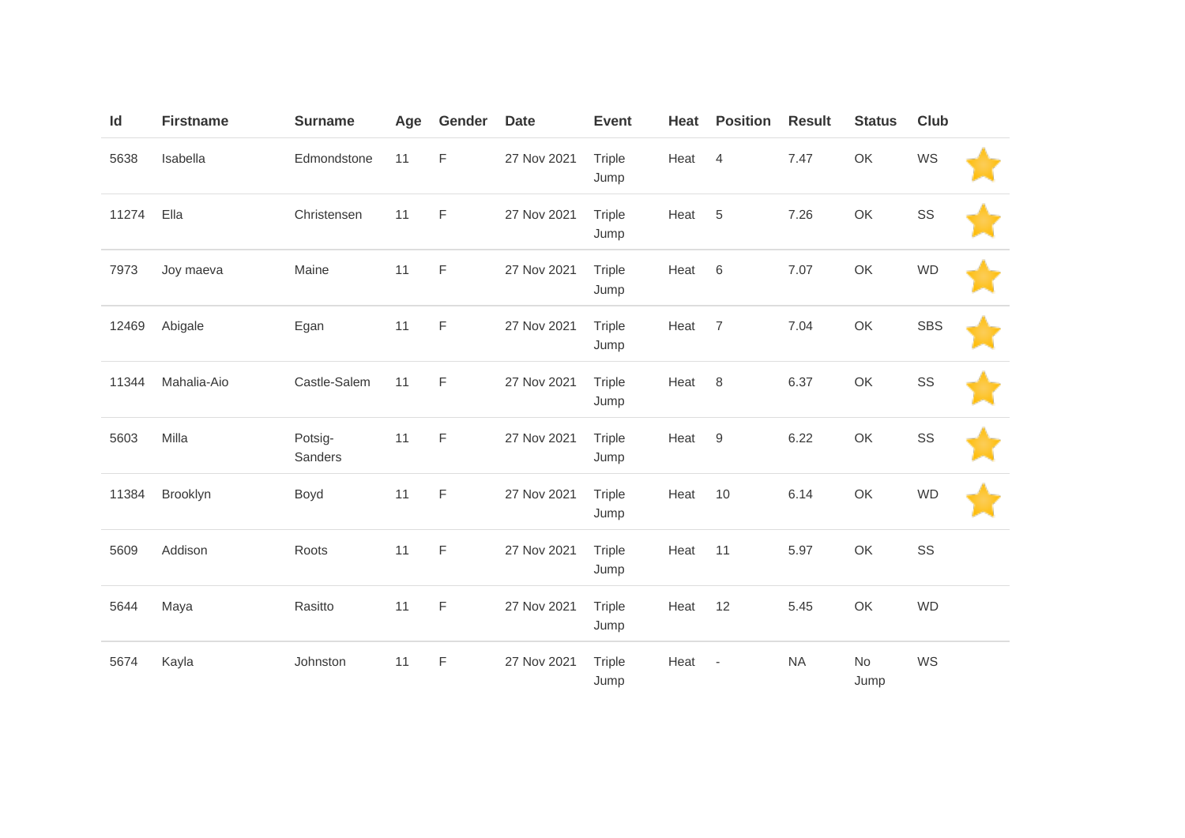| Id | Firstname | Surname | Age | Gender | Date | Event | Heat | Position | Result | Status | Club | |
|---|---|---|---|---|---|---|---|---|---|---|---|---|
| 5638 | Isabella | Edmondstone | 11 | F | 27 Nov 2021 | Triple Jump | Heat | 4 | 7.47 | OK | WS | ⭐ |
| 11274 | Ella | Christensen | 11 | F | 27 Nov 2021 | Triple Jump | Heat | 5 | 7.26 | OK | SS | ⭐ |
| 7973 | Joy maeva | Maine | 11 | F | 27 Nov 2021 | Triple Jump | Heat | 6 | 7.07 | OK | WD | ⭐ |
| 12469 | Abigale | Egan | 11 | F | 27 Nov 2021 | Triple Jump | Heat | 7 | 7.04 | OK | SBS | ⭐ |
| 11344 | Mahalia-Aio | Castle-Salem | 11 | F | 27 Nov 2021 | Triple Jump | Heat | 8 | 6.37 | OK | SS | ⭐ |
| 5603 | Milla | Potsig-Sanders | 11 | F | 27 Nov 2021 | Triple Jump | Heat | 9 | 6.22 | OK | SS | ⭐ |
| 11384 | Brooklyn | Boyd | 11 | F | 27 Nov 2021 | Triple Jump | Heat | 10 | 6.14 | OK | WD | ⭐ |
| 5609 | Addison | Roots | 11 | F | 27 Nov 2021 | Triple Jump | Heat | 11 | 5.97 | OK | SS | |
| 5644 | Maya | Rasitto | 11 | F | 27 Nov 2021 | Triple Jump | Heat | 12 | 5.45 | OK | WD | |
| 5674 | Kayla | Johnston | 11 | F | 27 Nov 2021 | Triple Jump | Heat | - | NA | No Jump | WS | |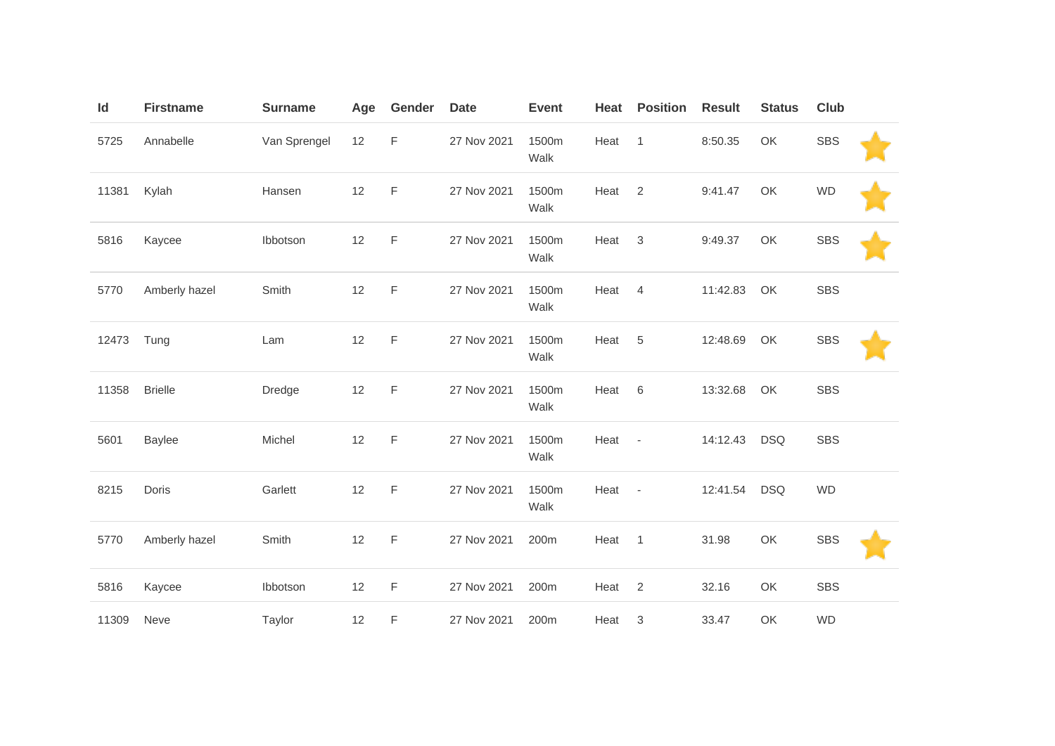| Id | Firstname | Surname | Age | Gender | Date | Event | Heat | Position | Result | Status | Club | |
|---|---|---|---|---|---|---|---|---|---|---|---|---|
| 5725 | Annabelle | Van Sprengel | 12 | F | 27 Nov 2021 | 1500m Walk | Heat | 1 | 8:50.35 | OK | SBS | ⭐ |
| 11381 | Kylah | Hansen | 12 | F | 27 Nov 2021 | 1500m Walk | Heat | 2 | 9:41.47 | OK | WD | ⭐ |
| 5816 | Kaycee | Ibbotson | 12 | F | 27 Nov 2021 | 1500m Walk | Heat | 3 | 9:49.37 | OK | SBS | ⭐ |
| 5770 | Amberly hazel | Smith | 12 | F | 27 Nov 2021 | 1500m Walk | Heat | 4 | 11:42.83 | OK | SBS | |
| 12473 | Tung | Lam | 12 | F | 27 Nov 2021 | 1500m Walk | Heat | 5 | 12:48.69 | OK | SBS | ⭐ |
| 11358 | Brielle | Dredge | 12 | F | 27 Nov 2021 | 1500m Walk | Heat | 6 | 13:32.68 | OK | SBS | |
| 5601 | Baylee | Michel | 12 | F | 27 Nov 2021 | 1500m Walk | Heat | - | 14:12.43 | DSQ | SBS | |
| 8215 | Doris | Garlett | 12 | F | 27 Nov 2021 | 1500m Walk | Heat | - | 12:41.54 | DSQ | WD | |
| 5770 | Amberly hazel | Smith | 12 | F | 27 Nov 2021 | 200m | Heat | 1 | 31.98 | OK | SBS | ⭐ |
| 5816 | Kaycee | Ibbotson | 12 | F | 27 Nov 2021 | 200m | Heat | 2 | 32.16 | OK | SBS | |
| 11309 | Neve | Taylor | 12 | F | 27 Nov 2021 | 200m | Heat | 3 | 33.47 | OK | WD | |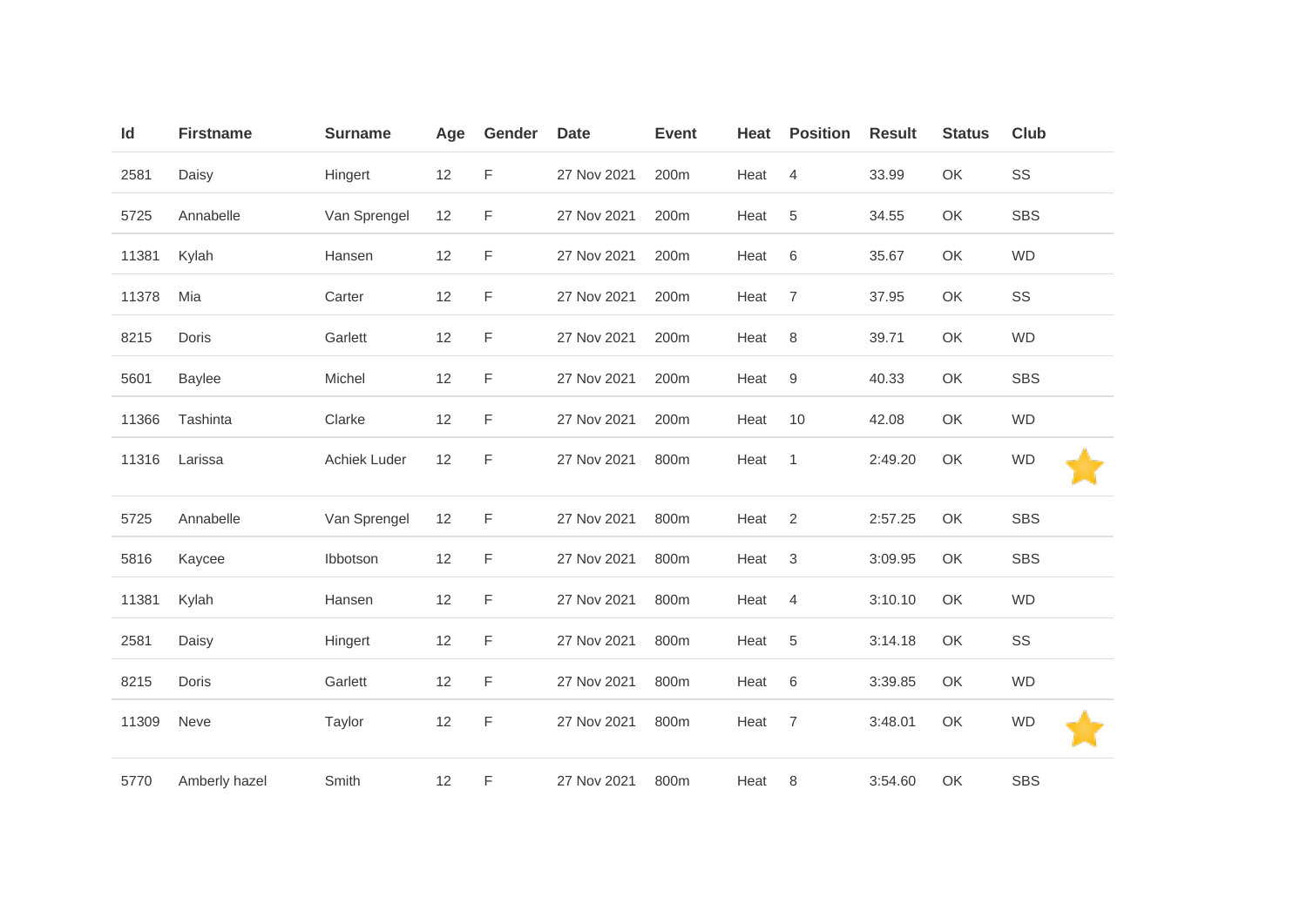| Id | Firstname | Surname | Age | Gender | Date | Event | Heat | Position | Result | Status | Club | |
|---|---|---|---|---|---|---|---|---|---|---|---|---|
| 2581 | Daisy | Hingert | 12 | F | 27 Nov 2021 | 200m | Heat | 4 | 33.99 | OK | SS | |
| 5725 | Annabelle | Van Sprengel | 12 | F | 27 Nov 2021 | 200m | Heat | 5 | 34.55 | OK | SBS | |
| 11381 | Kylah | Hansen | 12 | F | 27 Nov 2021 | 200m | Heat | 6 | 35.67 | OK | WD | |
| 11378 | Mia | Carter | 12 | F | 27 Nov 2021 | 200m | Heat | 7 | 37.95 | OK | SS | |
| 8215 | Doris | Garlett | 12 | F | 27 Nov 2021 | 200m | Heat | 8 | 39.71 | OK | WD | |
| 5601 | Baylee | Michel | 12 | F | 27 Nov 2021 | 200m | Heat | 9 | 40.33 | OK | SBS | |
| 11366 | Tashinta | Clarke | 12 | F | 27 Nov 2021 | 200m | Heat | 10 | 42.08 | OK | WD | |
| 11316 | Larissa | Achiek Luder | 12 | F | 27 Nov 2021 | 800m | Heat | 1 | 2:49.20 | OK | WD | ⭐ |
| 5725 | Annabelle | Van Sprengel | 12 | F | 27 Nov 2021 | 800m | Heat | 2 | 2:57.25 | OK | SBS | |
| 5816 | Kaycee | Ibbotson | 12 | F | 27 Nov 2021 | 800m | Heat | 3 | 3:09.95 | OK | SBS | |
| 11381 | Kylah | Hansen | 12 | F | 27 Nov 2021 | 800m | Heat | 4 | 3:10.10 | OK | WD | |
| 2581 | Daisy | Hingert | 12 | F | 27 Nov 2021 | 800m | Heat | 5 | 3:14.18 | OK | SS | |
| 8215 | Doris | Garlett | 12 | F | 27 Nov 2021 | 800m | Heat | 6 | 3:39.85 | OK | WD | |
| 11309 | Neve | Taylor | 12 | F | 27 Nov 2021 | 800m | Heat | 7 | 3:48.01 | OK | WD | ⭐ |
| 5770 | Amberly hazel | Smith | 12 | F | 27 Nov 2021 | 800m | Heat | 8 | 3:54.60 | OK | SBS | |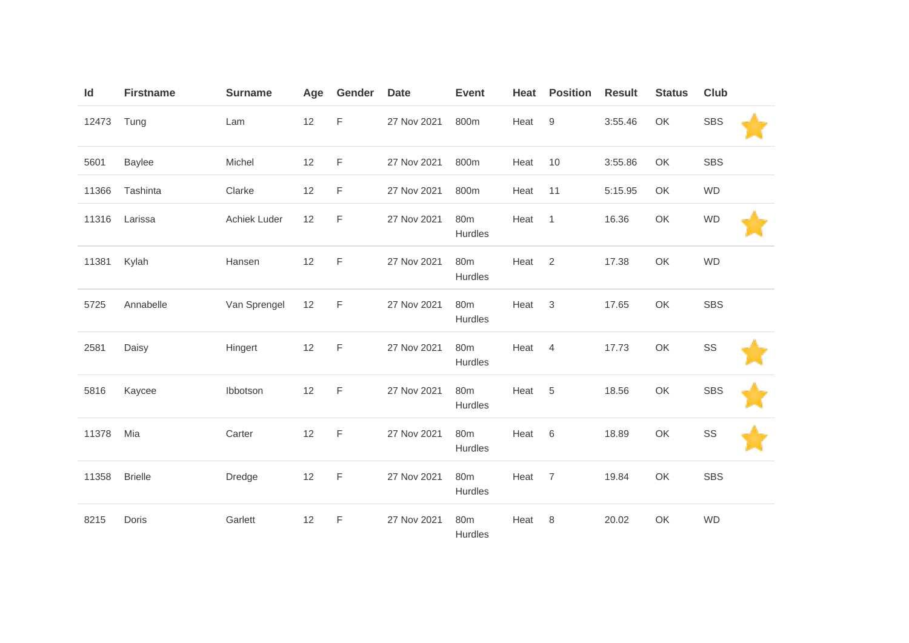| Id | Firstname | Surname | Age | Gender | Date | Event | Heat | Position | Result | Status | Club | |
|---|---|---|---|---|---|---|---|---|---|---|---|---|
| 12473 | Tung | Lam | 12 | F | 27 Nov 2021 | 800m | Heat | 9 | 3:55.46 | OK | SBS | ⭐ |
| 5601 | Baylee | Michel | 12 | F | 27 Nov 2021 | 800m | Heat | 10 | 3:55.86 | OK | SBS | |
| 11366 | Tashinta | Clarke | 12 | F | 27 Nov 2021 | 800m | Heat | 11 | 5:15.95 | OK | WD | |
| 11316 | Larissa | Achiek Luder | 12 | F | 27 Nov 2021 | 80m Hurdles | Heat | 1 | 16.36 | OK | WD | ⭐ |
| 11381 | Kylah | Hansen | 12 | F | 27 Nov 2021 | 80m Hurdles | Heat | 2 | 17.38 | OK | WD | |
| 5725 | Annabelle | Van Sprengel | 12 | F | 27 Nov 2021 | 80m Hurdles | Heat | 3 | 17.65 | OK | SBS | |
| 2581 | Daisy | Hingert | 12 | F | 27 Nov 2021 | 80m Hurdles | Heat | 4 | 17.73 | OK | SS | ⭐ |
| 5816 | Kaycee | Ibbotson | 12 | F | 27 Nov 2021 | 80m Hurdles | Heat | 5 | 18.56 | OK | SBS | ⭐ |
| 11378 | Mia | Carter | 12 | F | 27 Nov 2021 | 80m Hurdles | Heat | 6 | 18.89 | OK | SS | ⭐ |
| 11358 | Brielle | Dredge | 12 | F | 27 Nov 2021 | 80m Hurdles | Heat | 7 | 19.84 | OK | SBS | |
| 8215 | Doris | Garlett | 12 | F | 27 Nov 2021 | 80m Hurdles | Heat | 8 | 20.02 | OK | WD | |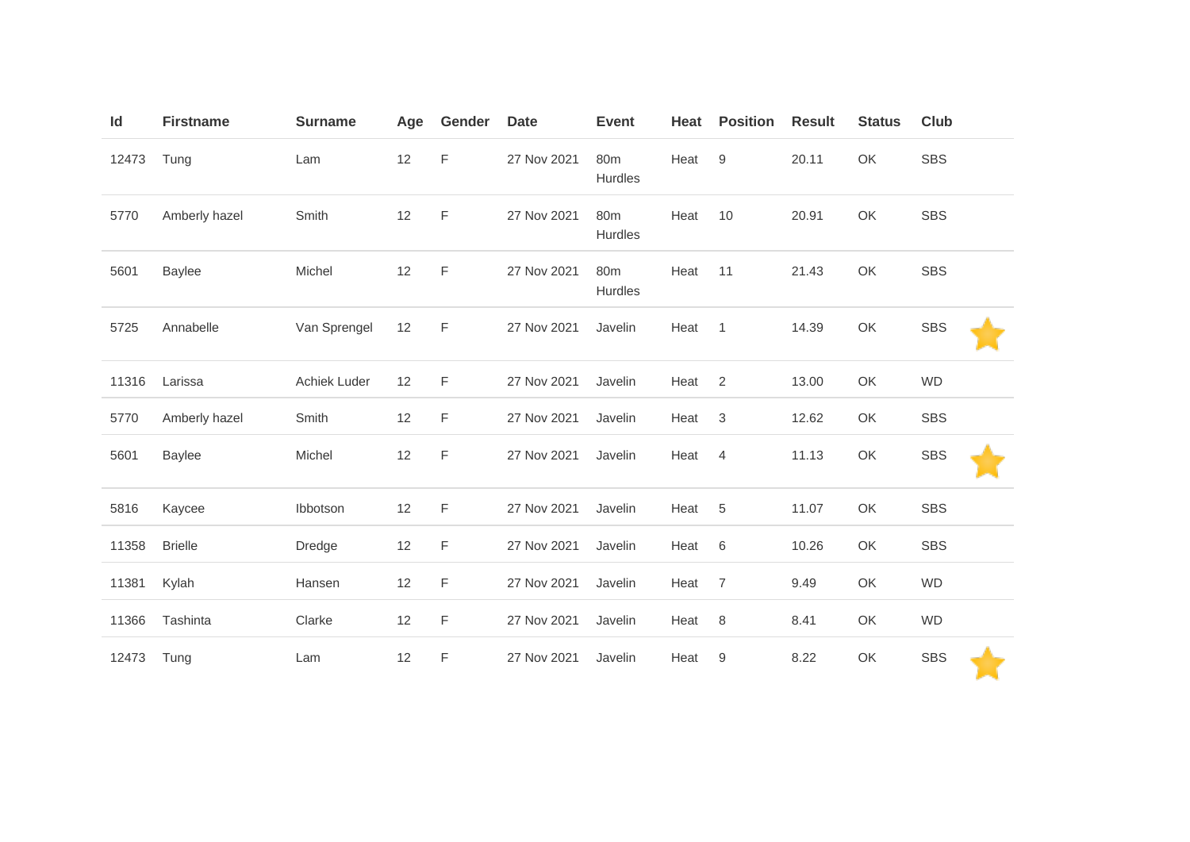| Id | Firstname | Surname | Age | Gender | Date | Event | Heat | Position | Result | Status | Club | |
|---|---|---|---|---|---|---|---|---|---|---|---|---|
| 12473 | Tung | Lam | 12 | F | 27 Nov 2021 | 80m Hurdles | Heat | 9 | 20.11 | OK | SBS | |
| 5770 | Amberly hazel | Smith | 12 | F | 27 Nov 2021 | 80m Hurdles | Heat | 10 | 20.91 | OK | SBS | |
| 5601 | Baylee | Michel | 12 | F | 27 Nov 2021 | 80m Hurdles | Heat | 11 | 21.43 | OK | SBS | |
| 5725 | Annabelle | Van Sprengel | 12 | F | 27 Nov 2021 | Javelin | Heat | 1 | 14.39 | OK | SBS | ⭐ |
| 11316 | Larissa | Achiek Luder | 12 | F | 27 Nov 2021 | Javelin | Heat | 2 | 13.00 | OK | WD | |
| 5770 | Amberly hazel | Smith | 12 | F | 27 Nov 2021 | Javelin | Heat | 3 | 12.62 | OK | SBS | |
| 5601 | Baylee | Michel | 12 | F | 27 Nov 2021 | Javelin | Heat | 4 | 11.13 | OK | SBS | ⭐ |
| 5816 | Kaycee | Ibbotson | 12 | F | 27 Nov 2021 | Javelin | Heat | 5 | 11.07 | OK | SBS | |
| 11358 | Brielle | Dredge | 12 | F | 27 Nov 2021 | Javelin | Heat | 6 | 10.26 | OK | SBS | |
| 11381 | Kylah | Hansen | 12 | F | 27 Nov 2021 | Javelin | Heat | 7 | 9.49 | OK | WD | |
| 11366 | Tashinta | Clarke | 12 | F | 27 Nov 2021 | Javelin | Heat | 8 | 8.41 | OK | WD | |
| 12473 | Tung | Lam | 12 | F | 27 Nov 2021 | Javelin | Heat | 9 | 8.22 | OK | SBS | ⭐ |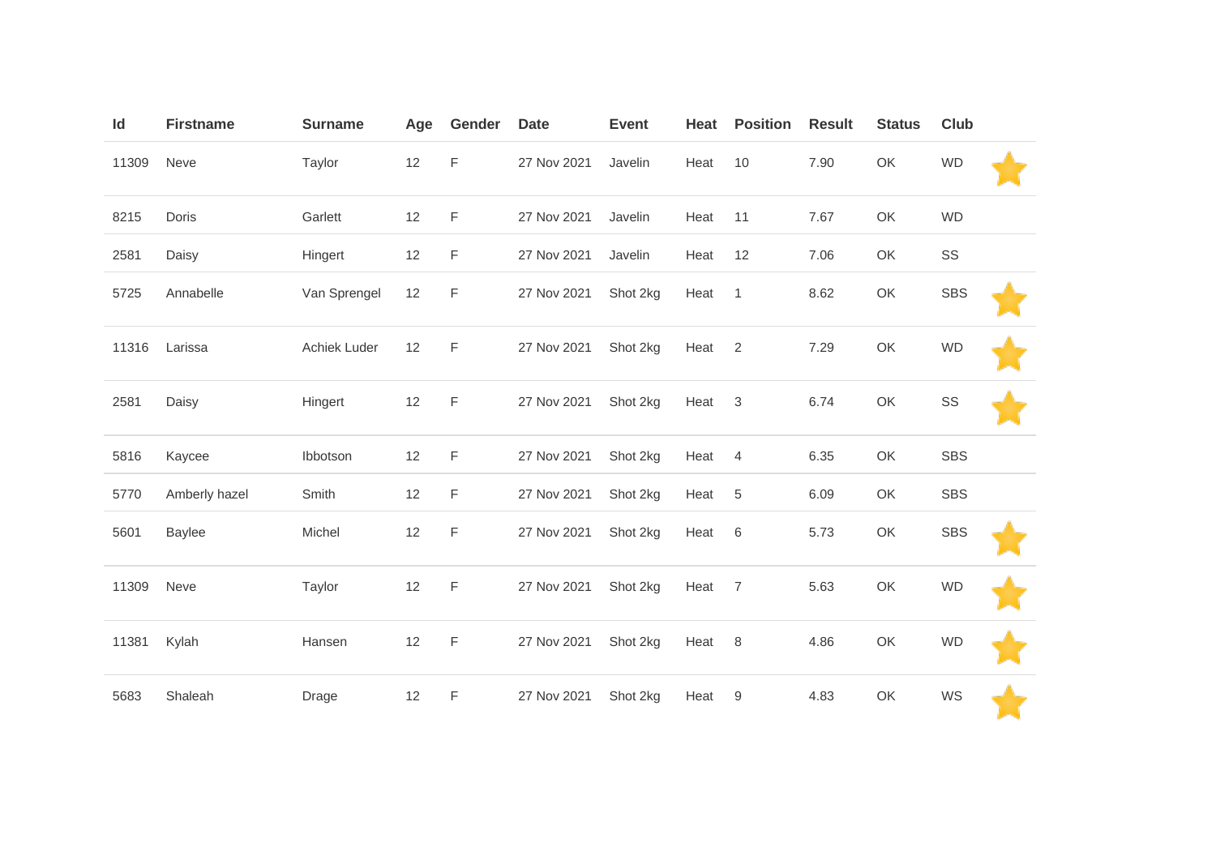| Id | Firstname | Surname | Age | Gender | Date | Event | Heat | Position | Result | Status | Club | |
|---|---|---|---|---|---|---|---|---|---|---|---|---|
| 11309 | Neve | Taylor | 12 | F | 27 Nov 2021 | Javelin | Heat | 10 | 7.90 | OK | WD | ⭐ |
| 8215 | Doris | Garlett | 12 | F | 27 Nov 2021 | Javelin | Heat | 11 | 7.67 | OK | WD | |
| 2581 | Daisy | Hingert | 12 | F | 27 Nov 2021 | Javelin | Heat | 12 | 7.06 | OK | SS | |
| 5725 | Annabelle | Van Sprengel | 12 | F | 27 Nov 2021 | Shot 2kg | Heat | 1 | 8.62 | OK | SBS | ⭐ |
| 11316 | Larissa | Achiek Luder | 12 | F | 27 Nov 2021 | Shot 2kg | Heat | 2 | 7.29 | OK | WD | ⭐ |
| 2581 | Daisy | Hingert | 12 | F | 27 Nov 2021 | Shot 2kg | Heat | 3 | 6.74 | OK | SS | ⭐ |
| 5816 | Kaycee | Ibbotson | 12 | F | 27 Nov 2021 | Shot 2kg | Heat | 4 | 6.35 | OK | SBS | |
| 5770 | Amberly hazel | Smith | 12 | F | 27 Nov 2021 | Shot 2kg | Heat | 5 | 6.09 | OK | SBS | |
| 5601 | Baylee | Michel | 12 | F | 27 Nov 2021 | Shot 2kg | Heat | 6 | 5.73 | OK | SBS | ⭐ |
| 11309 | Neve | Taylor | 12 | F | 27 Nov 2021 | Shot 2kg | Heat | 7 | 5.63 | OK | WD | ⭐ |
| 11381 | Kylah | Hansen | 12 | F | 27 Nov 2021 | Shot 2kg | Heat | 8 | 4.86 | OK | WD | ⭐ |
| 5683 | Shaleah | Drage | 12 | F | 27 Nov 2021 | Shot 2kg | Heat | 9 | 4.83 | OK | WS | ⭐ |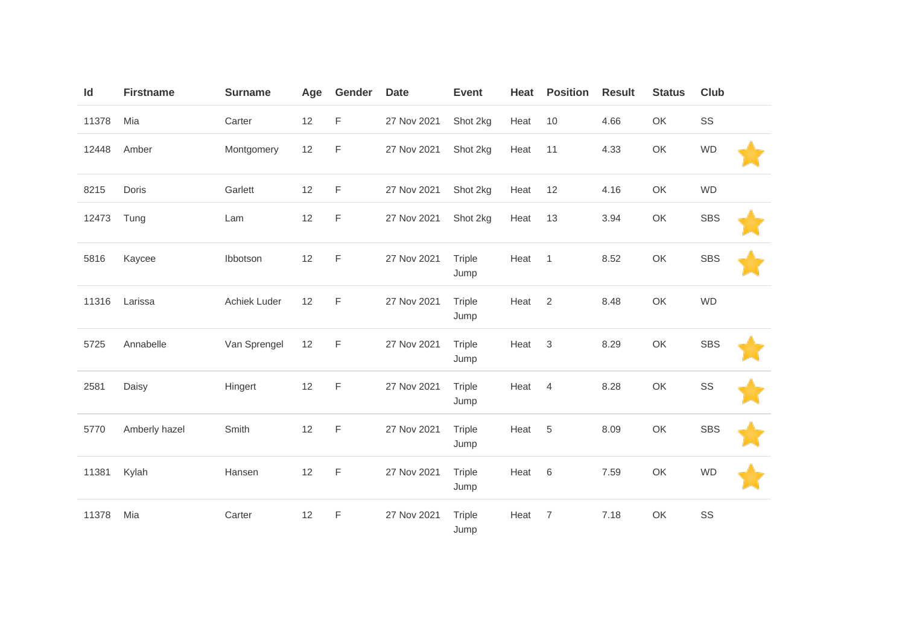| Id | Firstname | Surname | Age | Gender | Date | Event | Heat | Position | Result | Status | Club | |
|---|---|---|---|---|---|---|---|---|---|---|---|---|
| 11378 | Mia | Carter | 12 | F | 27 Nov 2021 | Shot 2kg | Heat | 10 | 4.66 | OK | SS | |
| 12448 | Amber | Montgomery | 12 | F | 27 Nov 2021 | Shot 2kg | Heat | 11 | 4.33 | OK | WD | ⭐ |
| 8215 | Doris | Garlett | 12 | F | 27 Nov 2021 | Shot 2kg | Heat | 12 | 4.16 | OK | WD | |
| 12473 | Tung | Lam | 12 | F | 27 Nov 2021 | Shot 2kg | Heat | 13 | 3.94 | OK | SBS | ⭐ |
| 5816 | Kaycee | Ibbotson | 12 | F | 27 Nov 2021 | Triple Jump | Heat | 1 | 8.52 | OK | SBS | ⭐ |
| 11316 | Larissa | Achiek Luder | 12 | F | 27 Nov 2021 | Triple Jump | Heat | 2 | 8.48 | OK | WD | |
| 5725 | Annabelle | Van Sprengel | 12 | F | 27 Nov 2021 | Triple Jump | Heat | 3 | 8.29 | OK | SBS | ⭐ |
| 2581 | Daisy | Hingert | 12 | F | 27 Nov 2021 | Triple Jump | Heat | 4 | 8.28 | OK | SS | ⭐ |
| 5770 | Amberly hazel | Smith | 12 | F | 27 Nov 2021 | Triple Jump | Heat | 5 | 8.09 | OK | SBS | ⭐ |
| 11381 | Kylah | Hansen | 12 | F | 27 Nov 2021 | Triple Jump | Heat | 6 | 7.59 | OK | WD | ⭐ |
| 11378 | Mia | Carter | 12 | F | 27 Nov 2021 | Triple Jump | Heat | 7 | 7.18 | OK | SS | |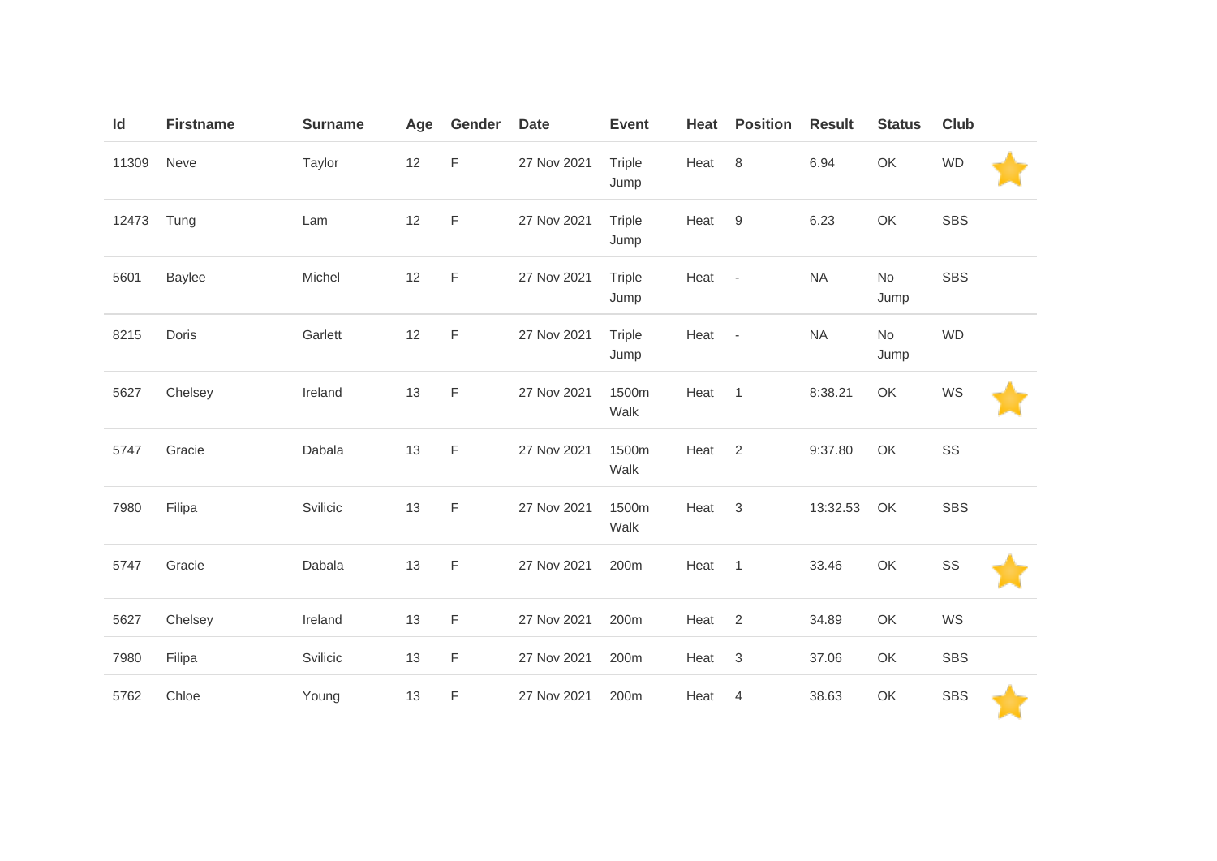| Id | Firstname | Surname | Age | Gender | Date | Event | Heat | Position | Result | Status | Club | |
|---|---|---|---|---|---|---|---|---|---|---|---|---|
| 11309 | Neve | Taylor | 12 | F | 27 Nov 2021 | Triple Jump | Heat | 8 | 6.94 | OK | WD | ⭐ |
| 12473 | Tung | Lam | 12 | F | 27 Nov 2021 | Triple Jump | Heat | 9 | 6.23 | OK | SBS | |
| 5601 | Baylee | Michel | 12 | F | 27 Nov 2021 | Triple Jump | Heat | - | NA | No Jump | SBS | |
| 8215 | Doris | Garlett | 12 | F | 27 Nov 2021 | Triple Jump | Heat | - | NA | No Jump | WD | |
| 5627 | Chelsey | Ireland | 13 | F | 27 Nov 2021 | 1500m Walk | Heat | 1 | 8:38.21 | OK | WS | ⭐ |
| 5747 | Gracie | Dabala | 13 | F | 27 Nov 2021 | 1500m Walk | Heat | 2 | 9:37.80 | OK | SS | |
| 7980 | Filipa | Svilicic | 13 | F | 27 Nov 2021 | 1500m Walk | Heat | 3 | 13:32.53 | OK | SBS | |
| 5747 | Gracie | Dabala | 13 | F | 27 Nov 2021 | 200m | Heat | 1 | 33.46 | OK | SS | ⭐ |
| 5627 | Chelsey | Ireland | 13 | F | 27 Nov 2021 | 200m | Heat | 2 | 34.89 | OK | WS | |
| 7980 | Filipa | Svilicic | 13 | F | 27 Nov 2021 | 200m | Heat | 3 | 37.06 | OK | SBS | |
| 5762 | Chloe | Young | 13 | F | 27 Nov 2021 | 200m | Heat | 4 | 38.63 | OK | SBS | ⭐ |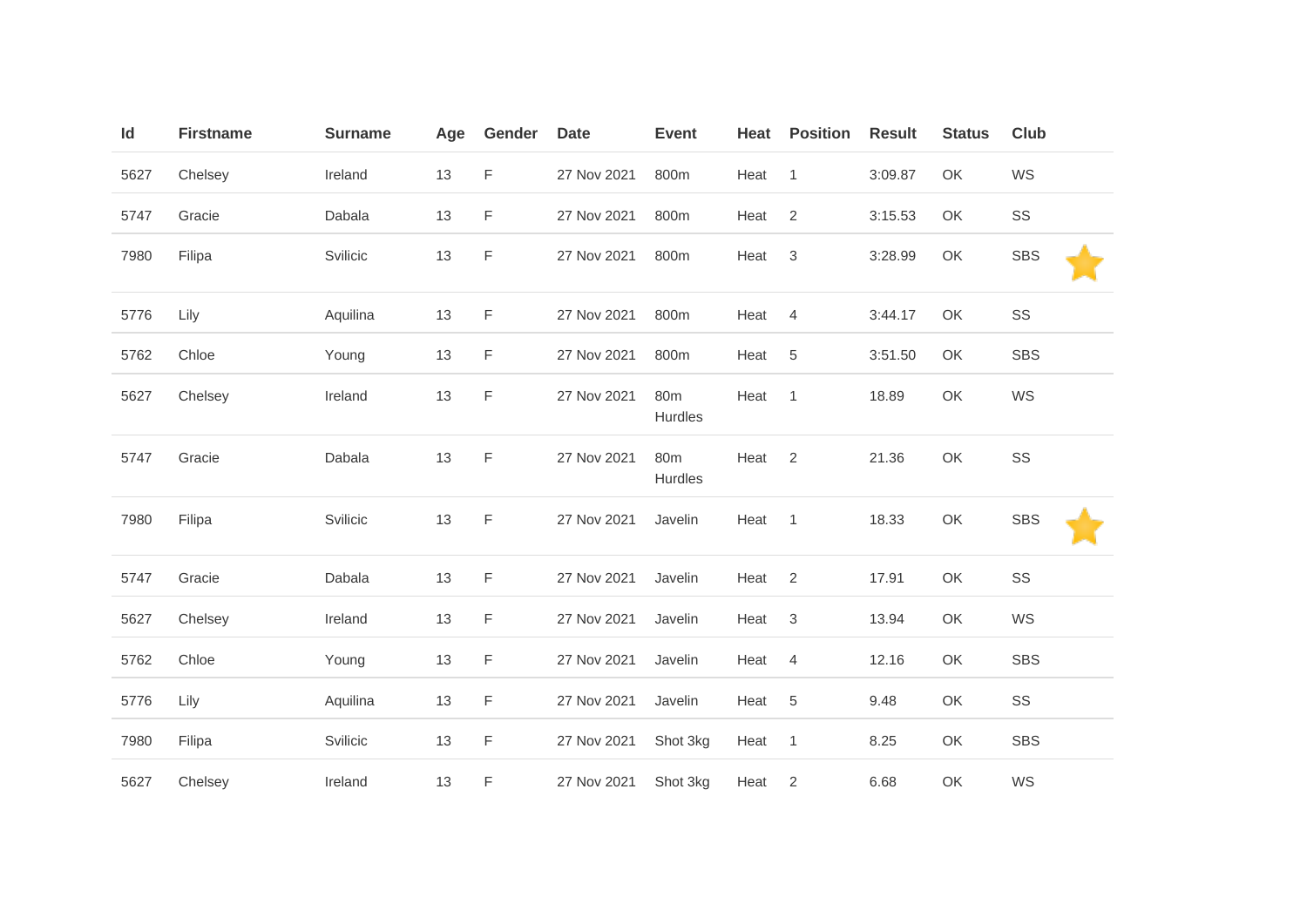| Id | Firstname | Surname | Age | Gender | Date | Event | Heat | Position | Result | Status | Club | |
|---|---|---|---|---|---|---|---|---|---|---|---|---|
| 5627 | Chelsey | Ireland | 13 | F | 27 Nov 2021 | 800m | Heat | 1 | 3:09.87 | OK | WS | |
| 5747 | Gracie | Dabala | 13 | F | 27 Nov 2021 | 800m | Heat | 2 | 3:15.53 | OK | SS | |
| 7980 | Filipa | Svilicic | 13 | F | 27 Nov 2021 | 800m | Heat | 3 | 3:28.99 | OK | SBS | ⭐ |
| 5776 | Lily | Aquilina | 13 | F | 27 Nov 2021 | 800m | Heat | 4 | 3:44.17 | OK | SS | |
| 5762 | Chloe | Young | 13 | F | 27 Nov 2021 | 800m | Heat | 5 | 3:51.50 | OK | SBS | |
| 5627 | Chelsey | Ireland | 13 | F | 27 Nov 2021 | 80m Hurdles | Heat | 1 | 18.89 | OK | WS | |
| 5747 | Gracie | Dabala | 13 | F | 27 Nov 2021 | 80m Hurdles | Heat | 2 | 21.36 | OK | SS | |
| 7980 | Filipa | Svilicic | 13 | F | 27 Nov 2021 | Javelin | Heat | 1 | 18.33 | OK | SBS | ⭐ |
| 5747 | Gracie | Dabala | 13 | F | 27 Nov 2021 | Javelin | Heat | 2 | 17.91 | OK | SS | |
| 5627 | Chelsey | Ireland | 13 | F | 27 Nov 2021 | Javelin | Heat | 3 | 13.94 | OK | WS | |
| 5762 | Chloe | Young | 13 | F | 27 Nov 2021 | Javelin | Heat | 4 | 12.16 | OK | SBS | |
| 5776 | Lily | Aquilina | 13 | F | 27 Nov 2021 | Javelin | Heat | 5 | 9.48 | OK | SS | |
| 7980 | Filipa | Svilicic | 13 | F | 27 Nov 2021 | Shot 3kg | Heat | 1 | 8.25 | OK | SBS | |
| 5627 | Chelsey | Ireland | 13 | F | 27 Nov 2021 | Shot 3kg | Heat | 2 | 6.68 | OK | WS | |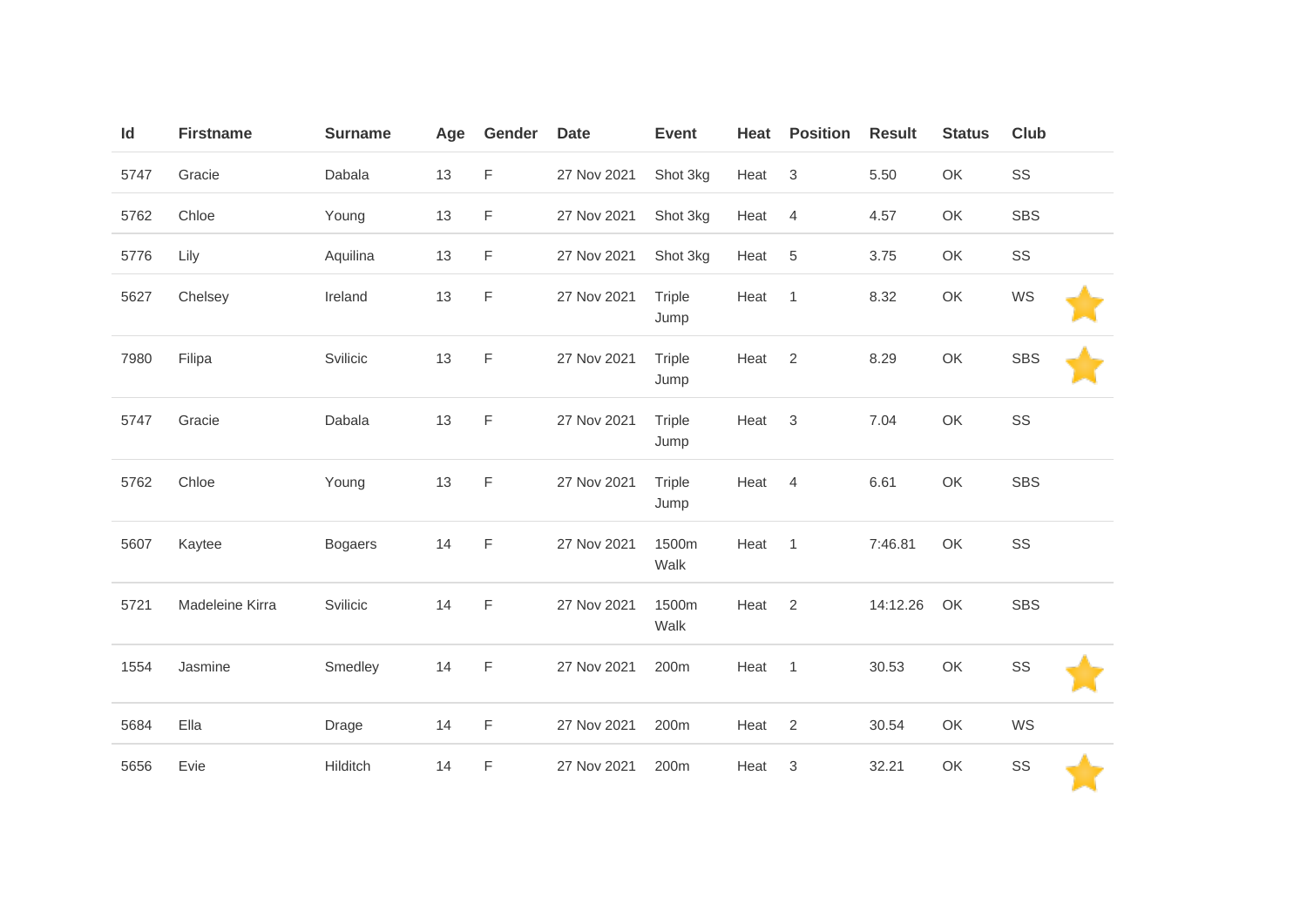| Id | Firstname | Surname | Age | Gender | Date | Event | Heat | Position | Result | Status | Club | |
|---|---|---|---|---|---|---|---|---|---|---|---|---|
| 5747 | Gracie | Dabala | 13 | F | 27 Nov 2021 | Shot 3kg | Heat | 3 | 5.50 | OK | SS | |
| 5762 | Chloe | Young | 13 | F | 27 Nov 2021 | Shot 3kg | Heat | 4 | 4.57 | OK | SBS | |
| 5776 | Lily | Aquilina | 13 | F | 27 Nov 2021 | Shot 3kg | Heat | 5 | 3.75 | OK | SS | |
| 5627 | Chelsey | Ireland | 13 | F | 27 Nov 2021 | Triple Jump | Heat | 1 | 8.32 | OK | WS | ⭐ |
| 7980 | Filipa | Svilicic | 13 | F | 27 Nov 2021 | Triple Jump | Heat | 2 | 8.29 | OK | SBS | ⭐ |
| 5747 | Gracie | Dabala | 13 | F | 27 Nov 2021 | Triple Jump | Heat | 3 | 7.04 | OK | SS | |
| 5762 | Chloe | Young | 13 | F | 27 Nov 2021 | Triple Jump | Heat | 4 | 6.61 | OK | SBS | |
| 5607 | Kaytee | Bogaers | 14 | F | 27 Nov 2021 | 1500m Walk | Heat | 1 | 7:46.81 | OK | SS | |
| 5721 | Madeleine Kirra | Svilicic | 14 | F | 27 Nov 2021 | 1500m Walk | Heat | 2 | 14:12.26 | OK | SBS | |
| 1554 | Jasmine | Smedley | 14 | F | 27 Nov 2021 | 200m | Heat | 1 | 30.53 | OK | SS | ⭐ |
| 5684 | Ella | Drage | 14 | F | 27 Nov 2021 | 200m | Heat | 2 | 30.54 | OK | WS | |
| 5656 | Evie | Hilditch | 14 | F | 27 Nov 2021 | 200m | Heat | 3 | 32.21 | OK | SS | ⭐ |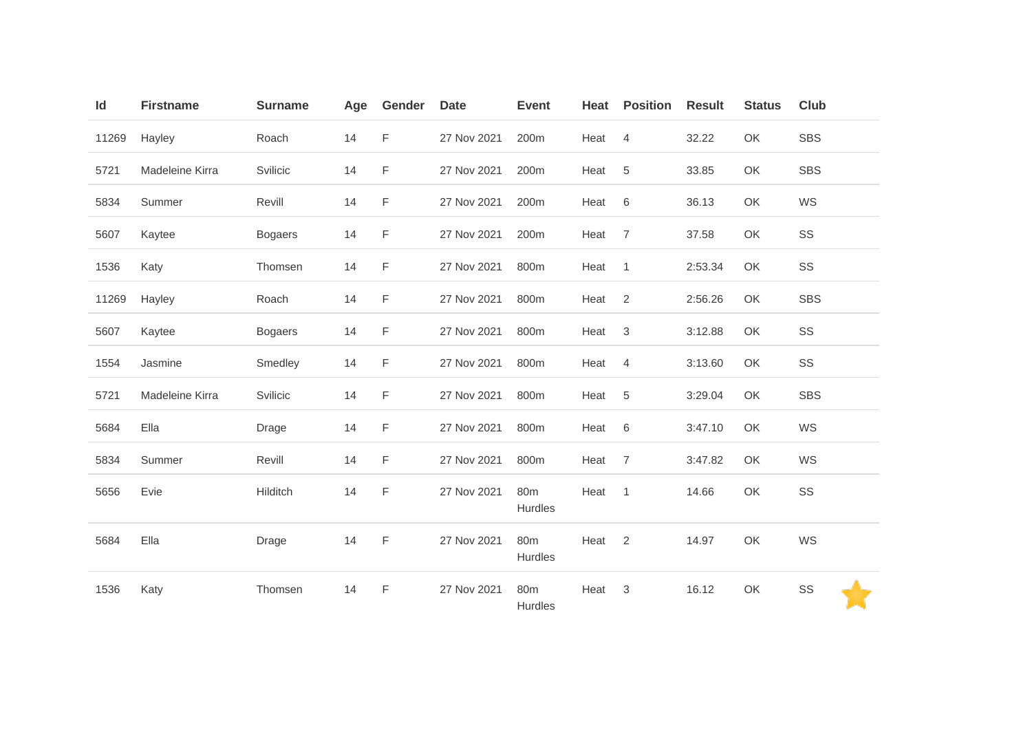| Id | Firstname | Surname | Age | Gender | Date | Event | Heat | Position | Result | Status | Club |
|---|---|---|---|---|---|---|---|---|---|---|---|
| 11269 | Hayley | Roach | 14 | F | 27 Nov 2021 | 200m | Heat | 4 | 32.22 | OK | SBS |
| 5721 | Madeleine Kirra | Svilicic | 14 | F | 27 Nov 2021 | 200m | Heat | 5 | 33.85 | OK | SBS |
| 5834 | Summer | Revill | 14 | F | 27 Nov 2021 | 200m | Heat | 6 | 36.13 | OK | WS |
| 5607 | Kaytee | Bogaers | 14 | F | 27 Nov 2021 | 200m | Heat | 7 | 37.58 | OK | SS |
| 1536 | Katy | Thomsen | 14 | F | 27 Nov 2021 | 800m | Heat | 1 | 2:53.34 | OK | SS |
| 11269 | Hayley | Roach | 14 | F | 27 Nov 2021 | 800m | Heat | 2 | 2:56.26 | OK | SBS |
| 5607 | Kaytee | Bogaers | 14 | F | 27 Nov 2021 | 800m | Heat | 3 | 3:12.88 | OK | SS |
| 1554 | Jasmine | Smedley | 14 | F | 27 Nov 2021 | 800m | Heat | 4 | 3:13.60 | OK | SS |
| 5721 | Madeleine Kirra | Svilicic | 14 | F | 27 Nov 2021 | 800m | Heat | 5 | 3:29.04 | OK | SBS |
| 5684 | Ella | Drage | 14 | F | 27 Nov 2021 | 800m | Heat | 6 | 3:47.10 | OK | WS |
| 5834 | Summer | Revill | 14 | F | 27 Nov 2021 | 800m | Heat | 7 | 3:47.82 | OK | WS |
| 5656 | Evie | Hilditch | 14 | F | 27 Nov 2021 | 80m Hurdles | Heat | 1 | 14.66 | OK | SS |
| 5684 | Ella | Drage | 14 | F | 27 Nov 2021 | 80m Hurdles | Heat | 2 | 14.97 | OK | WS |
| 1536 | Katy | Thomsen | 14 | F | 27 Nov 2021 | 80m Hurdles | Heat | 3 | 16.12 | OK | SS |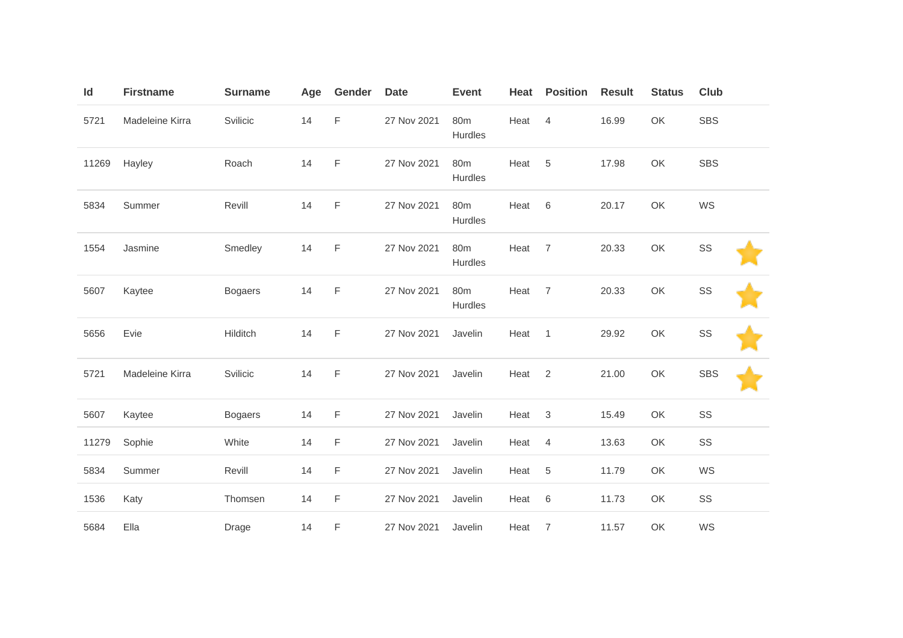| Id | Firstname | Surname | Age | Gender | Date | Event | Heat | Position | Result | Status | Club | |
|---|---|---|---|---|---|---|---|---|---|---|---|---|
| 5721 | Madeleine Kirra | Svilicic | 14 | F | 27 Nov 2021 | 80m Hurdles | Heat | 4 | 16.99 | OK | SBS | |
| 11269 | Hayley | Roach | 14 | F | 27 Nov 2021 | 80m Hurdles | Heat | 5 | 17.98 | OK | SBS | |
| 5834 | Summer | Revill | 14 | F | 27 Nov 2021 | 80m Hurdles | Heat | 6 | 20.17 | OK | WS | |
| 1554 | Jasmine | Smedley | 14 | F | 27 Nov 2021 | 80m Hurdles | Heat | 7 | 20.33 | OK | SS | ⭐ |
| 5607 | Kaytee | Bogaers | 14 | F | 27 Nov 2021 | 80m Hurdles | Heat | 7 | 20.33 | OK | SS | ⭐ |
| 5656 | Evie | Hilditch | 14 | F | 27 Nov 2021 | Javelin | Heat | 1 | 29.92 | OK | SS | ⭐ |
| 5721 | Madeleine Kirra | Svilicic | 14 | F | 27 Nov 2021 | Javelin | Heat | 2 | 21.00 | OK | SBS | ⭐ |
| 5607 | Kaytee | Bogaers | 14 | F | 27 Nov 2021 | Javelin | Heat | 3 | 15.49 | OK | SS | |
| 11279 | Sophie | White | 14 | F | 27 Nov 2021 | Javelin | Heat | 4 | 13.63 | OK | SS | |
| 5834 | Summer | Revill | 14 | F | 27 Nov 2021 | Javelin | Heat | 5 | 11.79 | OK | WS | |
| 1536 | Katy | Thomsen | 14 | F | 27 Nov 2021 | Javelin | Heat | 6 | 11.73 | OK | SS | |
| 5684 | Ella | Drage | 14 | F | 27 Nov 2021 | Javelin | Heat | 7 | 11.57 | OK | WS | |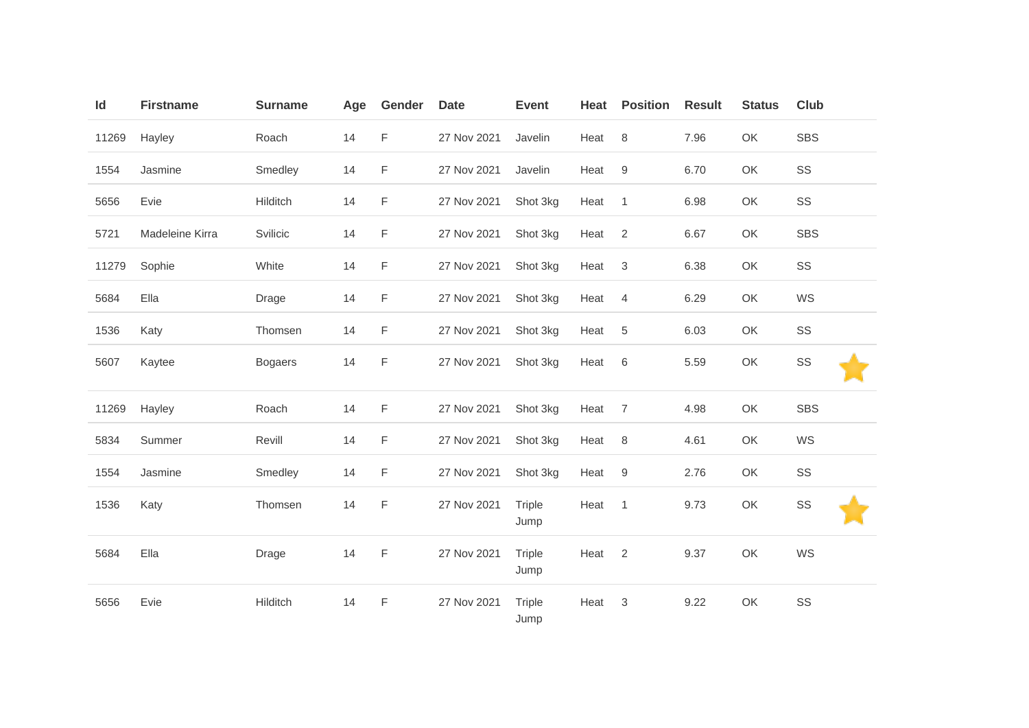| Id | Firstname | Surname | Age | Gender | Date | Event | Heat | Position | Result | Status | Club | |
|---|---|---|---|---|---|---|---|---|---|---|---|---|
| 11269 | Hayley | Roach | 14 | F | 27 Nov 2021 | Javelin | Heat | 8 | 7.96 | OK | SBS | |
| 1554 | Jasmine | Smedley | 14 | F | 27 Nov 2021 | Javelin | Heat | 9 | 6.70 | OK | SS | |
| 5656 | Evie | Hilditch | 14 | F | 27 Nov 2021 | Shot 3kg | Heat | 1 | 6.98 | OK | SS | |
| 5721 | Madeleine Kirra | Svilicic | 14 | F | 27 Nov 2021 | Shot 3kg | Heat | 2 | 6.67 | OK | SBS | |
| 11279 | Sophie | White | 14 | F | 27 Nov 2021 | Shot 3kg | Heat | 3 | 6.38 | OK | SS | |
| 5684 | Ella | Drage | 14 | F | 27 Nov 2021 | Shot 3kg | Heat | 4 | 6.29 | OK | WS | |
| 1536 | Katy | Thomsen | 14 | F | 27 Nov 2021 | Shot 3kg | Heat | 5 | 6.03 | OK | SS | |
| 5607 | Kaytee | Bogaers | 14 | F | 27 Nov 2021 | Shot 3kg | Heat | 6 | 5.59 | OK | SS | ⭐ |
| 11269 | Hayley | Roach | 14 | F | 27 Nov 2021 | Shot 3kg | Heat | 7 | 4.98 | OK | SBS | |
| 5834 | Summer | Revill | 14 | F | 27 Nov 2021 | Shot 3kg | Heat | 8 | 4.61 | OK | WS | |
| 1554 | Jasmine | Smedley | 14 | F | 27 Nov 2021 | Shot 3kg | Heat | 9 | 2.76 | OK | SS | |
| 1536 | Katy | Thomsen | 14 | F | 27 Nov 2021 | Triple Jump | Heat | 1 | 9.73 | OK | SS | ⭐ |
| 5684 | Ella | Drage | 14 | F | 27 Nov 2021 | Triple Jump | Heat | 2 | 9.37 | OK | WS | |
| 5656 | Evie | Hilditch | 14 | F | 27 Nov 2021 | Triple Jump | Heat | 3 | 9.22 | OK | SS | |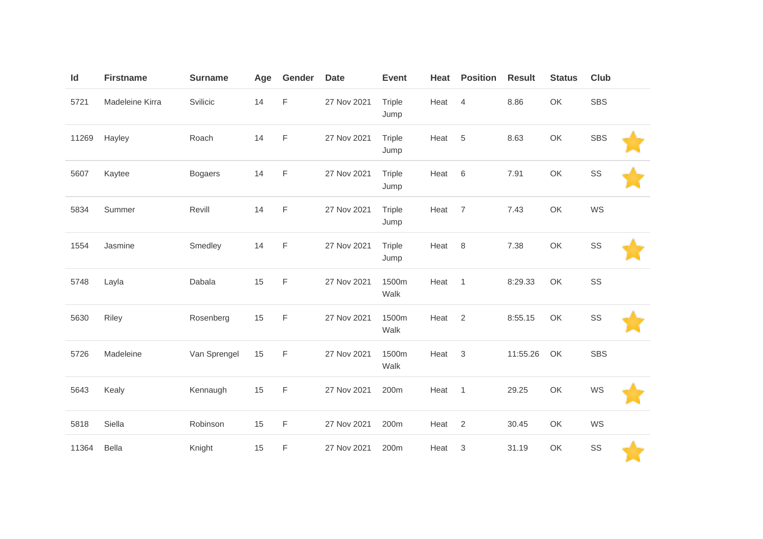| Id | Firstname | Surname | Age | Gender | Date | Event | Heat | Position | Result | Status | Club | |
|---|---|---|---|---|---|---|---|---|---|---|---|---|
| 5721 | Madeleine Kirra | Svilicic | 14 | F | 27 Nov 2021 | Triple Jump | Heat | 4 | 8.86 | OK | SBS | |
| 11269 | Hayley | Roach | 14 | F | 27 Nov 2021 | Triple Jump | Heat | 5 | 8.63 | OK | SBS | ⭐ |
| 5607 | Kaytee | Bogaers | 14 | F | 27 Nov 2021 | Triple Jump | Heat | 6 | 7.91 | OK | SS | ⭐ |
| 5834 | Summer | Revill | 14 | F | 27 Nov 2021 | Triple Jump | Heat | 7 | 7.43 | OK | WS | |
| 1554 | Jasmine | Smedley | 14 | F | 27 Nov 2021 | Triple Jump | Heat | 8 | 7.38 | OK | SS | ⭐ |
| 5748 | Layla | Dabala | 15 | F | 27 Nov 2021 | 1500m Walk | Heat | 1 | 8:29.33 | OK | SS | |
| 5630 | Riley | Rosenberg | 15 | F | 27 Nov 2021 | 1500m Walk | Heat | 2 | 8:55.15 | OK | SS | ⭐ |
| 5726 | Madeleine | Van Sprengel | 15 | F | 27 Nov 2021 | 1500m Walk | Heat | 3 | 11:55.26 | OK | SBS | |
| 5643 | Kealy | Kennaugh | 15 | F | 27 Nov 2021 | 200m | Heat | 1 | 29.25 | OK | WS | ⭐ |
| 5818 | Siella | Robinson | 15 | F | 27 Nov 2021 | 200m | Heat | 2 | 30.45 | OK | WS | |
| 11364 | Bella | Knight | 15 | F | 27 Nov 2021 | 200m | Heat | 3 | 31.19 | OK | SS | ⭐ |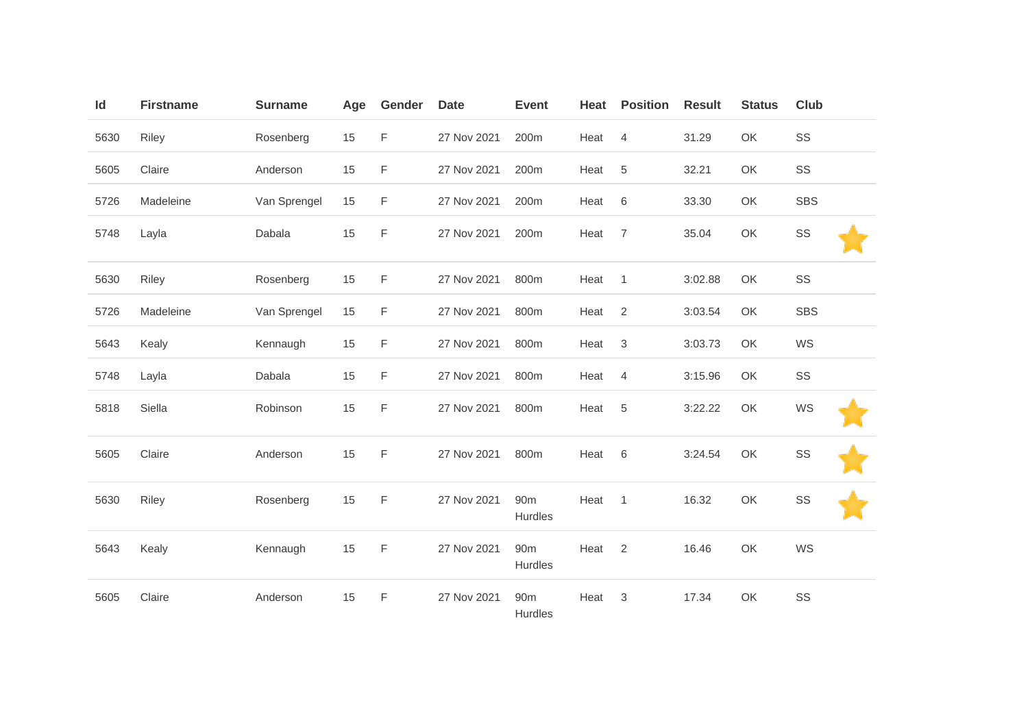| Id | Firstname | Surname | Age | Gender | Date | Event | Heat | Position | Result | Status | Club | |
|---|---|---|---|---|---|---|---|---|---|---|---|---|
| 5630 | Riley | Rosenberg | 15 | F | 27 Nov 2021 | 200m | Heat | 4 | 31.29 | OK | SS | |
| 5605 | Claire | Anderson | 15 | F | 27 Nov 2021 | 200m | Heat | 5 | 32.21 | OK | SS | |
| 5726 | Madeleine | Van Sprengel | 15 | F | 27 Nov 2021 | 200m | Heat | 6 | 33.30 | OK | SBS | |
| 5748 | Layla | Dabala | 15 | F | 27 Nov 2021 | 200m | Heat | 7 | 35.04 | OK | SS | ⭐ |
| 5630 | Riley | Rosenberg | 15 | F | 27 Nov 2021 | 800m | Heat | 1 | 3:02.88 | OK | SS | |
| 5726 | Madeleine | Van Sprengel | 15 | F | 27 Nov 2021 | 800m | Heat | 2 | 3:03.54 | OK | SBS | |
| 5643 | Kealy | Kennaugh | 15 | F | 27 Nov 2021 | 800m | Heat | 3 | 3:03.73 | OK | WS | |
| 5748 | Layla | Dabala | 15 | F | 27 Nov 2021 | 800m | Heat | 4 | 3:15.96 | OK | SS | |
| 5818 | Siella | Robinson | 15 | F | 27 Nov 2021 | 800m | Heat | 5 | 3:22.22 | OK | WS | ⭐ |
| 5605 | Claire | Anderson | 15 | F | 27 Nov 2021 | 800m | Heat | 6 | 3:24.54 | OK | SS | ⭐ |
| 5630 | Riley | Rosenberg | 15 | F | 27 Nov 2021 | 90m Hurdles | Heat | 1 | 16.32 | OK | SS | ⭐ |
| 5643 | Kealy | Kennaugh | 15 | F | 27 Nov 2021 | 90m Hurdles | Heat | 2 | 16.46 | OK | WS | |
| 5605 | Claire | Anderson | 15 | F | 27 Nov 2021 | 90m Hurdles | Heat | 3 | 17.34 | OK | SS | |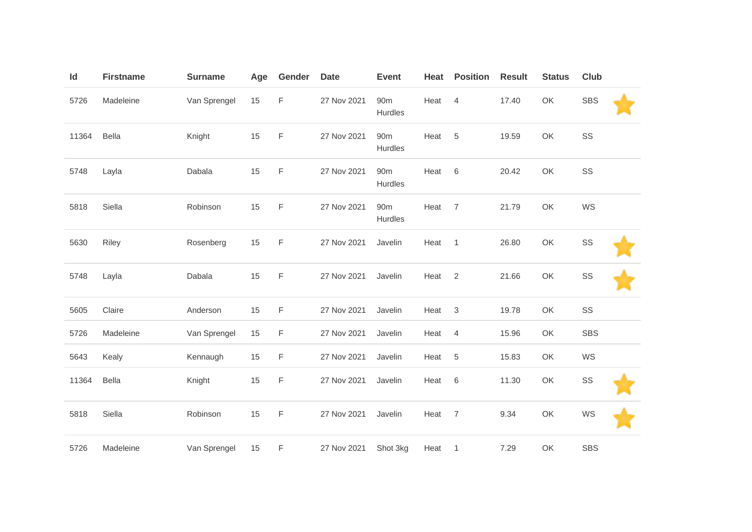| Id | Firstname | Surname | Age | Gender | Date | Event | Heat | Position | Result | Status | Club | |
|---|---|---|---|---|---|---|---|---|---|---|---|---|
| 5726 | Madeleine | Van Sprengel | 15 | F | 27 Nov 2021 | 90m Hurdles | Heat | 4 | 17.40 | OK | SBS | ⭐ |
| 11364 | Bella | Knight | 15 | F | 27 Nov 2021 | 90m Hurdles | Heat | 5 | 19.59 | OK | SS | |
| 5748 | Layla | Dabala | 15 | F | 27 Nov 2021 | 90m Hurdles | Heat | 6 | 20.42 | OK | SS | |
| 5818 | Siella | Robinson | 15 | F | 27 Nov 2021 | 90m Hurdles | Heat | 7 | 21.79 | OK | WS | |
| 5630 | Riley | Rosenberg | 15 | F | 27 Nov 2021 | Javelin | Heat | 1 | 26.80 | OK | SS | ⭐ |
| 5748 | Layla | Dabala | 15 | F | 27 Nov 2021 | Javelin | Heat | 2 | 21.66 | OK | SS | ⭐ |
| 5605 | Claire | Anderson | 15 | F | 27 Nov 2021 | Javelin | Heat | 3 | 19.78 | OK | SS | |
| 5726 | Madeleine | Van Sprengel | 15 | F | 27 Nov 2021 | Javelin | Heat | 4 | 15.96 | OK | SBS | |
| 5643 | Kealy | Kennaugh | 15 | F | 27 Nov 2021 | Javelin | Heat | 5 | 15.83 | OK | WS | |
| 11364 | Bella | Knight | 15 | F | 27 Nov 2021 | Javelin | Heat | 6 | 11.30 | OK | SS | ⭐ |
| 5818 | Siella | Robinson | 15 | F | 27 Nov 2021 | Javelin | Heat | 7 | 9.34 | OK | WS | ⭐ |
| 5726 | Madeleine | Van Sprengel | 15 | F | 27 Nov 2021 | Shot 3kg | Heat | 1 | 7.29 | OK | SBS | |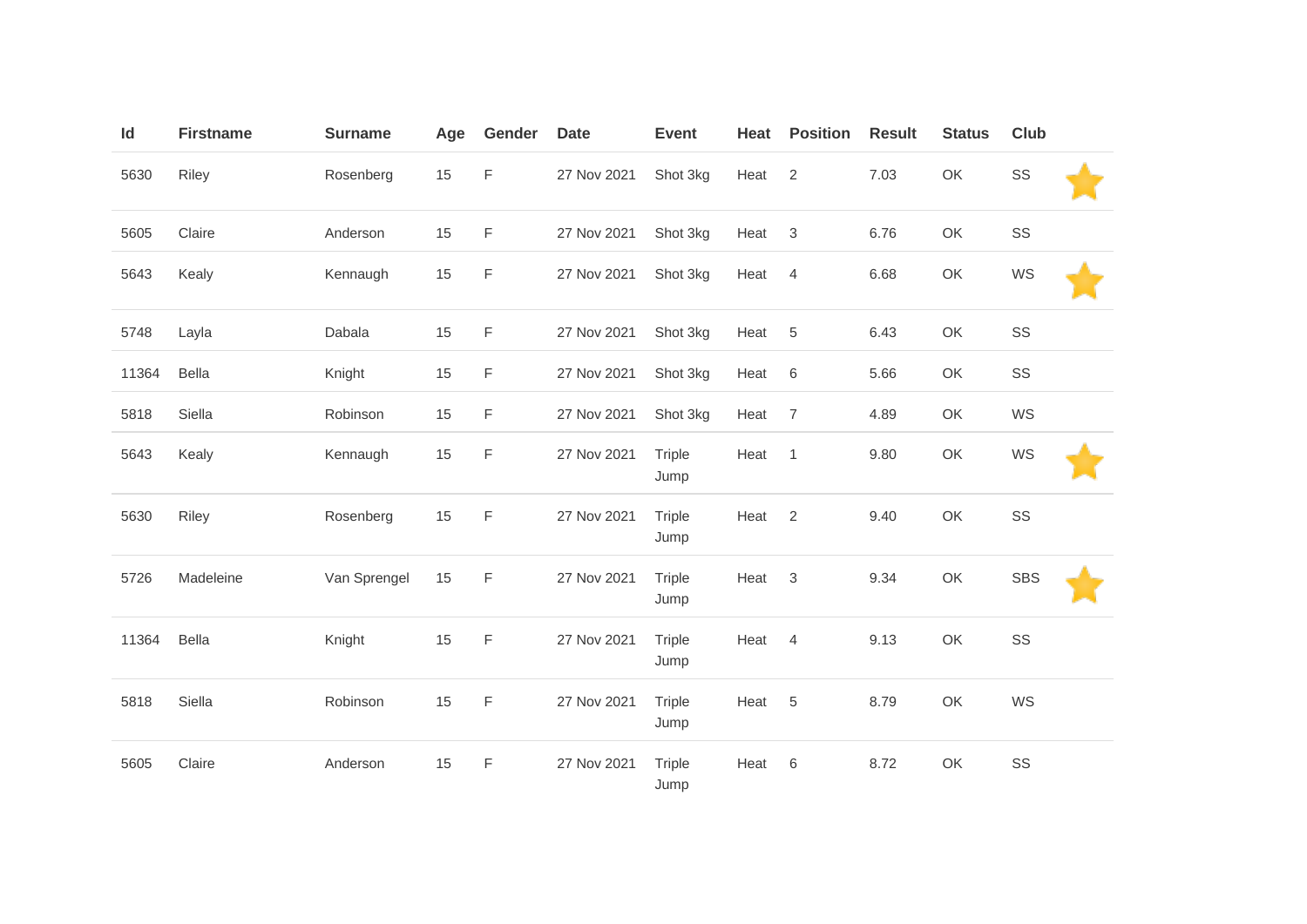| Id | Firstname | Surname | Age | Gender | Date | Event | Heat | Position | Result | Status | Club | |
|---|---|---|---|---|---|---|---|---|---|---|---|---|
| 5630 | Riley | Rosenberg | 15 | F | 27 Nov 2021 | Shot 3kg | Heat | 2 | 7.03 | OK | SS | ⭐ |
| 5605 | Claire | Anderson | 15 | F | 27 Nov 2021 | Shot 3kg | Heat | 3 | 6.76 | OK | SS | |
| 5643 | Kealy | Kennaugh | 15 | F | 27 Nov 2021 | Shot 3kg | Heat | 4 | 6.68 | OK | WS | ⭐ |
| 5748 | Layla | Dabala | 15 | F | 27 Nov 2021 | Shot 3kg | Heat | 5 | 6.43 | OK | SS | |
| 11364 | Bella | Knight | 15 | F | 27 Nov 2021 | Shot 3kg | Heat | 6 | 5.66 | OK | SS | |
| 5818 | Siella | Robinson | 15 | F | 27 Nov 2021 | Shot 3kg | Heat | 7 | 4.89 | OK | WS | |
| 5643 | Kealy | Kennaugh | 15 | F | 27 Nov 2021 | Triple Jump | Heat | 1 | 9.80 | OK | WS | ⭐ |
| 5630 | Riley | Rosenberg | 15 | F | 27 Nov 2021 | Triple Jump | Heat | 2 | 9.40 | OK | SS | |
| 5726 | Madeleine | Van Sprengel | 15 | F | 27 Nov 2021 | Triple Jump | Heat | 3 | 9.34 | OK | SBS | ⭐ |
| 11364 | Bella | Knight | 15 | F | 27 Nov 2021 | Triple Jump | Heat | 4 | 9.13 | OK | SS | |
| 5818 | Siella | Robinson | 15 | F | 27 Nov 2021 | Triple Jump | Heat | 5 | 8.79 | OK | WS | |
| 5605 | Claire | Anderson | 15 | F | 27 Nov 2021 | Triple Jump | Heat | 6 | 8.72 | OK | SS | |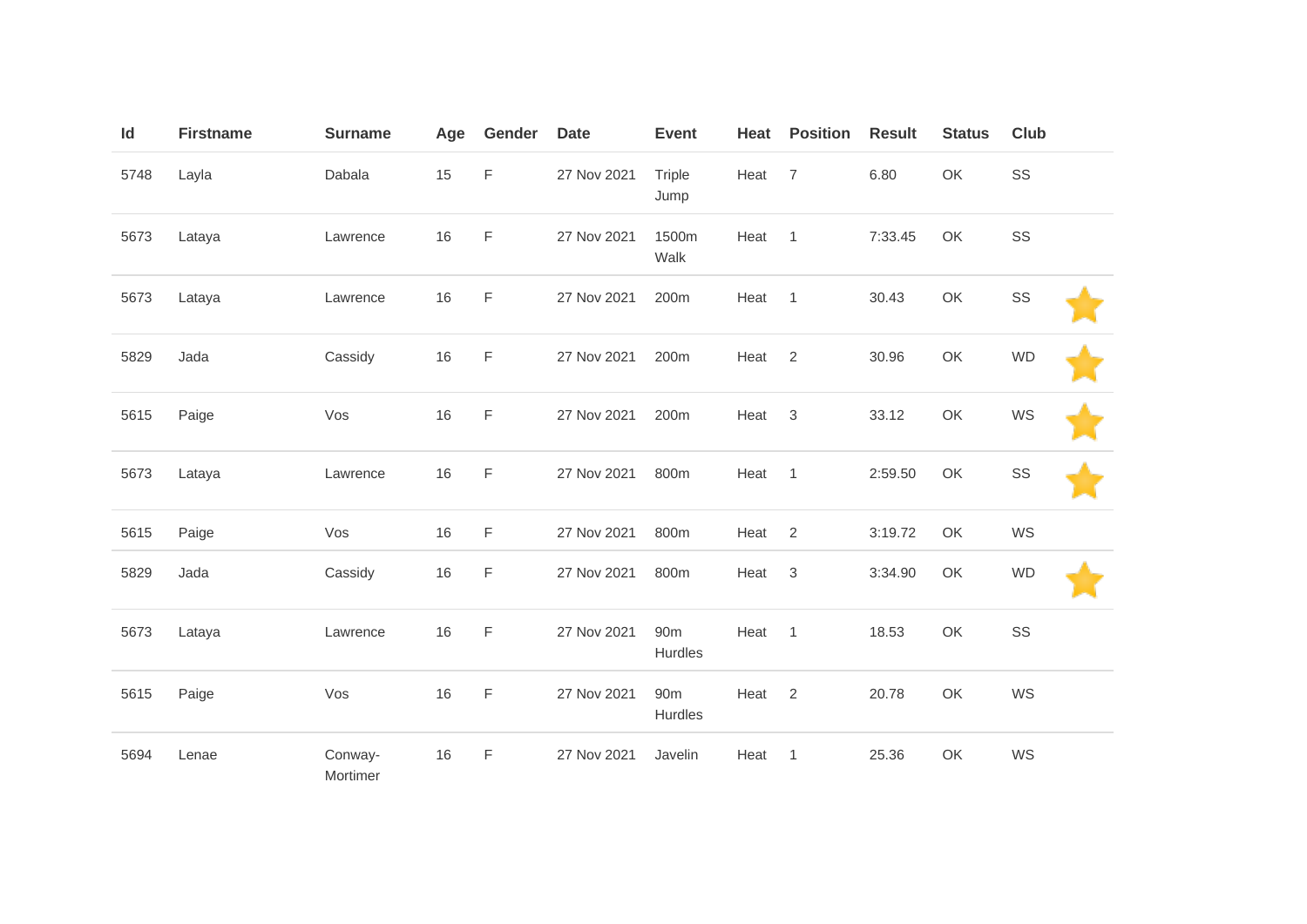| Id | Firstname | Surname | Age | Gender | Date | Event | Heat | Position | Result | Status | Club | |
|---|---|---|---|---|---|---|---|---|---|---|---|---|
| 5748 | Layla | Dabala | 15 | F | 27 Nov 2021 | Triple Jump | Heat | 7 | 6.80 | OK | SS | |
| 5673 | Lataya | Lawrence | 16 | F | 27 Nov 2021 | 1500m Walk | Heat | 1 | 7:33.45 | OK | SS | |
| 5673 | Lataya | Lawrence | 16 | F | 27 Nov 2021 | 200m | Heat | 1 | 30.43 | OK | SS | ⭐ |
| 5829 | Jada | Cassidy | 16 | F | 27 Nov 2021 | 200m | Heat | 2 | 30.96 | OK | WD | ⭐ |
| 5615 | Paige | Vos | 16 | F | 27 Nov 2021 | 200m | Heat | 3 | 33.12 | OK | WS | ⭐ |
| 5673 | Lataya | Lawrence | 16 | F | 27 Nov 2021 | 800m | Heat | 1 | 2:59.50 | OK | SS | ⭐ |
| 5615 | Paige | Vos | 16 | F | 27 Nov 2021 | 800m | Heat | 2 | 3:19.72 | OK | WS | |
| 5829 | Jada | Cassidy | 16 | F | 27 Nov 2021 | 800m | Heat | 3 | 3:34.90 | OK | WD | ⭐ |
| 5673 | Lataya | Lawrence | 16 | F | 27 Nov 2021 | 90m Hurdles | Heat | 1 | 18.53 | OK | SS | |
| 5615 | Paige | Vos | 16 | F | 27 Nov 2021 | 90m Hurdles | Heat | 2 | 20.78 | OK | WS | |
| 5694 | Lenae | Conway-Mortimer | 16 | F | 27 Nov 2021 | Javelin | Heat | 1 | 25.36 | OK | WS | |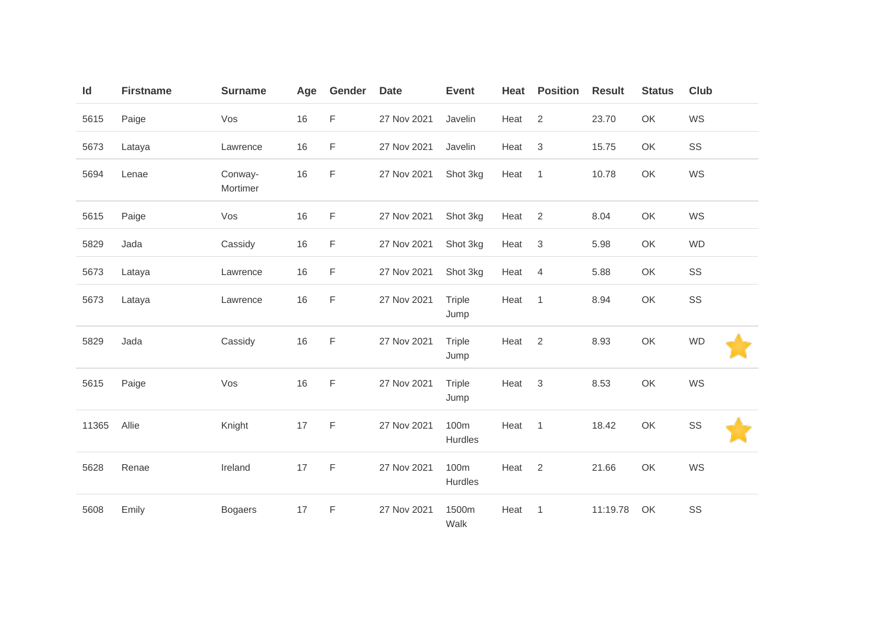| Id | Firstname | Surname | Age | Gender | Date | Event | Heat | Position | Result | Status | Club | |
|---|---|---|---|---|---|---|---|---|---|---|---|---|
| 5615 | Paige | Vos | 16 | F | 27 Nov 2021 | Javelin | Heat | 2 | 23.70 | OK | WS | |
| 5673 | Lataya | Lawrence | 16 | F | 27 Nov 2021 | Javelin | Heat | 3 | 15.75 | OK | SS | |
| 5694 | Lenae | Conway-Mortimer | 16 | F | 27 Nov 2021 | Shot 3kg | Heat | 1 | 10.78 | OK | WS | |
| 5615 | Paige | Vos | 16 | F | 27 Nov 2021 | Shot 3kg | Heat | 2 | 8.04 | OK | WS | |
| 5829 | Jada | Cassidy | 16 | F | 27 Nov 2021 | Shot 3kg | Heat | 3 | 5.98 | OK | WD | |
| 5673 | Lataya | Lawrence | 16 | F | 27 Nov 2021 | Shot 3kg | Heat | 4 | 5.88 | OK | SS | |
| 5673 | Lataya | Lawrence | 16 | F | 27 Nov 2021 | Triple Jump | Heat | 1 | 8.94 | OK | SS | |
| 5829 | Jada | Cassidy | 16 | F | 27 Nov 2021 | Triple Jump | Heat | 2 | 8.93 | OK | WD | ⭐ |
| 5615 | Paige | Vos | 16 | F | 27 Nov 2021 | Triple Jump | Heat | 3 | 8.53 | OK | WS | |
| 11365 | Allie | Knight | 17 | F | 27 Nov 2021 | 100m Hurdles | Heat | 1 | 18.42 | OK | SS | ⭐ |
| 5628 | Renae | Ireland | 17 | F | 27 Nov 2021 | 100m Hurdles | Heat | 2 | 21.66 | OK | WS | |
| 5608 | Emily | Bogaers | 17 | F | 27 Nov 2021 | 1500m Walk | Heat | 1 | 11:19.78 | OK | SS | |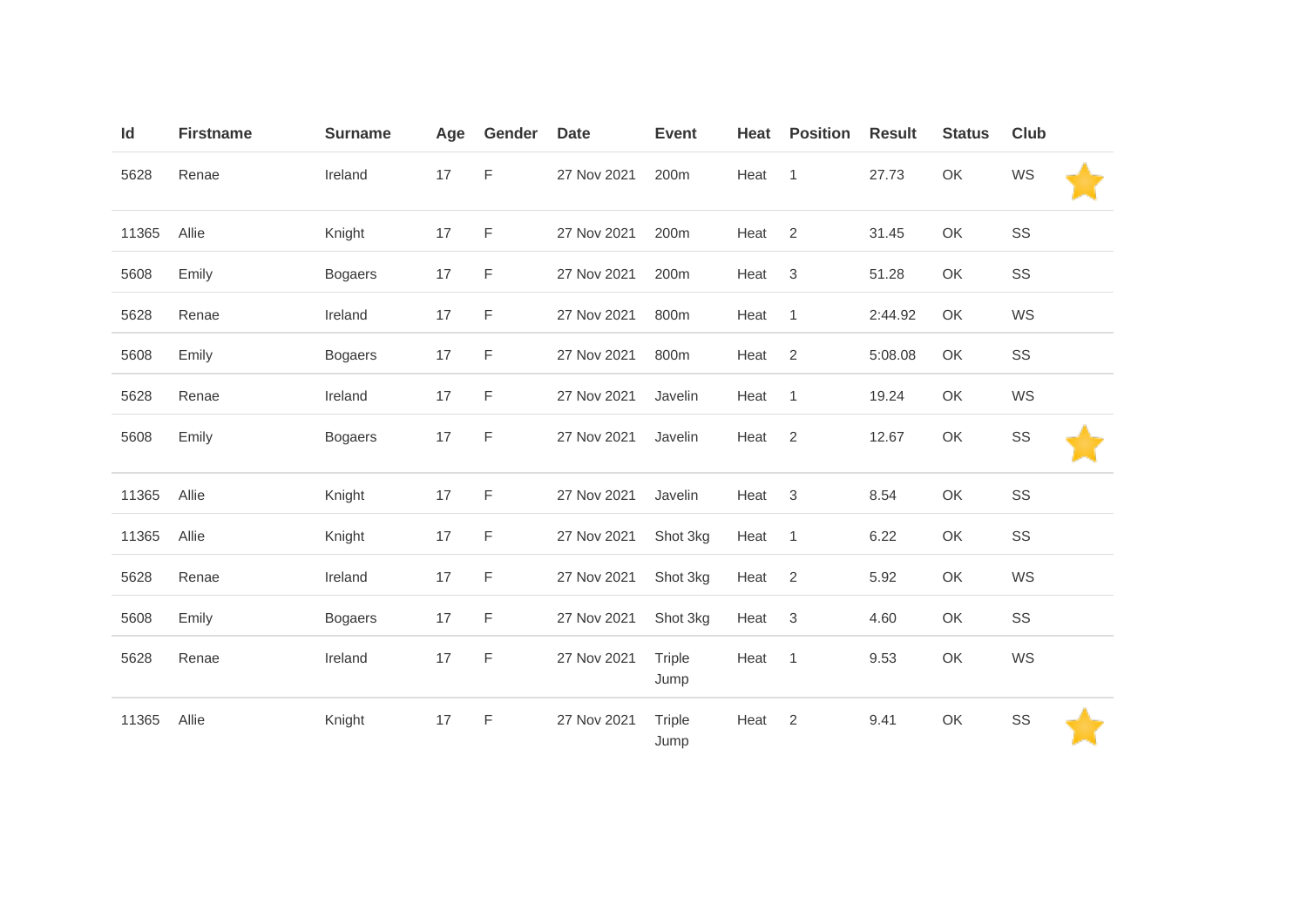| Id | Firstname | Surname | Age | Gender | Date | Event | Heat | Position | Result | Status | Club | |
|---|---|---|---|---|---|---|---|---|---|---|---|---|
| 5628 | Renae | Ireland | 17 | F | 27 Nov 2021 | 200m | Heat | 1 | 27.73 | OK | WS | ⭐ |
| 11365 | Allie | Knight | 17 | F | 27 Nov 2021 | 200m | Heat | 2 | 31.45 | OK | SS | |
| 5608 | Emily | Bogaers | 17 | F | 27 Nov 2021 | 200m | Heat | 3 | 51.28 | OK | SS | |
| 5628 | Renae | Ireland | 17 | F | 27 Nov 2021 | 800m | Heat | 1 | 2:44.92 | OK | WS | |
| 5608 | Emily | Bogaers | 17 | F | 27 Nov 2021 | 800m | Heat | 2 | 5:08.08 | OK | SS | |
| 5628 | Renae | Ireland | 17 | F | 27 Nov 2021 | Javelin | Heat | 1 | 19.24 | OK | WS | |
| 5608 | Emily | Bogaers | 17 | F | 27 Nov 2021 | Javelin | Heat | 2 | 12.67 | OK | SS | ⭐ |
| 11365 | Allie | Knight | 17 | F | 27 Nov 2021 | Javelin | Heat | 3 | 8.54 | OK | SS | |
| 11365 | Allie | Knight | 17 | F | 27 Nov 2021 | Shot 3kg | Heat | 1 | 6.22 | OK | SS | |
| 5628 | Renae | Ireland | 17 | F | 27 Nov 2021 | Shot 3kg | Heat | 2 | 5.92 | OK | WS | |
| 5608 | Emily | Bogaers | 17 | F | 27 Nov 2021 | Shot 3kg | Heat | 3 | 4.60 | OK | SS | |
| 5628 | Renae | Ireland | 17 | F | 27 Nov 2021 | Triple Jump | Heat | 1 | 9.53 | OK | WS | |
| 11365 | Allie | Knight | 17 | F | 27 Nov 2021 | Triple Jump | Heat | 2 | 9.41 | OK | SS | ⭐ |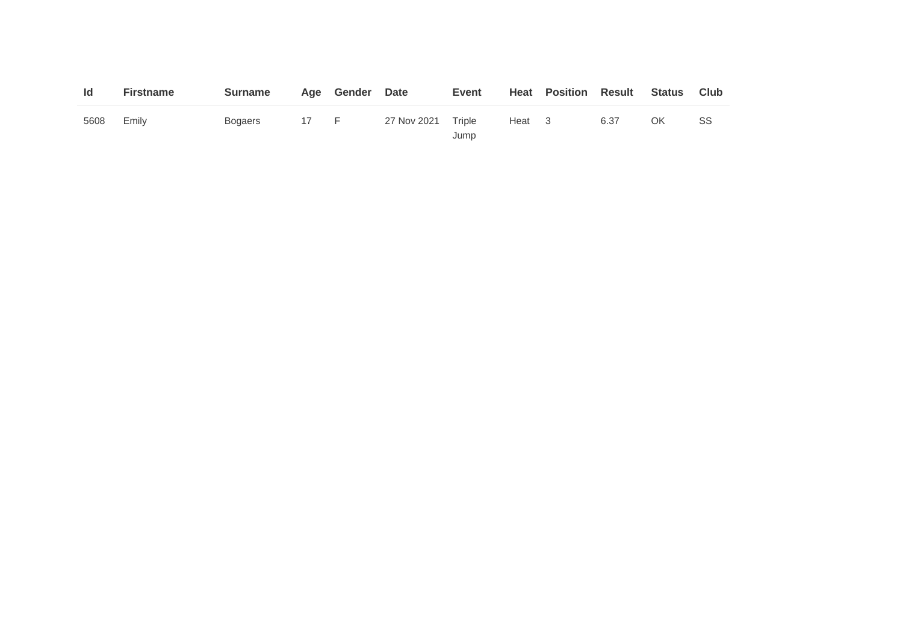| Id | Firstname | Surname | Age | Gender | Date | Event | Heat | Position | Result | Status | Club |
|---|---|---|---|---|---|---|---|---|---|---|---|
| 5608 | Emily | Bogaers | 17 | F | 27 Nov 2021 | Triple Jump | Heat | 3 | 6.37 | OK | SS |